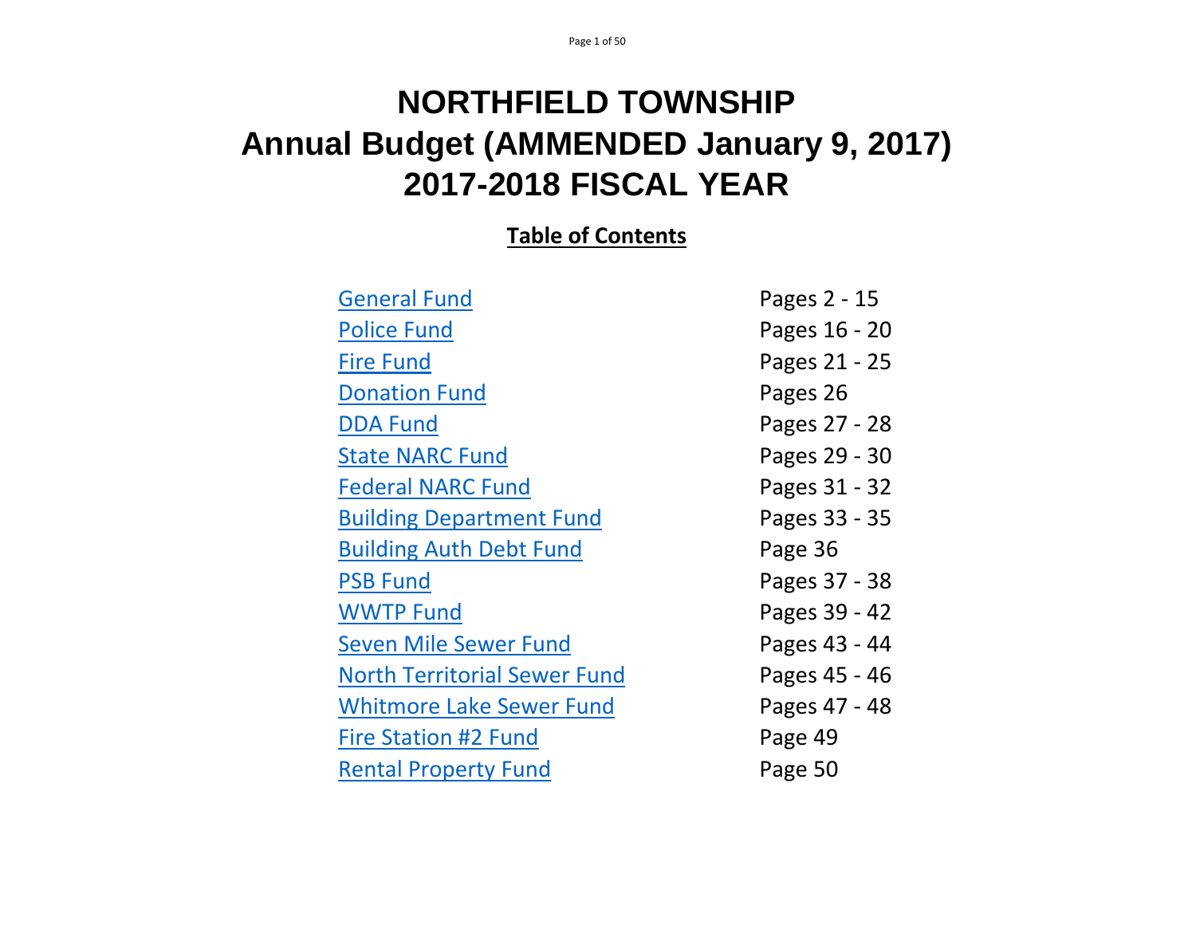# NORTHFIELD TOWNSHIP
# Annual Budget (AMMENDED January 9, 2017)
# 2017-2018 FISCAL YEAR

**Table of Contents**

| | |
|---|---|
| General Fund | Pages 2 - 15 |
| Police Fund | Pages 16 - 20 |
| Fire Fund | Pages 21 - 25 |
| Donation Fund | Pages 26 |
| DDA Fund | Pages 27 - 28 |
| State NARC Fund | Pages 29 - 30 |
| Federal NARC Fund | Pages 31 - 32 |
| Building Department Fund | Pages 33 - 35 |
| Building Auth Debt Fund | Page 36 |
| PSB Fund | Pages 37 - 38 |
| WWTP Fund | Pages 39 - 42 |
| Seven Mile Sewer Fund | Pages 43 - 44 |
| North Territorial Sewer Fund | Pages 45 - 46 |
| Whitmore Lake Sewer Fund | Pages 47 - 48 |
| Fire Station #2 Fund | Page 49 |
| Rental Property Fund | Page 50 |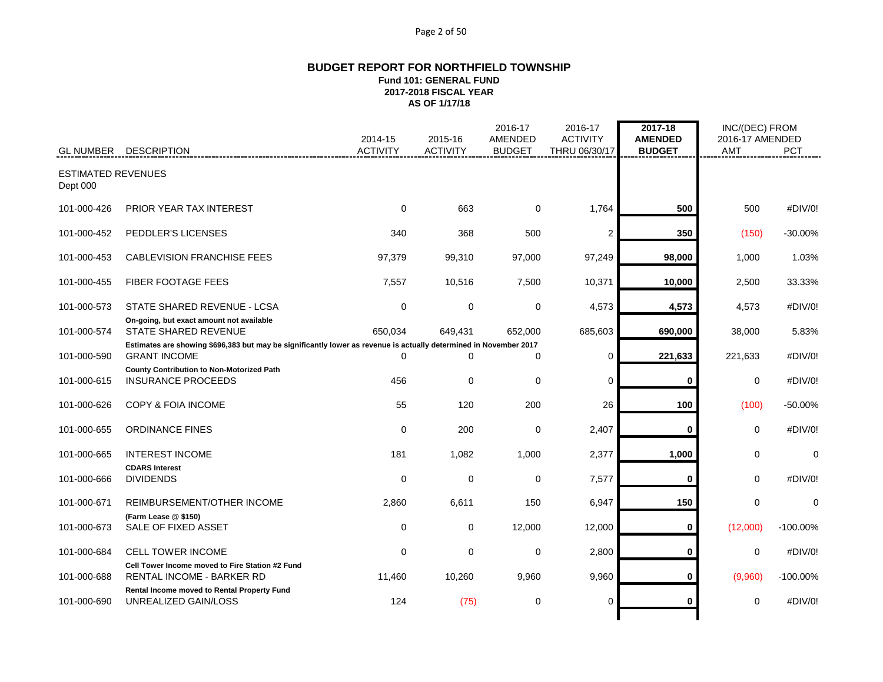**BUDGET REPORT FOR NORTHFIELD TOWNSHIP**
**Fund 101: GENERAL FUND**
**2017-2018 FISCAL YEAR**
**AS OF 1/17/18**

| GL NUMBER | DESCRIPTION | 2014-15 ACTIVITY | 2015-16 ACTIVITY | 2016-17 AMENDED BUDGET | 2016-17 ACTIVITY THRU 06/30/17 | 2017-18 AMENDED BUDGET | INC/(DEC) FROM 2016-17 AMENDED AMT | PCT |
|---|---|---|---|---|---|---|---|---|
| ESTIMATED REVENUES | | | | | | | | |
| Dept 000 | | | | | | | | |
| 101-000-426 | PRIOR YEAR TAX INTEREST | 0 | 663 | 0 | 1,764 | **500** | 500 | #DIV/0! |
| 101-000-452 | PEDDLER'S LICENSES | 340 | 368 | 500 | 2 | **350** | (150) | -30.00% |
| 101-000-453 | CABLEVISION FRANCHISE FEES | 97,379 | 99,310 | 97,000 | 97,249 | **98,000** | 1,000 | 1.03% |
| 101-000-455 | FIBER FOOTAGE FEES | 7,557 | 10,516 | 7,500 | 10,371 | **10,000** | 2,500 | 33.33% |
| 101-000-573 | STATE SHARED REVENUE - LCSA | 0 | 0 | 0 | 4,573 | **4,573** | 4,573 | #DIV/0! |
| | **On-going, but exact amount not available** | | | | | | | |
| 101-000-574 | STATE SHARED REVENUE | 650,034 | 649,431 | 652,000 | 685,603 | **690,000** | 38,000 | 5.83% |
| | **Estimates are showing $696,383 but may be significantly lower as revenue is actually determined in November 2017** | | | | | | | |
| 101-000-590 | GRANT INCOME | 0 | 0 | 0 | 0 | **221,633** | 221,633 | #DIV/0! |
| | **County Contribution to Non-Motorized Path** | | | | | | | |
| 101-000-615 | INSURANCE PROCEEDS | 456 | 0 | 0 | 0 | **0** | 0 | #DIV/0! |
| 101-000-626 | COPY & FOIA INCOME | 55 | 120 | 200 | 26 | **100** | (100) | -50.00% |
| 101-000-655 | ORDINANCE FINES | 0 | 200 | 0 | 2,407 | **0** | 0 | #DIV/0! |
| 101-000-665 | INTEREST INCOME | 181 | 1,082 | 1,000 | 2,377 | **1,000** | 0 | 0 |
| | **CDARS Interest** | | | | | | | |
| 101-000-666 | DIVIDENDS | 0 | 0 | 0 | 7,577 | **0** | 0 | #DIV/0! |
| 101-000-671 | REIMBURSEMENT/OTHER INCOME | 2,860 | 6,611 | 150 | 6,947 | **150** | 0 | 0 |
| | **(Farm Lease @ $150)** | | | | | | | |
| 101-000-673 | SALE OF FIXED ASSET | 0 | 0 | 12,000 | 12,000 | **0** | (12,000) | -100.00% |
| 101-000-684 | CELL TOWER INCOME | 0 | 0 | 0 | 2,800 | **0** | 0 | #DIV/0! |
| | **Cell Tower Income moved to Fire Station #2 Fund** | | | | | | | |
| 101-000-688 | RENTAL INCOME - BARKER RD | 11,460 | 10,260 | 9,960 | 9,960 | **0** | (9,960) | -100.00% |
| | **Rental Income moved to Rental Property Fund** | | | | | | | |
| 101-000-690 | UNREALIZED GAIN/LOSS | 124 | (75) | 0 | 0 | **0** | 0 | #DIV/0! |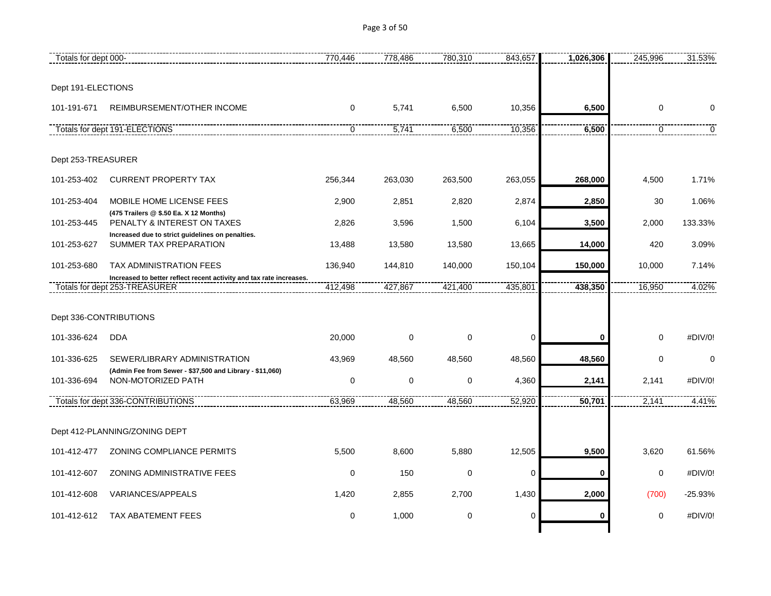| | | | | | | | | |
|---|---|---|---|---|---|---|---|---|
| Totals for dept 000- | | 770,446 | 778,486 | 780,310 | 843,657 | **1,026,306** | 245,996 | 31.53% |
| Dept 191-ELECTIONS | | | | | | | | |
| 101-191-671 | REIMBURSEMENT/OTHER INCOME | 0 | 5,741 | 6,500 | 10,356 | **6,500** | 0 | 0 |
| Totals for dept 191-ELECTIONS | | 0 | 5,741 | 6,500 | 10,356 | **6,500** | 0 | 0 |
| Dept 253-TREASURER | | | | | | | | |
| 101-253-402 | CURRENT PROPERTY TAX | 256,344 | 263,030 | 263,500 | 263,055 | **268,000** | 4,500 | 1.71% |
| 101-253-404 | MOBILE HOME LICENSE FEES<br>**(475 Trailers @ $.50 Ea. X 12 Months)** | 2,900 | 2,851 | 2,820 | 2,874 | **2,850** | 30 | 1.06% |
| 101-253-445 | PENALTY & INTEREST ON TAXES<br>**Increased due to strict guidelines on penalties.** | 2,826 | 3,596 | 1,500 | 6,104 | **3,500** | 2,000 | 133.33% |
| 101-253-627 | SUMMER TAX PREPARATION | 13,488 | 13,580 | 13,580 | 13,665 | **14,000** | 420 | 3.09% |
| 101-253-680 | TAX ADMINISTRATION FEES<br>**Increased to better reflect recent activity and tax rate increases.** | 136,940 | 144,810 | 140,000 | 150,104 | **150,000** | 10,000 | 7.14% |
| Totals for dept 253-TREASURER | | 412,498 | 427,867 | 421,400 | 435,801 | **438,350** | 16,950 | 4.02% |
| Dept 336-CONTRIBUTIONS | | | | | | | | |
| 101-336-624 | DDA | 20,000 | 0 | 0 | 0 | **0** | 0 | #DIV/0! |
| 101-336-625 | SEWER/LIBRARY ADMINISTRATION<br>**(Admin Fee from Sewer - $37,500 and Library - $11,060)** | 43,969 | 48,560 | 48,560 | 48,560 | **48,560** | 0 | 0 |
| 101-336-694 | NON-MOTORIZED PATH | 0 | 0 | 0 | 4,360 | **2,141** | 2,141 | #DIV/0! |
| Totals for dept 336-CONTRIBUTIONS | | 63,969 | 48,560 | 48,560 | 52,920 | **50,701** | 2,141 | 4.41% |
| Dept 412-PLANNING/ZONING DEPT | | | | | | | | |
| 101-412-477 | ZONING COMPLIANCE PERMITS | 5,500 | 8,600 | 5,880 | 12,505 | **9,500** | 3,620 | 61.56% |
| 101-412-607 | ZONING ADMINISTRATIVE FEES | 0 | 150 | 0 | 0 | **0** | 0 | #DIV/0! |
| 101-412-608 | VARIANCES/APPEALS | 1,420 | 2,855 | 2,700 | 1,430 | **2,000** | (700) | -25.93% |
| 101-412-612 | TAX ABATEMENT FEES | 0 | 1,000 | 0 | 0 | **0** | 0 | #DIV/0! |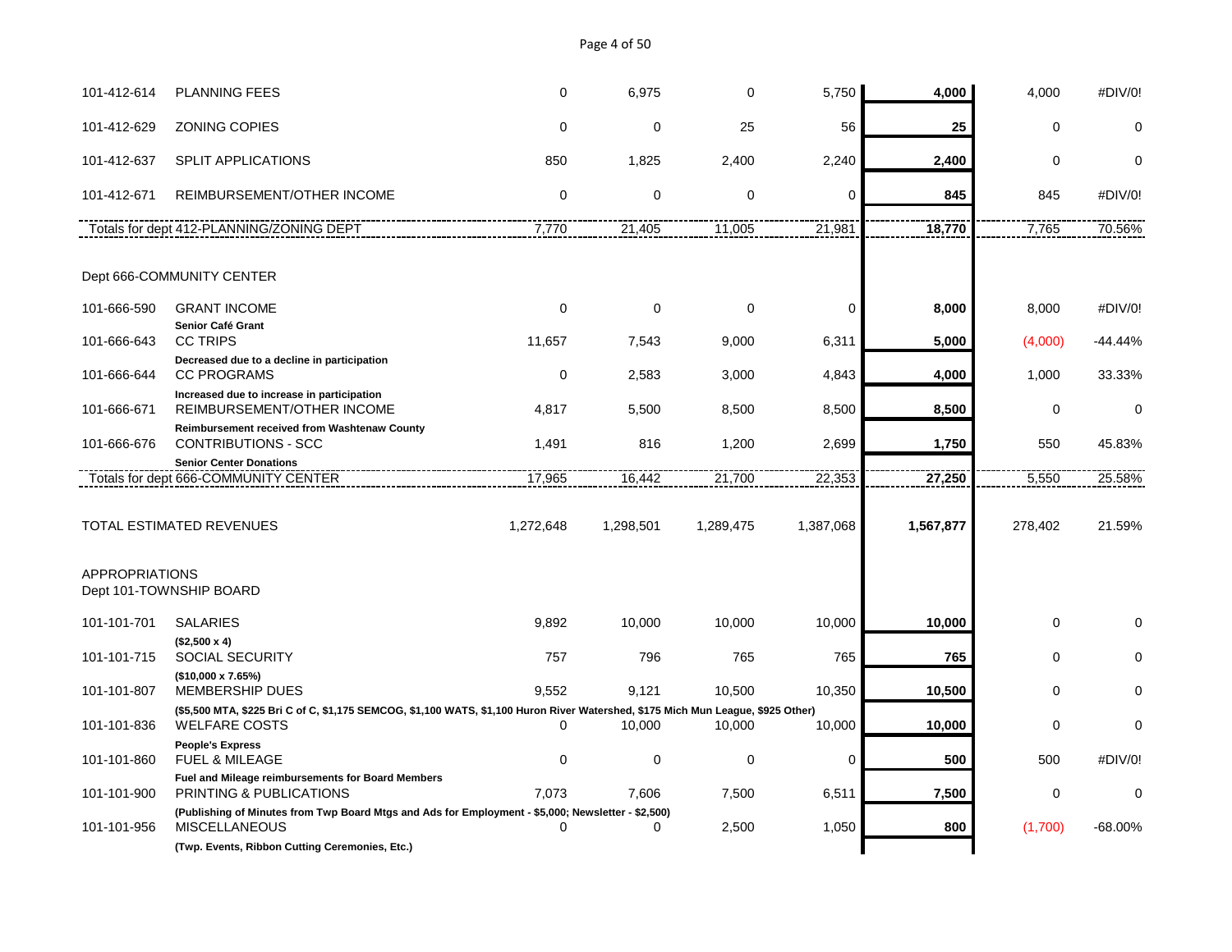| Account | Description | | | | | | | |
|---|---|---|---|---|---|---|---|---|
| 101-412-614 | PLANNING FEES | 0 | 6,975 | 0 | 5,750 | **4,000** | 4,000 | #DIV/0! |
| 101-412-629 | ZONING COPIES | 0 | 0 | 25 | 56 | **25** | 0 | 0 |
| 101-412-637 | SPLIT APPLICATIONS | 850 | 1,825 | 2,400 | 2,240 | **2,400** | 0 | 0 |
| 101-412-671 | REIMBURSEMENT/OTHER INCOME | 0 | 0 | 0 | 0 | **845** | 845 | #DIV/0! |
| | Totals for dept 412-PLANNING/ZONING DEPT | 7,770 | 21,405 | 11,005 | 21,981 | **18,770** | 7,765 | 70.56% |
| | | | | | | | | |
| | Dept 666-COMMUNITY CENTER | | | | | | | |
| 101-666-590 | GRANT INCOME<br>**Senior Café Grant** | 0 | 0 | 0 | 0 | **8,000** | 8,000 | #DIV/0! |
| 101-666-643 | CC TRIPS<br>**Decreased due to a decline in participation** | 11,657 | 7,543 | 9,000 | 6,311 | **5,000** | (4,000) | -44.44% |
| 101-666-644 | CC PROGRAMS<br>**Increased due to increase in participation** | 0 | 2,583 | 3,000 | 4,843 | **4,000** | 1,000 | 33.33% |
| 101-666-671 | REIMBURSEMENT/OTHER INCOME<br>**Reimbursement received from Washtenaw County** | 4,817 | 5,500 | 8,500 | 8,500 | **8,500** | 0 | 0 |
| 101-666-676 | CONTRIBUTIONS - SCC<br>**Senior Center Donations** | 1,491 | 816 | 1,200 | 2,699 | **1,750** | 550 | 45.83% |
| | Totals for dept 666-COMMUNITY CENTER | 17,965 | 16,442 | 21,700 | 22,353 | **27,250** | 5,550 | 25.58% |
| | | | | | | | | |
| | TOTAL ESTIMATED REVENUES | 1,272,648 | 1,298,501 | 1,289,475 | 1,387,068 | **1,567,877** | 278,402 | 21.59% |
| | | | | | | | | |
| | APPROPRIATIONS<br>Dept 101-TOWNSHIP BOARD | | | | | | | |
| 101-101-701 | SALARIES<br>**($2,500 x 4)** | 9,892 | 10,000 | 10,000 | 10,000 | **10,000** | 0 | 0 |
| 101-101-715 | SOCIAL SECURITY<br>**($10,000 x 7.65%)** | 757 | 796 | 765 | 765 | **765** | 0 | 0 |
| 101-101-807 | MEMBERSHIP DUES<br>**($5,500 MTA, $225 Bri C of C, $1,175 SEMCOG, $1,100 WATS, $1,100 Huron River Watershed, $175 Mich Mun League, $925 Other)** | 9,552 | 9,121 | 10,500 | 10,350 | **10,500** | 0 | 0 |
| 101-101-836 | WELFARE COSTS<br>**People's Express** | 0 | 10,000 | 10,000 | 10,000 | **10,000** | 0 | 0 |
| 101-101-860 | FUEL & MILEAGE<br>**Fuel and Mileage reimbursements for Board Members** | 0 | 0 | 0 | 0 | **500** | 500 | #DIV/0! |
| 101-101-900 | PRINTING & PUBLICATIONS<br>**(Publishing of Minutes from Twp Board Mtgs and Ads for Employment - $5,000; Newsletter - $2,500)** | 7,073 | 7,606 | 7,500 | 6,511 | **7,500** | 0 | 0 |
| 101-101-956 | MISCELLANEOUS<br>**(Twp. Events, Ribbon Cutting Ceremonies, Etc.)** | 0 | 0 | 2,500 | 1,050 | **800** | (1,700) | -68.00% |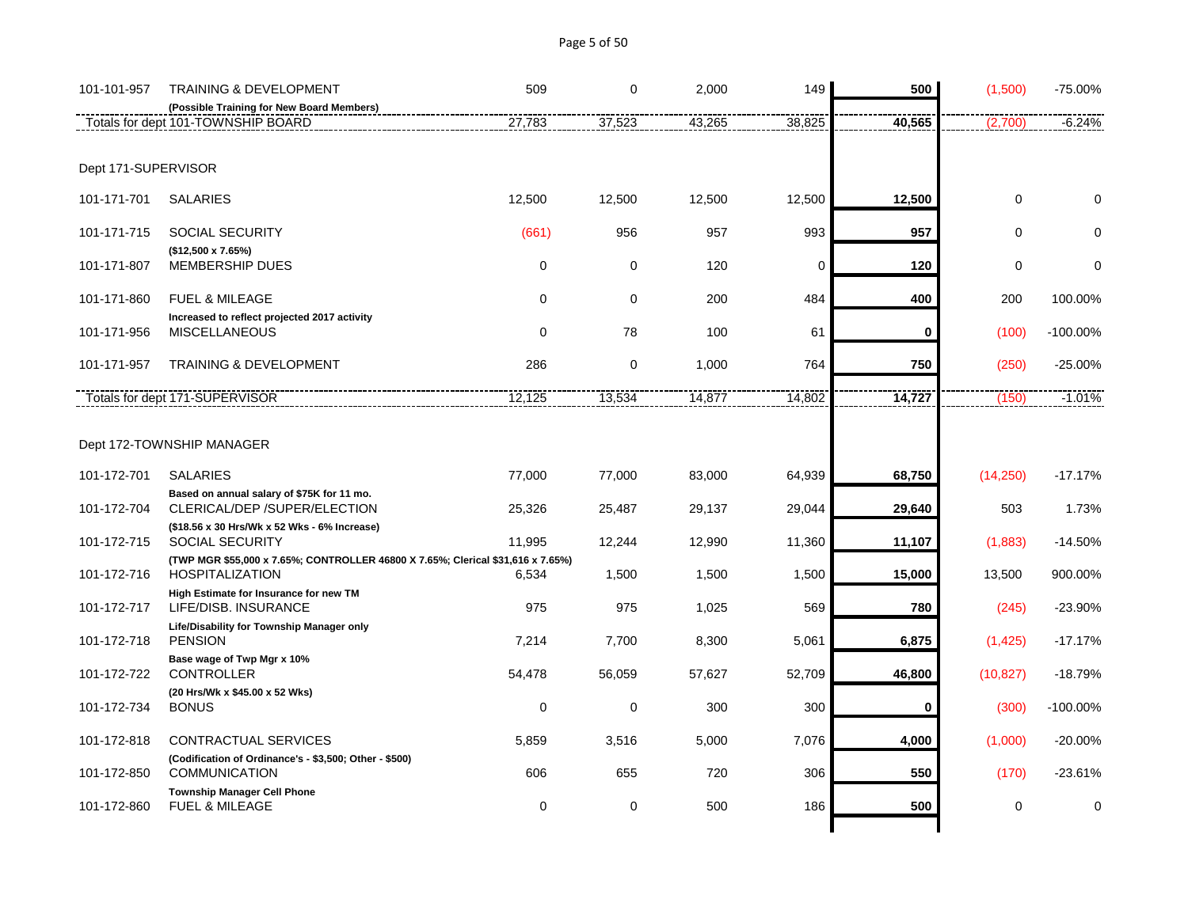| Account | Description | | | | | | | |
|---|---|---|---|---|---|---|---|---|
| 101-101-957 | TRAINING & DEVELOPMENT<br>(Possible Training for New Board Members) | 509 | 0 | 2,000 | 149 | **500** | (1,500) | -75.00% |
| | Totals for dept 101-TOWNSHIP BOARD | 27,783 | 37,523 | 43,265 | 38,825 | **40,565** | (2,700) | -6.24% |
| | | | | | | | | |
| Dept 171-SUPERVISOR | | | | | | | | |
| 101-171-701 | SALARIES | 12,500 | 12,500 | 12,500 | 12,500 | **12,500** | 0 | 0 |
| 101-171-715 | SOCIAL SECURITY<br>($12,500 x 7.65%) | (661) | 956 | 957 | 993 | **957** | 0 | 0 |
| 101-171-807 | MEMBERSHIP DUES | 0 | 0 | 120 | 0 | **120** | 0 | 0 |
| 101-171-860 | FUEL & MILEAGE<br>Increased to reflect projected 2017 activity | 0 | 0 | 200 | 484 | **400** | 200 | 100.00% |
| 101-171-956 | MISCELLANEOUS | 0 | 78 | 100 | 61 | **0** | (100) | -100.00% |
| 101-171-957 | TRAINING & DEVELOPMENT | 286 | 0 | 1,000 | 764 | **750** | (250) | -25.00% |
| | Totals for dept 171-SUPERVISOR | 12,125 | 13,534 | 14,877 | 14,802 | **14,727** | (150) | -1.01% |
| | | | | | | | | |
| Dept 172-TOWNSHIP MANAGER | | | | | | | | |
| 101-172-701 | SALARIES<br>Based on annual salary of $75K for 11 mo. | 77,000 | 77,000 | 83,000 | 64,939 | **68,750** | (14,250) | -17.17% |
| 101-172-704 | CLERICAL/DEP /SUPER/ELECTION<br>($18.56 x 30 Hrs/Wk x 52 Wks - 6% Increase) | 25,326 | 25,487 | 29,137 | 29,044 | **29,640** | 503 | 1.73% |
| 101-172-715 | SOCIAL SECURITY<br>(TWP MGR $55,000 x 7.65%; CONTROLLER 46800 X 7.65%; Clerical $31,616 x 7.65%) | 11,995 | 12,244 | 12,990 | 11,360 | **11,107** | (1,883) | -14.50% |
| 101-172-716 | HOSPITALIZATION<br>High Estimate for Insurance for new TM | 6,534 | 1,500 | 1,500 | 1,500 | **15,000** | 13,500 | 900.00% |
| 101-172-717 | LIFE/DISB. INSURANCE<br>Life/Disability for Township Manager only | 975 | 975 | 1,025 | 569 | **780** | (245) | -23.90% |
| 101-172-718 | PENSION<br>Base wage of Twp Mgr x 10% | 7,214 | 7,700 | 8,300 | 5,061 | **6,875** | (1,425) | -17.17% |
| 101-172-722 | CONTROLLER<br>(20 Hrs/Wk x $45.00 x 52 Wks) | 54,478 | 56,059 | 57,627 | 52,709 | **46,800** | (10,827) | -18.79% |
| 101-172-734 | BONUS | 0 | 0 | 300 | 300 | **0** | (300) | -100.00% |
| 101-172-818 | CONTRACTUAL SERVICES<br>(Codification of Ordinance's - $3,500; Other - $500) | 5,859 | 3,516 | 5,000 | 7,076 | **4,000** | (1,000) | -20.00% |
| 101-172-850 | COMMUNICATION<br>Township Manager Cell Phone | 606 | 655 | 720 | 306 | **550** | (170) | -23.61% |
| 101-172-860 | FUEL & MILEAGE | 0 | 0 | 500 | 186 | **500** | 0 | 0 |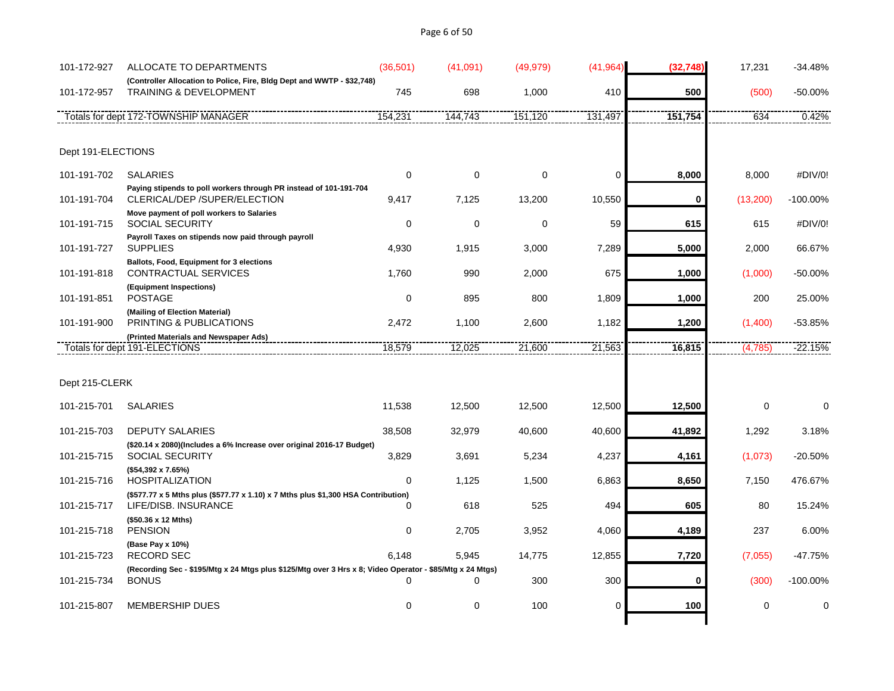| Account | Description | | | | | | | |
|---|---|---|---|---|---|---|---|---|
| 101-172-927 | ALLOCATE TO DEPARTMENTS | (36,501) | (41,091) | (49,979) | (41,964) | **(32,748)** | 17,231 | -34.48% |
| | (Controller Allocation to Police, Fire, Bldg Dept and WWTP - $32,748) | | | | | | | |
| 101-172-957 | TRAINING & DEVELOPMENT | 745 | 698 | 1,000 | 410 | **500** | (500) | -50.00% |
| | Totals for dept 172-TOWNSHIP MANAGER | 154,231 | 144,743 | 151,120 | 131,497 | **151,754** | 634 | 0.42% |
| | | | | | | | | |
| Dept 191-ELECTIONS | | | | | | | | |
| 101-191-702 | SALARIES | 0 | 0 | 0 | 0 | **8,000** | 8,000 | #DIV/0! |
| | Paying stipends to poll workers through PR instead of 101-191-704 | | | | | | | |
| 101-191-704 | CLERICAL/DEP /SUPER/ELECTION | 9,417 | 7,125 | 13,200 | 10,550 | **0** | (13,200) | -100.00% |
| | Move payment of poll workers to Salaries | | | | | | | |
| 101-191-715 | SOCIAL SECURITY | 0 | 0 | 0 | 59 | **615** | 615 | #DIV/0! |
| | Payroll Taxes on stipends now paid through payroll | | | | | | | |
| 101-191-727 | SUPPLIES | 4,930 | 1,915 | 3,000 | 7,289 | **5,000** | 2,000 | 66.67% |
| | Ballots, Food, Equipment for 3 elections | | | | | | | |
| 101-191-818 | CONTRACTUAL SERVICES | 1,760 | 990 | 2,000 | 675 | **1,000** | (1,000) | -50.00% |
| | (Equipment Inspections) | | | | | | | |
| 101-191-851 | POSTAGE | 0 | 895 | 800 | 1,809 | **1,000** | 200 | 25.00% |
| | (Mailing of Election Material) | | | | | | | |
| 101-191-900 | PRINTING & PUBLICATIONS | 2,472 | 1,100 | 2,600 | 1,182 | **1,200** | (1,400) | -53.85% |
| | (Printed Materials and Newspaper Ads) | | | | | | | |
| | Totals for dept 191-ELECTIONS | 18,579 | 12,025 | 21,600 | 21,563 | **16,815** | (4,785) | -22.15% |
| | | | | | | | | |
| Dept 215-CLERK | | | | | | | | |
| 101-215-701 | SALARIES | 11,538 | 12,500 | 12,500 | 12,500 | **12,500** | 0 | 0 |
| 101-215-703 | DEPUTY SALARIES | 38,508 | 32,979 | 40,600 | 40,600 | **41,892** | 1,292 | 3.18% |
| | ($20.14 x 2080)(Includes a 6% Increase over original 2016-17 Budget) | | | | | | | |
| 101-215-715 | SOCIAL SECURITY | 3,829 | 3,691 | 5,234 | 4,237 | **4,161** | (1,073) | -20.50% |
| | ($54,392 x 7.65%) | | | | | | | |
| 101-215-716 | HOSPITALIZATION | 0 | 1,125 | 1,500 | 6,863 | **8,650** | 7,150 | 476.67% |
| | ($577.77 x 5 Mths plus ($577.77 x 1.10) x 7 Mths plus $1,300 HSA Contribution) | | | | | | | |
| 101-215-717 | LIFE/DISB. INSURANCE | 0 | 618 | 525 | 494 | **605** | 80 | 15.24% |
| | ($50.36 x 12 Mths) | | | | | | | |
| 101-215-718 | PENSION | 0 | 2,705 | 3,952 | 4,060 | **4,189** | 237 | 6.00% |
| | (Base Pay x 10%) | | | | | | | |
| 101-215-723 | RECORD SEC | 6,148 | 5,945 | 14,775 | 12,855 | **7,720** | (7,055) | -47.75% |
| | (Recording Sec - $195/Mtg x 24 Mtgs plus $125/Mtg over 3 Hrs x 8; Video Operator - $85/Mtg x 24 Mtgs) | | | | | | | |
| 101-215-734 | BONUS | 0 | 0 | 300 | 300 | **0** | (300) | -100.00% |
| 101-215-807 | MEMBERSHIP DUES | 0 | 0 | 100 | 0 | **100** | 0 | 0 |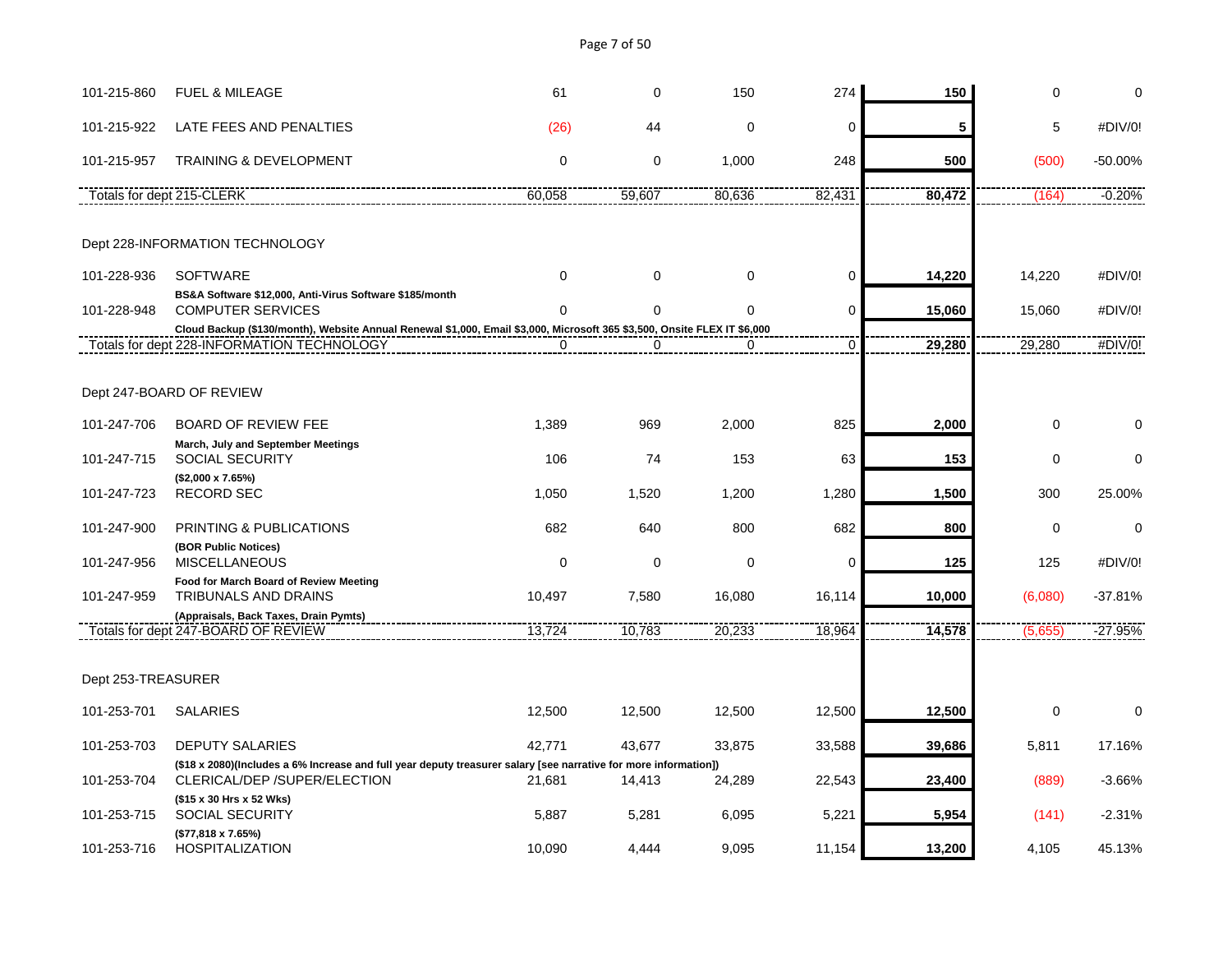| Account | Description | | | | | | | |
|---|---|---|---|---|---|---|---|---|
| 101-215-860 | FUEL & MILEAGE | 61 | 0 | 150 | 274 | **150** | 0 | 0 |
| 101-215-922 | LATE FEES AND PENALTIES | (26) | 44 | 0 | 0 | **5** | 5 | #DIV/0! |
| 101-215-957 | TRAINING & DEVELOPMENT | 0 | 0 | 1,000 | 248 | **500** | (500) | -50.00% |
| Totals for dept 215-CLERK | | 60,058 | 59,607 | 80,636 | 82,431 | **80,472** | (164) | -0.20% |
| | | | | | | | | |
| Dept 228-INFORMATION TECHNOLOGY | | | | | | | | |
| 101-228-936 | SOFTWARE | 0 | 0 | 0 | 0 | **14,220** | 14,220 | #DIV/0! |
| | **BS&A Software $12,000, Anti-Virus Software $185/month** | | | | | | | |
| 101-228-948 | COMPUTER SERVICES | 0 | 0 | 0 | 0 | **15,060** | 15,060 | #DIV/0! |
| | **Cloud Backup ($130/month), Website Annual Renewal $1,000, Email $3,000, Microsoft 365 $3,500, Onsite FLEX IT $6,000** | | | | | | | |
| Totals for dept 228-INFORMATION TECHNOLOGY | | 0 | 0 | 0 | 0 | **29,280** | 29,280 | #DIV/0! |
| | | | | | | | | |
| Dept 247-BOARD OF REVIEW | | | | | | | | |
| 101-247-706 | BOARD OF REVIEW FEE | 1,389 | 969 | 2,000 | 825 | **2,000** | 0 | 0 |
| | **March, July and September Meetings** | | | | | | | |
| 101-247-715 | SOCIAL SECURITY | 106 | 74 | 153 | 63 | **153** | 0 | 0 |
| | **($2,000 x 7.65%)** | | | | | | | |
| 101-247-723 | RECORD SEC | 1,050 | 1,520 | 1,200 | 1,280 | **1,500** | 300 | 25.00% |
| 101-247-900 | PRINTING & PUBLICATIONS | 682 | 640 | 800 | 682 | **800** | 0 | 0 |
| | **(BOR Public Notices)** | | | | | | | |
| 101-247-956 | MISCELLANEOUS | 0 | 0 | 0 | 0 | **125** | 125 | #DIV/0! |
| | **Food for March Board of Review Meeting** | | | | | | | |
| 101-247-959 | TRIBUNALS AND DRAINS | 10,497 | 7,580 | 16,080 | 16,114 | **10,000** | (6,080) | -37.81% |
| | **(Appraisals, Back Taxes, Drain Pymts)** | | | | | | | |
| Totals for dept 247-BOARD OF REVIEW | | 13,724 | 10,783 | 20,233 | 18,964 | **14,578** | (5,655) | -27.95% |
| | | | | | | | | |
| Dept 253-TREASURER | | | | | | | | |
| 101-253-701 | SALARIES | 12,500 | 12,500 | 12,500 | 12,500 | **12,500** | 0 | 0 |
| 101-253-703 | DEPUTY SALARIES | 42,771 | 43,677 | 33,875 | 33,588 | **39,686** | 5,811 | 17.16% |
| | **($18 x 2080)(Includes a 6% Increase and full year deputy treasurer salary [see narrative for more information])** | | | | | | | |
| 101-253-704 | CLERICAL/DEP /SUPER/ELECTION | 21,681 | 14,413 | 24,289 | 22,543 | **23,400** | (889) | -3.66% |
| | **($15 x 30 Hrs x 52 Wks)** | | | | | | | |
| 101-253-715 | SOCIAL SECURITY | 5,887 | 5,281 | 6,095 | 5,221 | **5,954** | (141) | -2.31% |
| | **($77,818 x 7.65%)** | | | | | | | |
| 101-253-716 | HOSPITALIZATION | 10,090 | 4,444 | 9,095 | 11,154 | **13,200** | 4,105 | 45.13% |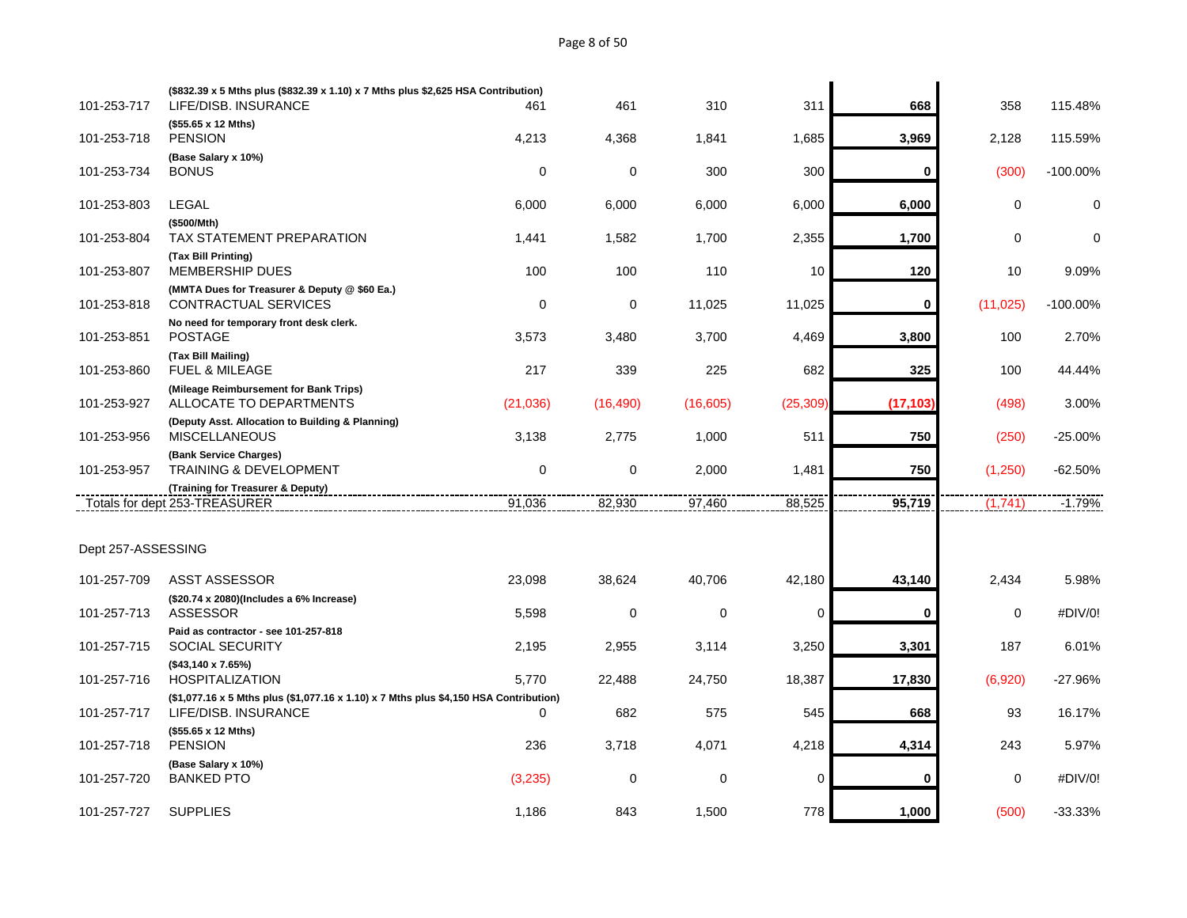| Account | Description | | | | | | | |
|---|---|---|---|---|---|---|---|---|
| | ($832.39 x 5 Mths plus ($832.39 x 1.10) x 7 Mths plus $2,625 HSA Contribution) | | | | | | | |
| 101-253-717 | LIFE/DISB. INSURANCE | 461 | 461 | 310 | 311 | **668** | 358 | 115.48% |
| | ($55.65 x 12 Mths) | | | | | | | |
| 101-253-718 | PENSION | 4,213 | 4,368 | 1,841 | 1,685 | **3,969** | 2,128 | 115.59% |
| | (Base Salary x 10%) | | | | | | | |
| 101-253-734 | BONUS | 0 | 0 | 300 | 300 | **0** | (300) | -100.00% |
| 101-253-803 | LEGAL | 6,000 | 6,000 | 6,000 | 6,000 | **6,000** | 0 | 0 |
| | ($500/Mth) | | | | | | | |
| 101-253-804 | TAX STATEMENT PREPARATION | 1,441 | 1,582 | 1,700 | 2,355 | **1,700** | 0 | 0 |
| | (Tax Bill Printing) | | | | | | | |
| 101-253-807 | MEMBERSHIP DUES | 100 | 100 | 110 | 10 | **120** | 10 | 9.09% |
| | (MMTA Dues for Treasurer & Deputy @ $60 Ea.) | | | | | | | |
| 101-253-818 | CONTRACTUAL SERVICES | 0 | 0 | 11,025 | 11,025 | **0** | (11,025) | -100.00% |
| | No need for temporary front desk clerk. | | | | | | | |
| 101-253-851 | POSTAGE | 3,573 | 3,480 | 3,700 | 4,469 | **3,800** | 100 | 2.70% |
| | (Tax Bill Mailing) | | | | | | | |
| 101-253-860 | FUEL & MILEAGE | 217 | 339 | 225 | 682 | **325** | 100 | 44.44% |
| | (Mileage Reimbursement for Bank Trips) | | | | | | | |
| 101-253-927 | ALLOCATE TO DEPARTMENTS | (21,036) | (16,490) | (16,605) | (25,309) | **(17,103)** | (498) | 3.00% |
| | (Deputy Asst. Allocation to Building & Planning) | | | | | | | |
| 101-253-956 | MISCELLANEOUS | 3,138 | 2,775 | 1,000 | 511 | **750** | (250) | -25.00% |
| | (Bank Service Charges) | | | | | | | |
| 101-253-957 | TRAINING & DEVELOPMENT | 0 | 0 | 2,000 | 1,481 | **750** | (1,250) | -62.50% |
| | (Training for Treasurer & Deputy) | | | | | | | |
| Totals for dept 253-TREASURER | | 91,036 | 82,930 | 97,460 | 88,525 | **95,719** | (1,741) | -1.79% |
| Dept 257-ASSESSING | | | | | | | | |
| 101-257-709 | ASST ASSESSOR | 23,098 | 38,624 | 40,706 | 42,180 | **43,140** | 2,434 | 5.98% |
| | ($20.74 x 2080)(Includes a 6% Increase) | | | | | | | |
| 101-257-713 | ASSESSOR | 5,598 | 0 | 0 | 0 | **0** | 0 | #DIV/0! |
| | Paid as contractor - see 101-257-818 | | | | | | | |
| 101-257-715 | SOCIAL SECURITY | 2,195 | 2,955 | 3,114 | 3,250 | **3,301** | 187 | 6.01% |
| | ($43,140 x 7.65%) | | | | | | | |
| 101-257-716 | HOSPITALIZATION | 5,770 | 22,488 | 24,750 | 18,387 | **17,830** | (6,920) | -27.96% |
| | ($1,077.16 x 5 Mths plus ($1,077.16 x 1.10) x 7 Mths plus $4,150 HSA Contribution) | | | | | | | |
| 101-257-717 | LIFE/DISB. INSURANCE | 0 | 682 | 575 | 545 | **668** | 93 | 16.17% |
| | ($55.65 x 12 Mths) | | | | | | | |
| 101-257-718 | PENSION | 236 | 3,718 | 4,071 | 4,218 | **4,314** | 243 | 5.97% |
| | (Base Salary x 10%) | | | | | | | |
| 101-257-720 | BANKED PTO | (3,235) | 0 | 0 | 0 | **0** | 0 | #DIV/0! |
| 101-257-727 | SUPPLIES | 1,186 | 843 | 1,500 | 778 | **1,000** | (500) | -33.33% |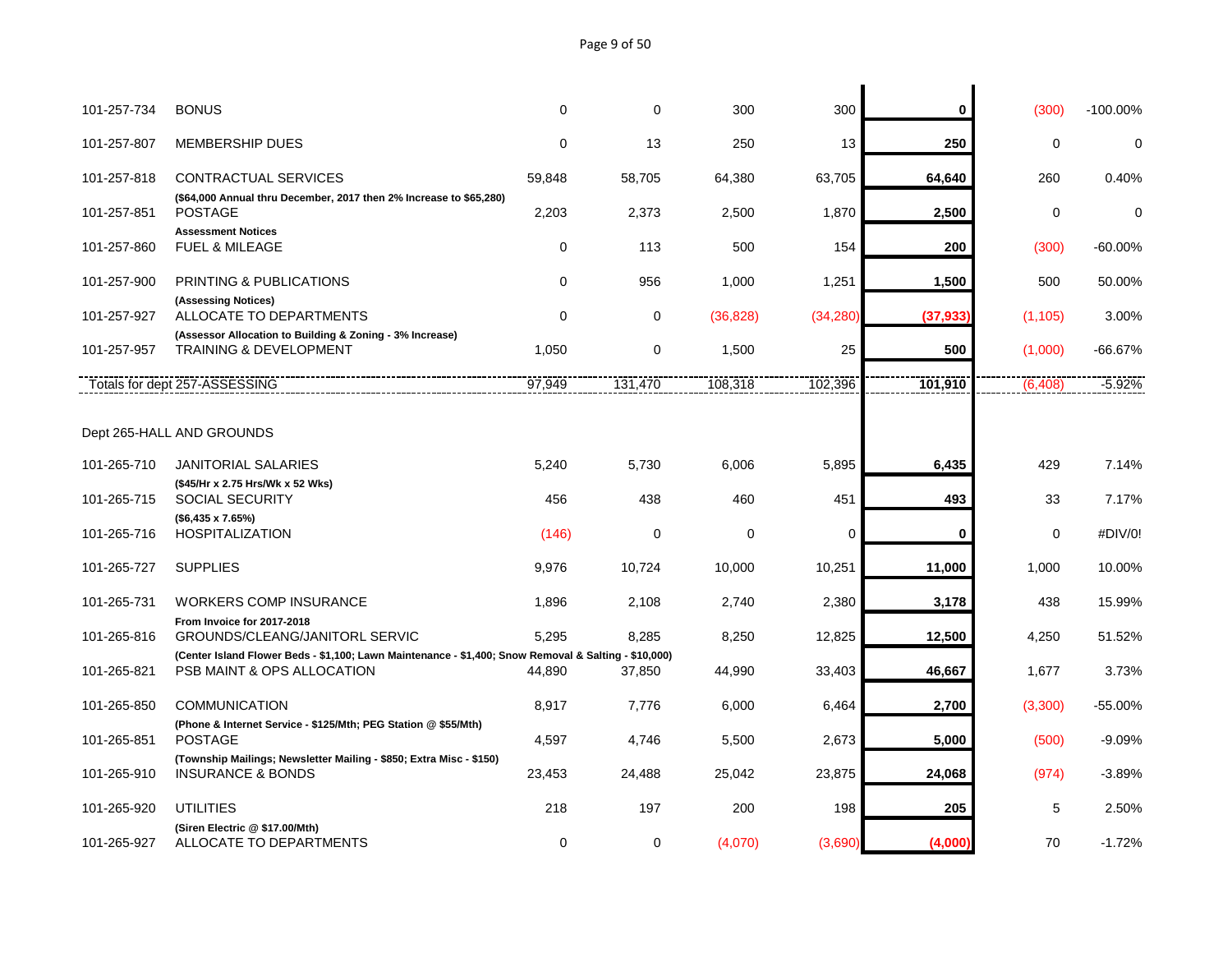| Account | Description | | | | | | | |
|---|---|---|---|---|---|---|---|---|
| 101-257-734 | BONUS | 0 | 0 | 300 | 300 | **0** | (300) | -100.00% |
| 101-257-807 | MEMBERSHIP DUES | 0 | 13 | 250 | 13 | **250** | 0 | 0 |
| 101-257-818 | CONTRACTUAL SERVICES | 59,848 | 58,705 | 64,380 | 63,705 | **64,640** | 260 | 0.40% |
| | **($64,000 Annual thru December, 2017 then 2% Increase to $65,280)** | | | | | | | |
| 101-257-851 | POSTAGE | 2,203 | 2,373 | 2,500 | 1,870 | **2,500** | 0 | 0 |
| | **Assessment Notices** | | | | | | | |
| 101-257-860 | FUEL & MILEAGE | 0 | 113 | 500 | 154 | **200** | (300) | -60.00% |
| 101-257-900 | PRINTING & PUBLICATIONS | 0 | 956 | 1,000 | 1,251 | **1,500** | 500 | 50.00% |
| | **(Assessing Notices)** | | | | | | | |
| 101-257-927 | ALLOCATE TO DEPARTMENTS | 0 | 0 | (36,828) | (34,280) | **(37,933)** | (1,105) | 3.00% |
| | **(Assessor Allocation to Building & Zoning - 3% Increase)** | | | | | | | |
| 101-257-957 | TRAINING & DEVELOPMENT | 1,050 | 0 | 1,500 | 25 | **500** | (1,000) | -66.67% |
| Totals for dept 257-ASSESSING | | 97,949 | 131,470 | 108,318 | 102,396 | **101,910** | (6,408) | -5.92% |
| Dept 265-HALL AND GROUNDS | | | | | | | | |
| 101-265-710 | JANITORIAL SALARIES | 5,240 | 5,730 | 6,006 | 5,895 | **6,435** | 429 | 7.14% |
| | **($45/Hr x 2.75 Hrs/Wk x 52 Wks)** | | | | | | | |
| 101-265-715 | SOCIAL SECURITY | 456 | 438 | 460 | 451 | **493** | 33 | 7.17% |
| | **($6,435 x 7.65%)** | | | | | | | |
| 101-265-716 | HOSPITALIZATION | (146) | 0 | 0 | 0 | **0** | 0 | #DIV/0! |
| 101-265-727 | SUPPLIES | 9,976 | 10,724 | 10,000 | 10,251 | **11,000** | 1,000 | 10.00% |
| 101-265-731 | WORKERS COMP INSURANCE | 1,896 | 2,108 | 2,740 | 2,380 | **3,178** | 438 | 15.99% |
| | **From Invoice for 2017-2018** | | | | | | | |
| 101-265-816 | GROUNDS/CLEANG/JANITORL SERVIC | 5,295 | 8,285 | 8,250 | 12,825 | **12,500** | 4,250 | 51.52% |
| | **(Center Island Flower Beds - $1,100; Lawn Maintenance - $1,400; Snow Removal & Salting - $10,000)** | | | | | | | |
| 101-265-821 | PSB MAINT & OPS ALLOCATION | 44,890 | 37,850 | 44,990 | 33,403 | **46,667** | 1,677 | 3.73% |
| 101-265-850 | COMMUNICATION | 8,917 | 7,776 | 6,000 | 6,464 | **2,700** | (3,300) | -55.00% |
| | **(Phone & Internet Service - $125/Mth; PEG Station @ $55/Mth)** | | | | | | | |
| 101-265-851 | POSTAGE | 4,597 | 4,746 | 5,500 | 2,673 | **5,000** | (500) | -9.09% |
| | **(Township Mailings; Newsletter Mailing - $850; Extra Misc - $150)** | | | | | | | |
| 101-265-910 | INSURANCE & BONDS | 23,453 | 24,488 | 25,042 | 23,875 | **24,068** | (974) | -3.89% |
| 101-265-920 | UTILITIES | 218 | 197 | 200 | 198 | **205** | 5 | 2.50% |
| | **(Siren Electric @ $17.00/Mth)** | | | | | | | |
| 101-265-927 | ALLOCATE TO DEPARTMENTS | 0 | 0 | (4,070) | (3,690) | **(4,000)** | 70 | -1.72% |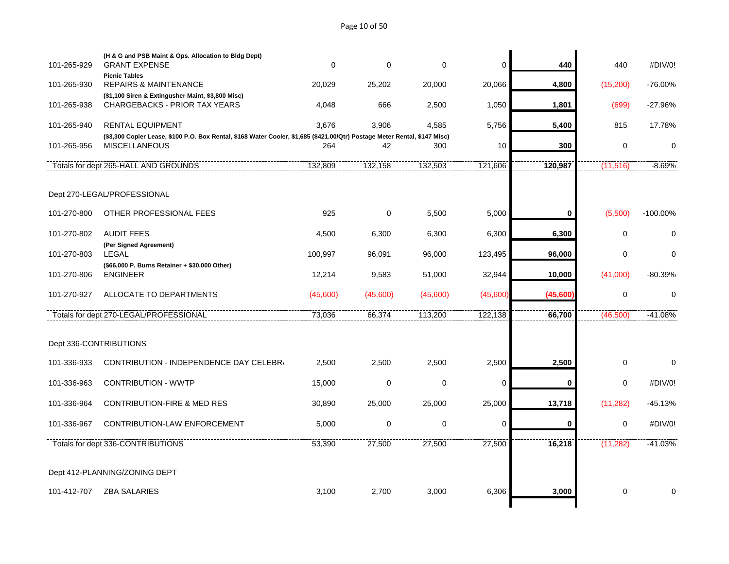| Account | Description | | | | | | | |
|---|---|---|---|---|---|---|---|---|
| | **(H & G and PSB Maint & Ops. Allocation to Bldg Dept)** | | | | | | | |
| 101-265-929 | GRANT EXPENSE | 0 | 0 | 0 | 0 | **440** | 440 | #DIV/0! |
| | **Picnic Tables** | | | | | | | |
| 101-265-930 | REPAIRS & MAINTENANCE | 20,029 | 25,202 | 20,000 | 20,066 | **4,800** | (15,200) | -76.00% |
| | **($1,100 Siren & Extingusher Maint, $3,800 Misc)** | | | | | | | |
| 101-265-938 | CHARGEBACKS - PRIOR TAX YEARS | 4,048 | 666 | 2,500 | 1,050 | **1,801** | (699) | -27.96% |
| 101-265-940 | RENTAL EQUIPMENT | 3,676 | 3,906 | 4,585 | 5,756 | **5,400** | 815 | 17.78% |
| | **($3,300 Copier Lease, $100 P.O. Box Rental, $168 Water Cooler, $1,685 ($421.00/Qtr) Postage Meter Rental, $147 Misc)** | | | | | | | |
| 101-265-956 | MISCELLANEOUS | 264 | 42 | 300 | 10 | **300** | 0 | 0 |
| | Totals for dept 265-HALL AND GROUNDS | 132,809 | 132,158 | 132,503 | 121,606 | **120,987** | (11,516) | -8.69% |
| | | | | | | | | |
| Dept 270-LEGAL/PROFESSIONAL | | | | | | | | |
| 101-270-800 | OTHER PROFESSIONAL FEES | 925 | 0 | 5,500 | 5,000 | **0** | (5,500) | -100.00% |
| 101-270-802 | AUDIT FEES | 4,500 | 6,300 | 6,300 | 6,300 | **6,300** | 0 | 0 |
| | **(Per Signed Agreement)** | | | | | | | |
| 101-270-803 | LEGAL | 100,997 | 96,091 | 96,000 | 123,495 | **96,000** | 0 | 0 |
| | **($66,000 P. Burns Retainer + $30,000 Other)** | | | | | | | |
| 101-270-806 | ENGINEER | 12,214 | 9,583 | 51,000 | 32,944 | **10,000** | (41,000) | -80.39% |
| 101-270-927 | ALLOCATE TO DEPARTMENTS | (45,600) | (45,600) | (45,600) | (45,600) | **(45,600)** | 0 | 0 |
| | Totals for dept 270-LEGAL/PROFESSIONAL | 73,036 | 66,374 | 113,200 | 122,138 | **66,700** | (46,500) | -41.08% |
| | | | | | | | | |
| Dept 336-CONTRIBUTIONS | | | | | | | | |
| 101-336-933 | CONTRIBUTION - INDEPENDENCE DAY CELEBR/ | 2,500 | 2,500 | 2,500 | 2,500 | **2,500** | 0 | 0 |
| 101-336-963 | CONTRIBUTION - WWTP | 15,000 | 0 | 0 | 0 | **0** | 0 | #DIV/0! |
| 101-336-964 | CONTRIBUTION-FIRE & MED RES | 30,890 | 25,000 | 25,000 | 25,000 | **13,718** | (11,282) | -45.13% |
| 101-336-967 | CONTRIBUTION-LAW ENFORCEMENT | 5,000 | 0 | 0 | 0 | **0** | 0 | #DIV/0! |
| | Totals for dept 336-CONTRIBUTIONS | 53,390 | 27,500 | 27,500 | 27,500 | **16,218** | (11,282) | -41.03% |
| | | | | | | | | |
| Dept 412-PLANNING/ZONING DEPT | | | | | | | | |
| 101-412-707 | ZBA SALARIES | 3,100 | 2,700 | 3,000 | 6,306 | **3,000** | 0 | 0 |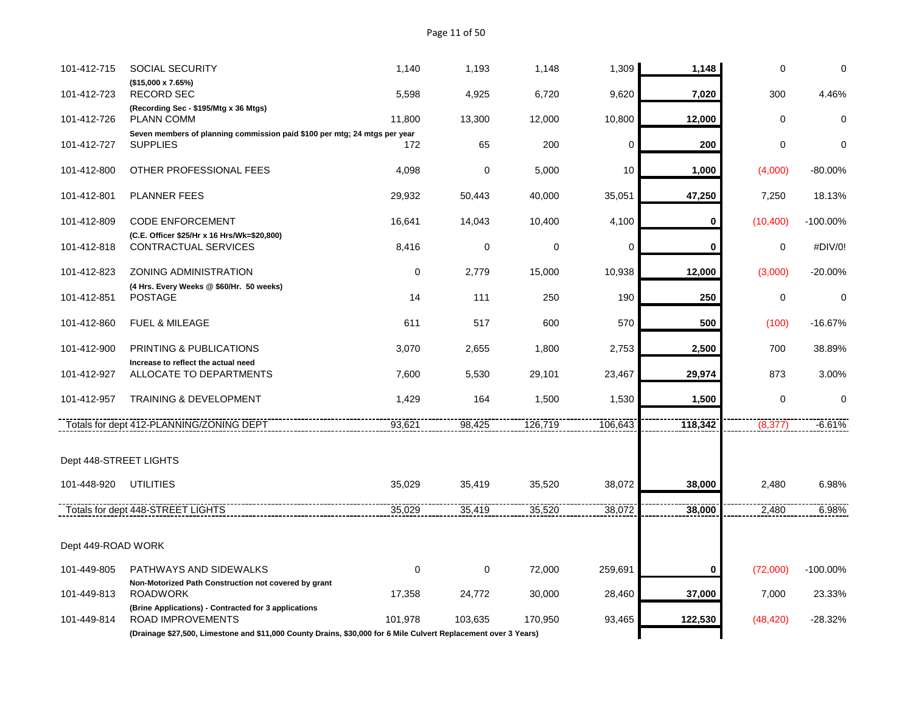| Account | Description | | | | | | | |
|---|---|---|---|---|---|---|---|---|
| 101-412-715 | SOCIAL SECURITY<br>($15,000 x 7.65%) | 1,140 | 1,193 | 1,148 | 1,309 | **1,148** | 0 | 0 |
| 101-412-723 | RECORD SEC<br>(Recording Sec - $195/Mtg x 36 Mtgs) | 5,598 | 4,925 | 6,720 | 9,620 | **7,020** | 300 | 4.46% |
| 101-412-726 | PLANN COMM<br>Seven members of planning commission paid $100 per mtg; 24 mtgs per year | 11,800 | 13,300 | 12,000 | 10,800 | **12,000** | 0 | 0 |
| 101-412-727 | SUPPLIES | 172 | 65 | 200 | 0 | **200** | 0 | 0 |
| 101-412-800 | OTHER PROFESSIONAL FEES | 4,098 | 0 | 5,000 | 10 | **1,000** | (4,000) | -80.00% |
| 101-412-801 | PLANNER FEES | 29,932 | 50,443 | 40,000 | 35,051 | **47,250** | 7,250 | 18.13% |
| 101-412-809 | CODE ENFORCEMENT<br>(C.E. Officer $25/Hr x 16 Hrs/Wk=$20,800) | 16,641 | 14,043 | 10,400 | 4,100 | **0** | (10,400) | -100.00% |
| 101-412-818 | CONTRACTUAL SERVICES | 8,416 | 0 | 0 | 0 | **0** | 0 | #DIV/0! |
| 101-412-823 | ZONING ADMINISTRATION<br>(4 Hrs. Every Weeks @ $60/Hr. 50 weeks) | 0 | 2,779 | 15,000 | 10,938 | **12,000** | (3,000) | -20.00% |
| 101-412-851 | POSTAGE | 14 | 111 | 250 | 190 | **250** | 0 | 0 |
| 101-412-860 | FUEL & MILEAGE | 611 | 517 | 600 | 570 | **500** | (100) | -16.67% |
| 101-412-900 | PRINTING & PUBLICATIONS<br>Increase to reflect the actual need | 3,070 | 2,655 | 1,800 | 2,753 | **2,500** | 700 | 38.89% |
| 101-412-927 | ALLOCATE TO DEPARTMENTS | 7,600 | 5,530 | 29,101 | 23,467 | **29,974** | 873 | 3.00% |
| 101-412-957 | TRAINING & DEVELOPMENT | 1,429 | 164 | 1,500 | 1,530 | **1,500** | 0 | 0 |
| Totals for dept 412-PLANNING/ZONING DEPT | | 93,621 | 98,425 | 126,719 | 106,643 | **118,342** | (8,377) | -6.61% |
| Dept 448-STREET LIGHTS | | | | | | | | |
| 101-448-920 | UTILITIES | 35,029 | 35,419 | 35,520 | 38,072 | **38,000** | 2,480 | 6.98% |
| Totals for dept 448-STREET LIGHTS | | 35,029 | 35,419 | 35,520 | 38,072 | **38,000** | 2,480 | 6.98% |
| Dept 449-ROAD WORK | | | | | | | | |
| 101-449-805 | PATHWAYS AND SIDEWALKS<br>Non-Motorized Path Construction not covered by grant | 0 | 0 | 72,000 | 259,691 | **0** | (72,000) | -100.00% |
| 101-449-813 | ROADWORK<br>(Brine Applications) - Contracted for 3 applications | 17,358 | 24,772 | 30,000 | 28,460 | **37,000** | 7,000 | 23.33% |
| 101-449-814 | ROAD IMPROVEMENTS<br>(Drainage $27,500, Limestone and $11,000 County Drains, $30,000 for 6 Mile Culvert Replacement over 3 Years) | 101,978 | 103,635 | 170,950 | 93,465 | **122,530** | (48,420) | -28.32% |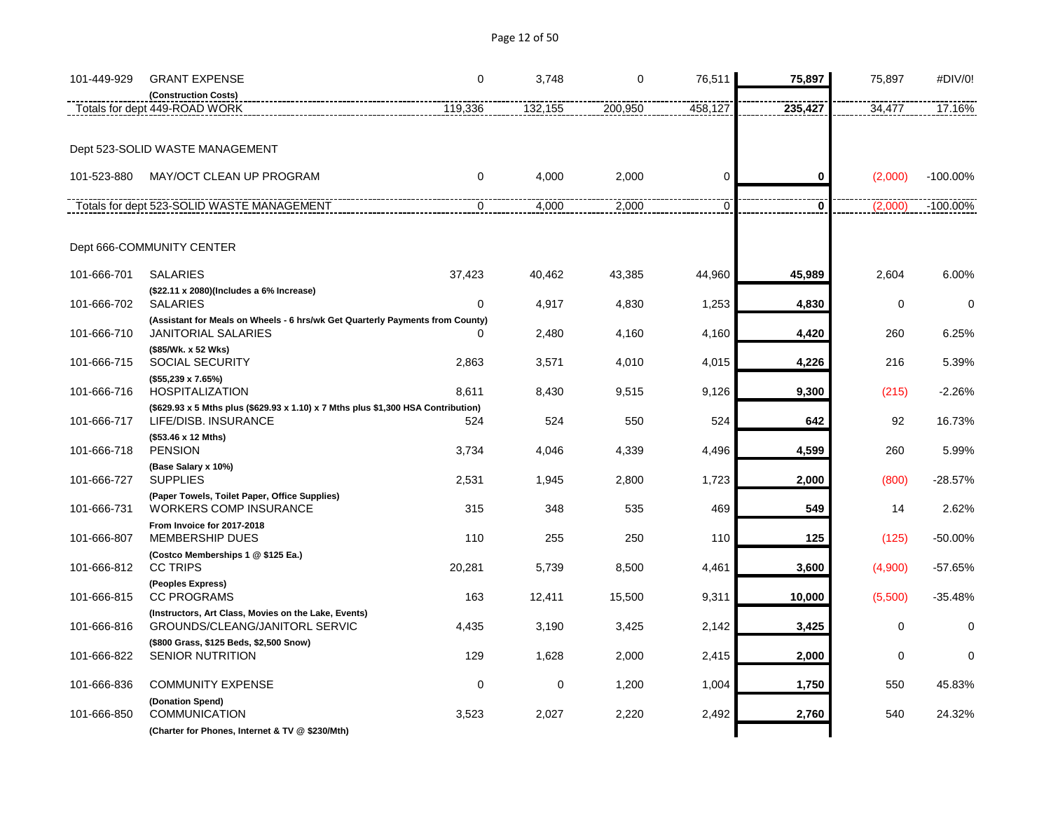| Account | Description | | | | | | | |
|---|---|---|---|---|---|---|---|---|
| 101-449-929 | GRANT EXPENSE<br>(Construction Costs) | 0 | 3,748 | 0 | 76,511 | **75,897** | 75,897 | #DIV/0! |
| | Totals for dept 449-ROAD WORK | 119,336 | 132,155 | 200,950 | 458,127 | **235,427** | 34,477 | 17.16% |
| | Dept 523-SOLID WASTE MANAGEMENT | | | | | | | |
| 101-523-880 | MAY/OCT CLEAN UP PROGRAM | 0 | 4,000 | 2,000 | 0 | **0** | (2,000) | -100.00% |
| | Totals for dept 523-SOLID WASTE MANAGEMENT | 0 | 4,000 | 2,000 | 0 | **0** | (2,000) | -100.00% |
| | Dept 666-COMMUNITY CENTER | | | | | | | |
| 101-666-701 | SALARIES<br>($22.11 x 2080)(Includes a 6% Increase) | 37,423 | 40,462 | 43,385 | 44,960 | **45,989** | 2,604 | 6.00% |
| 101-666-702 | SALARIES<br>(Assistant for Meals on Wheels - 6 hrs/wk Get Quarterly Payments from County) | 0 | 4,917 | 4,830 | 1,253 | **4,830** | 0 | 0 |
| 101-666-710 | JANITORIAL SALARIES<br>($85/Wk. x 52 Wks) | 0 | 2,480 | 4,160 | 4,160 | **4,420** | 260 | 6.25% |
| 101-666-715 | SOCIAL SECURITY<br>($55,239 x 7.65%) | 2,863 | 3,571 | 4,010 | 4,015 | **4,226** | 216 | 5.39% |
| 101-666-716 | HOSPITALIZATION<br>($629.93 x 5 Mths plus ($629.93 x 1.10) x 7 Mths plus $1,300 HSA Contribution) | 8,611 | 8,430 | 9,515 | 9,126 | **9,300** | (215) | -2.26% |
| 101-666-717 | LIFE/DISB. INSURANCE<br>($53.46 x 12 Mths) | 524 | 524 | 550 | 524 | **642** | 92 | 16.73% |
| 101-666-718 | PENSION<br>(Base Salary x 10%) | 3,734 | 4,046 | 4,339 | 4,496 | **4,599** | 260 | 5.99% |
| 101-666-727 | SUPPLIES<br>(Paper Towels, Toilet Paper, Office Supplies) | 2,531 | 1,945 | 2,800 | 1,723 | **2,000** | (800) | -28.57% |
| 101-666-731 | WORKERS COMP INSURANCE<br>From Invoice for 2017-2018 | 315 | 348 | 535 | 469 | **549** | 14 | 2.62% |
| 101-666-807 | MEMBERSHIP DUES<br>(Costco Memberships 1 @ $125 Ea.) | 110 | 255 | 250 | 110 | **125** | (125) | -50.00% |
| 101-666-812 | CC TRIPS<br>(Peoples Express) | 20,281 | 5,739 | 8,500 | 4,461 | **3,600** | (4,900) | -57.65% |
| 101-666-815 | CC PROGRAMS<br>(Instructors, Art Class, Movies on the Lake, Events) | 163 | 12,411 | 15,500 | 9,311 | **10,000** | (5,500) | -35.48% |
| 101-666-816 | GROUNDS/CLEANG/JANITORL SERVIC<br>($800 Grass, $125 Beds, $2,500 Snow) | 4,435 | 3,190 | 3,425 | 2,142 | **3,425** | 0 | 0 |
| 101-666-822 | SENIOR NUTRITION | 129 | 1,628 | 2,000 | 2,415 | **2,000** | 0 | 0 |
| 101-666-836 | COMMUNITY EXPENSE<br>(Donation Spend) | 0 | 0 | 1,200 | 1,004 | **1,750** | 550 | 45.83% |
| 101-666-850 | COMMUNICATION<br>(Charter for Phones, Internet & TV @ $230/Mth) | 3,523 | 2,027 | 2,220 | 2,492 | **2,760** | 540 | 24.32% |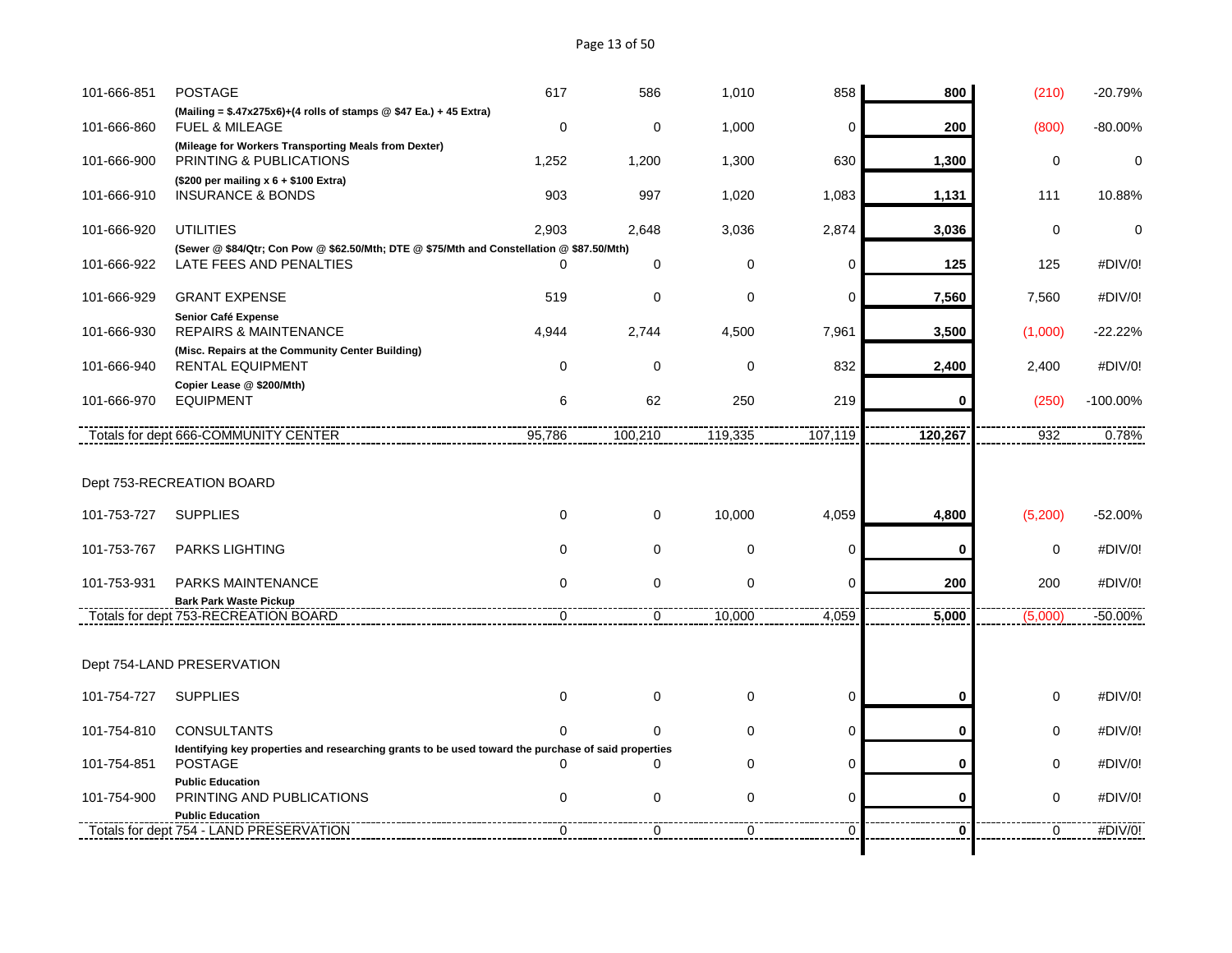| | | | | | | | | |
|---|---|---|---|---|---|---|---|---|
| 101-666-851 | POSTAGE<br>**(Mailing = $.47x275x6)+(4 rolls of stamps @ $47 Ea.) + 45 Extra)** | 617 | 586 | 1,010 | 858 | **800** | (210) | -20.79% |
| 101-666-860 | FUEL & MILEAGE<br>**(Mileage for Workers Transporting Meals from Dexter)** | 0 | 0 | 1,000 | 0 | **200** | (800) | -80.00% |
| 101-666-900 | PRINTING & PUBLICATIONS<br>**($200 per mailing x 6 + $100 Extra)** | 1,252 | 1,200 | 1,300 | 630 | **1,300** | 0 | 0 |
| 101-666-910 | INSURANCE & BONDS | 903 | 997 | 1,020 | 1,083 | **1,131** | 111 | 10.88% |
| 101-666-920 | UTILITIES<br>**(Sewer @ $84/Qtr; Con Pow @ $62.50/Mth; DTE @ $75/Mth and Constellation @ $87.50/Mth)** | 2,903 | 2,648 | 3,036 | 2,874 | **3,036** | 0 | 0 |
| 101-666-922 | LATE FEES AND PENALTIES | 0 | 0 | 0 | 0 | **125** | 125 | #DIV/0! |
| 101-666-929 | GRANT EXPENSE<br>**Senior Café Expense** | 519 | 0 | 0 | 0 | **7,560** | 7,560 | #DIV/0! |
| 101-666-930 | REPAIRS & MAINTENANCE<br>**(Misc. Repairs at the Community Center Building)** | 4,944 | 2,744 | 4,500 | 7,961 | **3,500** | (1,000) | -22.22% |
| 101-666-940 | RENTAL EQUIPMENT<br>**Copier Lease @ $200/Mth)** | 0 | 0 | 0 | 832 | **2,400** | 2,400 | #DIV/0! |
| 101-666-970 | EQUIPMENT | 6 | 62 | 250 | 219 | **0** | (250) | -100.00% |
| Totals for dept 666-COMMUNITY CENTER | | 95,786 | 100,210 | 119,335 | 107,119 | **120,267** | 932 | 0.78% |
| Dept 753-RECREATION BOARD | | | | | | | | |
| 101-753-727 | SUPPLIES | 0 | 0 | 10,000 | 4,059 | **4,800** | (5,200) | -52.00% |
| 101-753-767 | PARKS LIGHTING | 0 | 0 | 0 | 0 | **0** | 0 | #DIV/0! |
| 101-753-931 | PARKS MAINTENANCE<br>**Bark Park Waste Pickup** | 0 | 0 | 0 | 0 | **200** | 200 | #DIV/0! |
| Totals for dept 753-RECREATION BOARD | | 0 | 0 | 10,000 | 4,059 | **5,000** | (5,000) | -50.00% |
| Dept 754-LAND PRESERVATION | | | | | | | | |
| 101-754-727 | SUPPLIES | 0 | 0 | 0 | 0 | **0** | 0 | #DIV/0! |
| 101-754-810 | CONSULTANTS<br>**Identifying key properties and researching grants to be used toward the purchase of said properties** | 0 | 0 | 0 | 0 | **0** | 0 | #DIV/0! |
| 101-754-851 | POSTAGE<br>**Public Education** | 0 | 0 | 0 | 0 | **0** | 0 | #DIV/0! |
| 101-754-900 | PRINTING AND PUBLICATIONS<br>**Public Education** | 0 | 0 | 0 | 0 | **0** | 0 | #DIV/0! |
| Totals for dept 754 - LAND PRESERVATION | | 0 | 0 | 0 | 0 | **0** | 0 | #DIV/0! |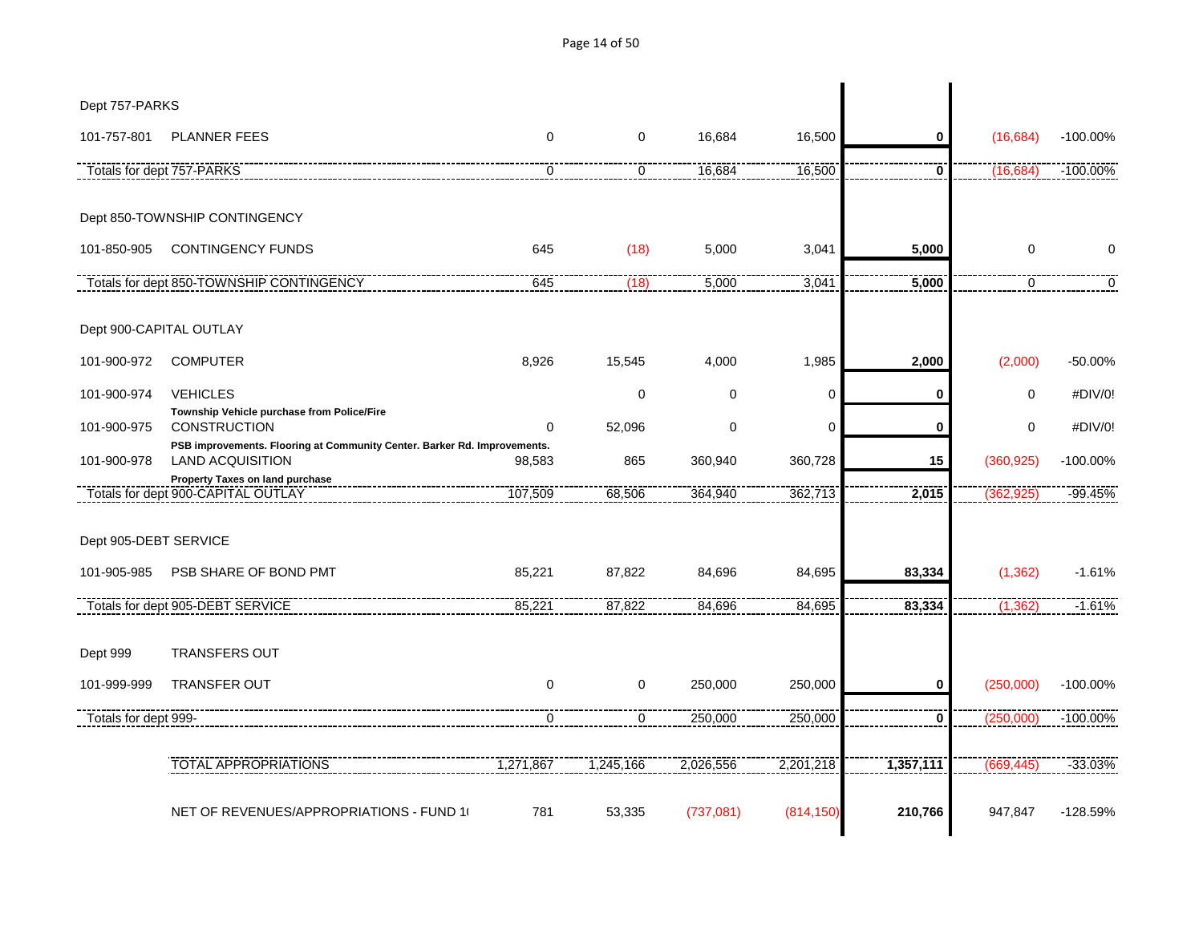| Account | Description | | | | | | | |
|---|---|---|---|---|---|---|---|---|
| **Dept 757-PARKS** | | | | | | | | |
| 101-757-801 | PLANNER FEES | 0 | 0 | 16,684 | 16,500 | **0** | (16,684) | -100.00% |
| Totals for dept 757-PARKS | | 0 | 0 | 16,684 | 16,500 | **0** | (16,684) | -100.00% |
| **Dept 850-TOWNSHIP CONTINGENCY** | | | | | | | | |
| 101-850-905 | CONTINGENCY FUNDS | 645 | (18) | 5,000 | 3,041 | **5,000** | 0 | 0 |
| Totals for dept 850-TOWNSHIP CONTINGENCY | | 645 | (18) | 5,000 | 3,041 | **5,000** | 0 | 0 |
| **Dept 900-CAPITAL OUTLAY** | | | | | | | | |
| 101-900-972 | COMPUTER | 8,926 | 15,545 | 4,000 | 1,985 | **2,000** | (2,000) | -50.00% |
| 101-900-974 | VEHICLES<br>**Township Vehicle purchase from Police/Fire** | | 0 | 0 | 0 | **0** | 0 | #DIV/0! |
| 101-900-975 | CONSTRUCTION<br>**PSB improvements. Flooring at Community Center. Barker Rd. Improvements.** | 0 | 52,096 | 0 | 0 | **0** | 0 | #DIV/0! |
| 101-900-978 | LAND ACQUISITION<br>**Property Taxes on land purchase** | 98,583 | 865 | 360,940 | 360,728 | **15** | (360,925) | -100.00% |
| Totals for dept 900-CAPITAL OUTLAY | | 107,509 | 68,506 | 364,940 | 362,713 | **2,015** | (362,925) | -99.45% |
| **Dept 905-DEBT SERVICE** | | | | | | | | |
| 101-905-985 | PSB SHARE OF BOND PMT | 85,221 | 87,822 | 84,696 | 84,695 | **83,334** | (1,362) | -1.61% |
| Totals for dept 905-DEBT SERVICE | | 85,221 | 87,822 | 84,696 | 84,695 | **83,334** | (1,362) | -1.61% |
| **Dept 999** | **TRANSFERS OUT** | | | | | | | |
| 101-999-999 | TRANSFER OUT | 0 | 0 | 250,000 | 250,000 | **0** | (250,000) | -100.00% |
| Totals for dept 999- | | 0 | 0 | 250,000 | 250,000 | **0** | (250,000) | -100.00% |
| | TOTAL APPROPRIATIONS | 1,271,867 | 1,245,166 | 2,026,556 | 2,201,218 | **1,357,111** | (669,445) | -33.03% |
| | NET OF REVENUES/APPROPRIATIONS - FUND 1( | 781 | 53,335 | (737,081) | (814,150) | **210,766** | 947,847 | -128.59% |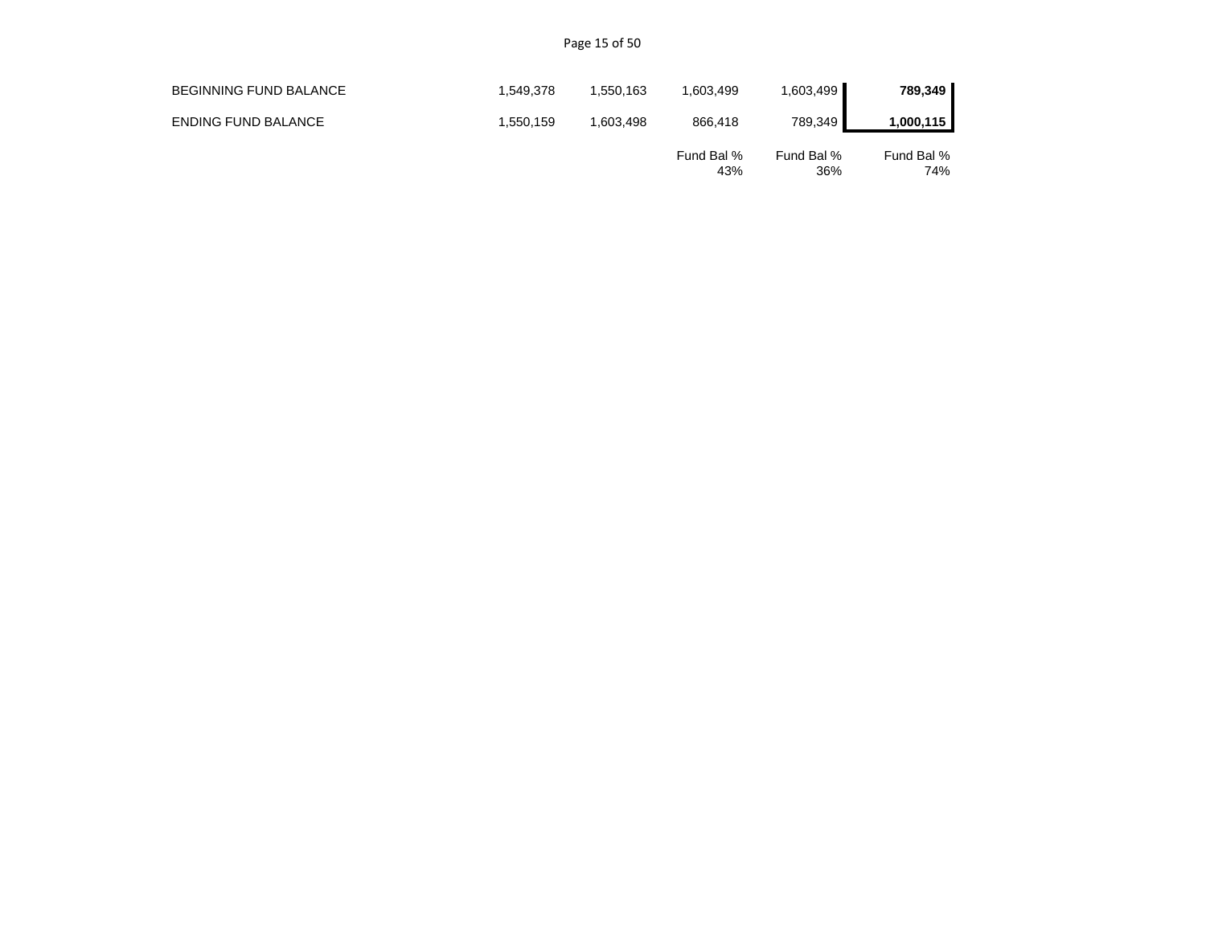| | | | | | |
|---|---|---|---|---|---|
| BEGINNING FUND BALANCE | 1,549,378 | 1,550,163 | 1,603,499 | 1,603,499 | **789,349** |
| ENDING FUND BALANCE | 1,550,159 | 1,603,498 | 866,418 | 789,349 | **1,000,115** |
| | | | Fund Bal % 43% | Fund Bal % 36% | Fund Bal % 74% |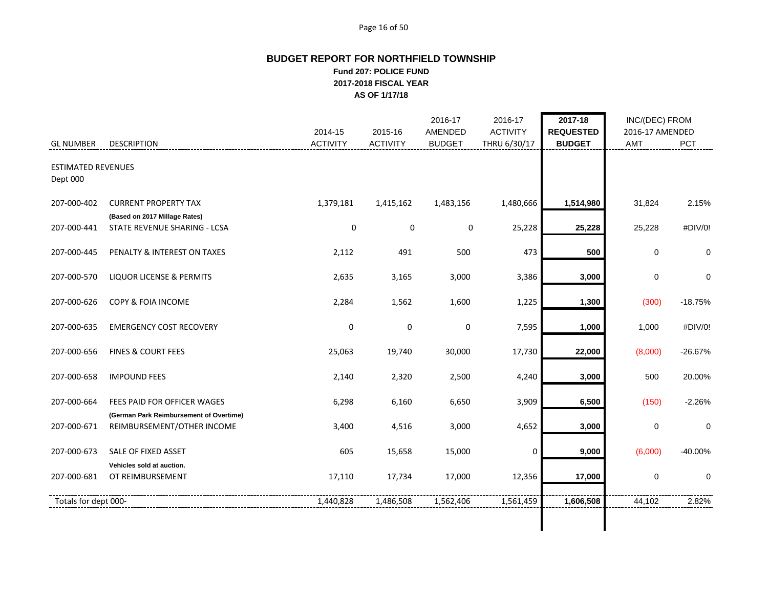# BUDGET REPORT FOR NORTHFIELD TOWNSHIP

## Fund 207: POLICE FUND

## 2017-2018 FISCAL YEAR

## AS OF 1/17/18

| GL NUMBER | DESCRIPTION | 2014-15 ACTIVITY | 2015-16 ACTIVITY | 2016-17 AMENDED BUDGET | 2016-17 ACTIVITY THRU 6/30/17 | 2017-18 REQUESTED BUDGET | INC/(DEC) FROM 2016-17 AMENDED AMT | PCT |
|---|---|---|---|---|---|---|---|---|
| ESTIMATED REVENUES | | | | | | | | |
| Dept 000 | | | | | | | | |
| 207-000-402 | CURRENT PROPERTY TAX | 1,379,181 | 1,415,162 | 1,483,156 | 1,480,666 | **1,514,980** | 31,824 | 2.15% |
| | **(Based on 2017 Millage Rates)** | | | | | | | |
| 207-000-441 | STATE REVENUE SHARING - LCSA | 0 | 0 | 0 | 25,228 | **25,228** | 25,228 | #DIV/0! |
| 207-000-445 | PENALTY & INTEREST ON TAXES | 2,112 | 491 | 500 | 473 | **500** | 0 | 0 |
| 207-000-570 | LIQUOR LICENSE & PERMITS | 2,635 | 3,165 | 3,000 | 3,386 | **3,000** | 0 | 0 |
| 207-000-626 | COPY & FOIA INCOME | 2,284 | 1,562 | 1,600 | 1,225 | **1,300** | (300) | -18.75% |
| 207-000-635 | EMERGENCY COST RECOVERY | 0 | 0 | 0 | 7,595 | **1,000** | 1,000 | #DIV/0! |
| 207-000-656 | FINES & COURT FEES | 25,063 | 19,740 | 30,000 | 17,730 | **22,000** | (8,000) | -26.67% |
| 207-000-658 | IMPOUND FEES | 2,140 | 2,320 | 2,500 | 4,240 | **3,000** | 500 | 20.00% |
| 207-000-664 | FEES PAID FOR OFFICER WAGES | 6,298 | 6,160 | 6,650 | 3,909 | **6,500** | (150) | -2.26% |
| | **(German Park Reimbursement of Overtime)** | | | | | | | |
| 207-000-671 | REIMBURSEMENT/OTHER INCOME | 3,400 | 4,516 | 3,000 | 4,652 | **3,000** | 0 | 0 |
| 207-000-673 | SALE OF FIXED ASSET | 605 | 15,658 | 15,000 | 0 | **9,000** | (6,000) | -40.00% |
| | **Vehicles sold at auction.** | | | | | | | |
| 207-000-681 | OT REIMBURSEMENT | 17,110 | 17,734 | 17,000 | 12,356 | **17,000** | 0 | 0 |
| Totals for dept 000- | | 1,440,828 | 1,486,508 | 1,562,406 | 1,561,459 | **1,606,508** | 44,102 | 2.82% |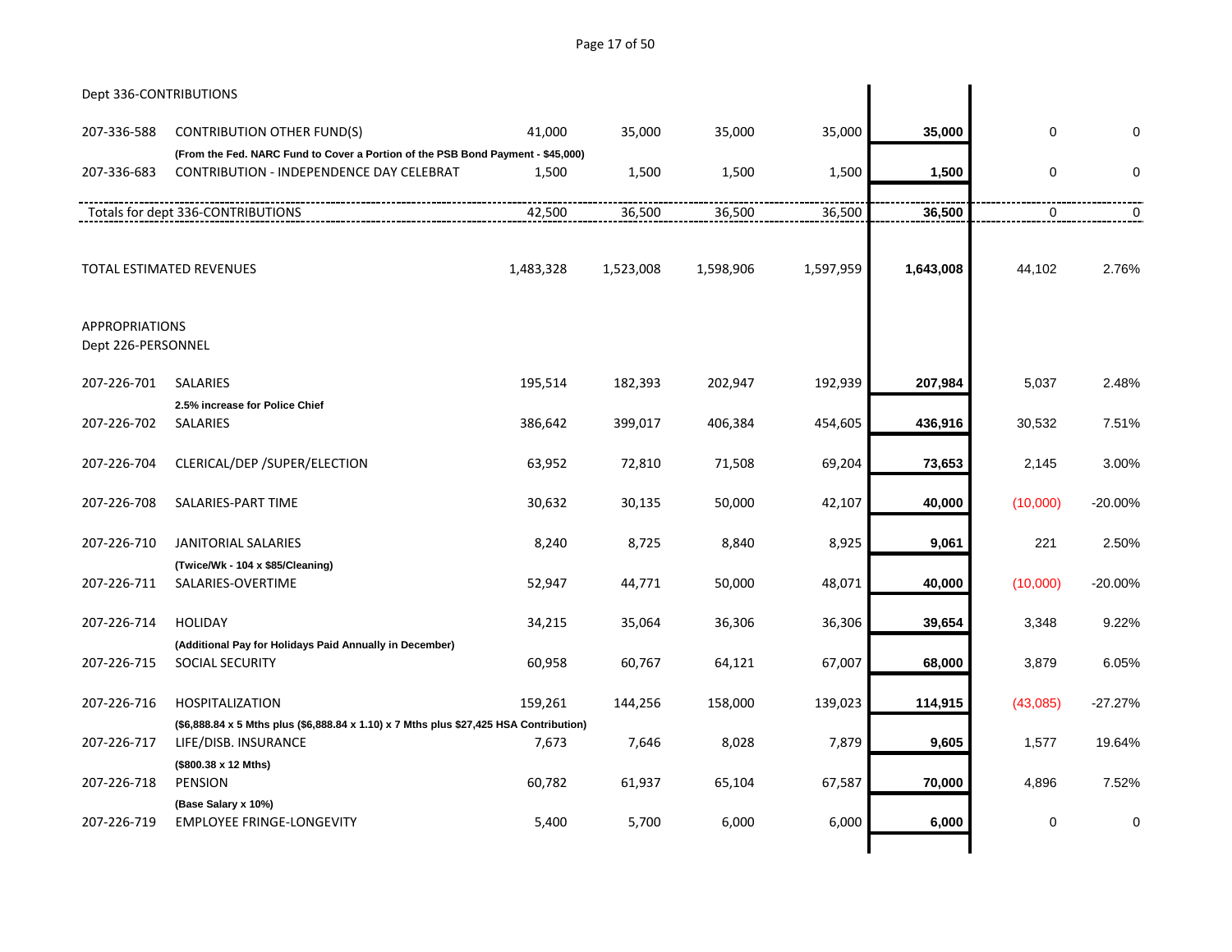Dept 336-CONTRIBUTIONS

| | | | | | | | | |
|---|---|---|---|---|---|---|---|---|
| 207-336-588 | CONTRIBUTION OTHER FUND(S) | 41,000 | 35,000 | 35,000 | 35,000 | **35,000** | 0 | 0 |
| | **(From the Fed. NARC Fund to Cover a Portion of the PSB Bond Payment - $45,000)** | | | | | | | |
| 207-336-683 | CONTRIBUTION - INDEPENDENCE DAY CELEBRAT | 1,500 | 1,500 | 1,500 | 1,500 | **1,500** | 0 | 0 |
| | Totals for dept 336-CONTRIBUTIONS | 42,500 | 36,500 | 36,500 | 36,500 | **36,500** | 0 | 0 |
| | | | | | | | | |
| | TOTAL ESTIMATED REVENUES | 1,483,328 | 1,523,008 | 1,598,906 | 1,597,959 | **1,643,008** | 44,102 | 2.76% |

APPROPRIATIONS

Dept 226-PERSONNEL

| | | | | | | | | |
|---|---|---|---|---|---|---|---|---|
| 207-226-701 | SALARIES | 195,514 | 182,393 | 202,947 | 192,939 | **207,984** | 5,037 | 2.48% |
| | **2.5% increase for Police Chief** | | | | | | | |
| 207-226-702 | SALARIES | 386,642 | 399,017 | 406,384 | 454,605 | **436,916** | 30,532 | 7.51% |
| 207-226-704 | CLERICAL/DEP /SUPER/ELECTION | 63,952 | 72,810 | 71,508 | 69,204 | **73,653** | 2,145 | 3.00% |
| 207-226-708 | SALARIES-PART TIME | 30,632 | 30,135 | 50,000 | 42,107 | **40,000** | (10,000) | -20.00% |
| 207-226-710 | JANITORIAL SALARIES | 8,240 | 8,725 | 8,840 | 8,925 | **9,061** | 221 | 2.50% |
| | **(Twice/Wk - 104 x $85/Cleaning)** | | | | | | | |
| 207-226-711 | SALARIES-OVERTIME | 52,947 | 44,771 | 50,000 | 48,071 | **40,000** | (10,000) | -20.00% |
| 207-226-714 | HOLIDAY | 34,215 | 35,064 | 36,306 | 36,306 | **39,654** | 3,348 | 9.22% |
| | **(Additional Pay for Holidays Paid Annually in December)** | | | | | | | |
| 207-226-715 | SOCIAL SECURITY | 60,958 | 60,767 | 64,121 | 67,007 | **68,000** | 3,879 | 6.05% |
| 207-226-716 | HOSPITALIZATION | 159,261 | 144,256 | 158,000 | 139,023 | **114,915** | (43,085) | -27.27% |
| | **($6,888.84 x 5 Mths plus ($6,888.84 x 1.10) x 7 Mths plus $27,425 HSA Contribution)** | | | | | | | |
| 207-226-717 | LIFE/DISB. INSURANCE | 7,673 | 7,646 | 8,028 | 7,879 | **9,605** | 1,577 | 19.64% |
| | **($800.38 x 12 Mths)** | | | | | | | |
| 207-226-718 | PENSION | 60,782 | 61,937 | 65,104 | 67,587 | **70,000** | 4,896 | 7.52% |
| | **(Base Salary x 10%)** | | | | | | | |
| 207-226-719 | EMPLOYEE FRINGE-LONGEVITY | 5,400 | 5,700 | 6,000 | 6,000 | **6,000** | 0 | 0 |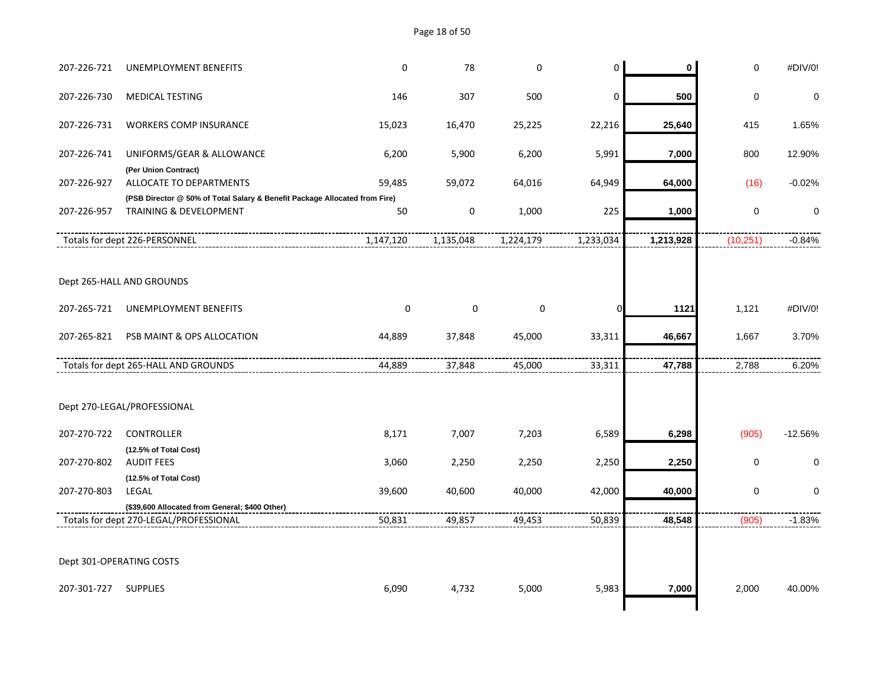| Account | Description | | | | | | | |
|---|---|---|---|---|---|---|---|---|
| 207-226-721 | UNEMPLOYMENT BENEFITS | 0 | 78 | 0 | 0 | **0** | 0 | #DIV/0! |
| 207-226-730 | MEDICAL TESTING | 146 | 307 | 500 | 0 | **500** | 0 | 0 |
| 207-226-731 | WORKERS COMP INSURANCE | 15,023 | 16,470 | 25,225 | 22,216 | **25,640** | 415 | 1.65% |
| 207-226-741 | UNIFORMS/GEAR & ALLOWANCE | 6,200 | 5,900 | 6,200 | 5,991 | **7,000** | 800 | 12.90% |
| | **(Per Union Contract)** | | | | | | | |
| 207-226-927 | ALLOCATE TO DEPARTMENTS | 59,485 | 59,072 | 64,016 | 64,949 | **64,000** | (16) | -0.02% |
| | **(PSB Director @ 50% of Total Salary & Benefit Package Allocated from Fire)** | | | | | | | |
| 207-226-957 | TRAINING & DEVELOPMENT | 50 | 0 | 1,000 | 225 | **1,000** | 0 | 0 |
| | Totals for dept 226-PERSONNEL | 1,147,120 | 1,135,048 | 1,224,179 | 1,233,034 | **1,213,928** | (10,251) | -0.84% |
| | | | | | | | | |
| Dept 265-HALL AND GROUNDS | | | | | | | | |
| 207-265-721 | UNEMPLOYMENT BENEFITS | 0 | 0 | 0 | 0 | **1121** | 1,121 | #DIV/0! |
| 207-265-821 | PSB MAINT & OPS ALLOCATION | 44,889 | 37,848 | 45,000 | 33,311 | **46,667** | 1,667 | 3.70% |
| | Totals for dept 265-HALL AND GROUNDS | 44,889 | 37,848 | 45,000 | 33,311 | **47,788** | 2,788 | 6.20% |
| | | | | | | | | |
| Dept 270-LEGAL/PROFESSIONAL | | | | | | | | |
| 207-270-722 | CONTROLLER | 8,171 | 7,007 | 7,203 | 6,589 | **6,298** | (905) | -12.56% |
| | **(12.5% of Total Cost)** | | | | | | | |
| 207-270-802 | AUDIT FEES | 3,060 | 2,250 | 2,250 | 2,250 | **2,250** | 0 | 0 |
| | **(12.5% of Total Cost)** | | | | | | | |
| 207-270-803 | LEGAL | 39,600 | 40,600 | 40,000 | 42,000 | **40,000** | 0 | 0 |
| | **($39,600 Allocated from General; $400 Other)** | | | | | | | |
| | Totals for dept 270-LEGAL/PROFESSIONAL | 50,831 | 49,857 | 49,453 | 50,839 | **48,548** | (905) | -1.83% |
| | | | | | | | | |
| Dept 301-OPERATING COSTS | | | | | | | | |
| 207-301-727 | SUPPLIES | 6,090 | 4,732 | 5,000 | 5,983 | **7,000** | 2,000 | 40.00% |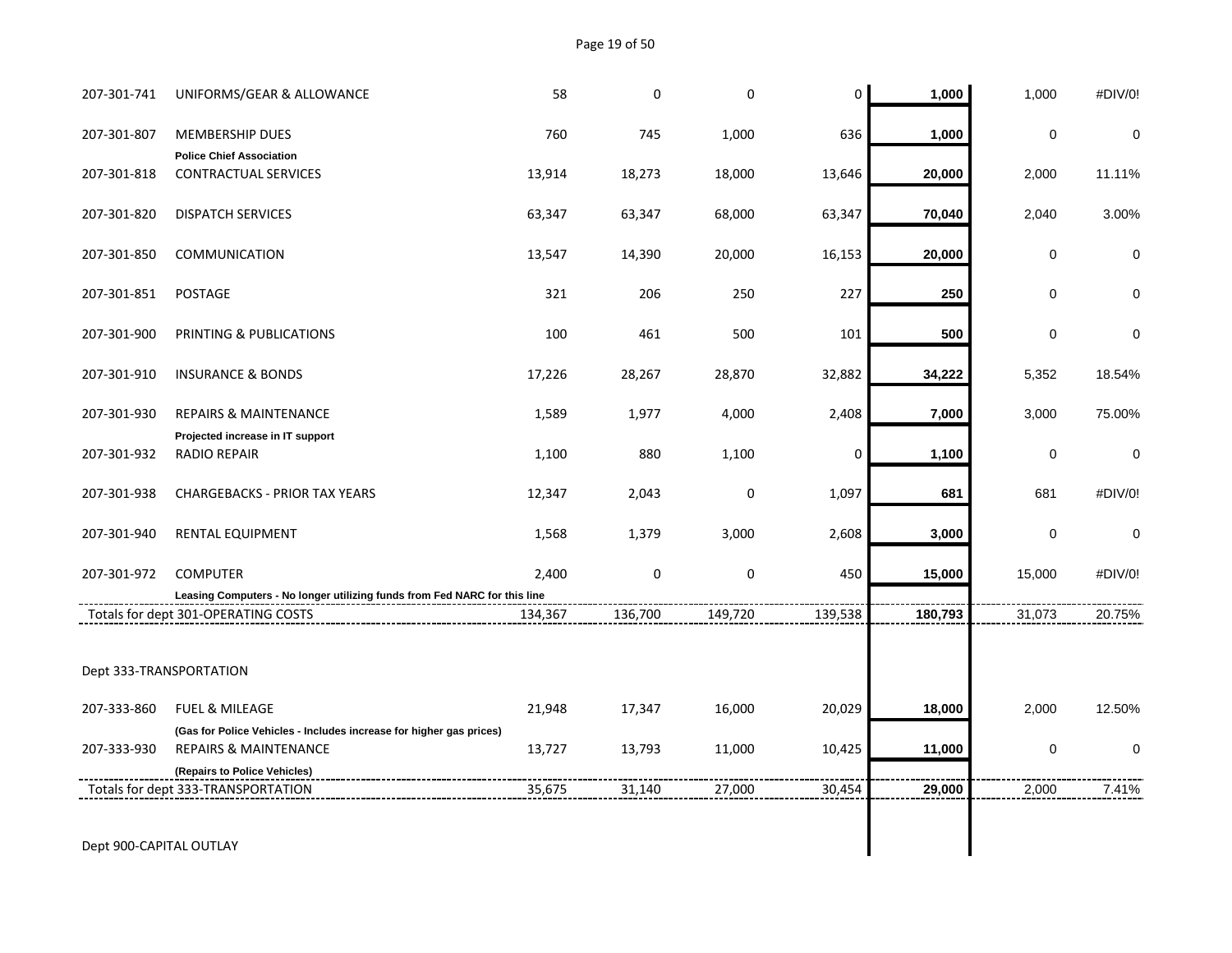| | | | | | | | | |
|---|---|---|---|---|---|---|---|---|
| 207-301-741 | UNIFORMS/GEAR & ALLOWANCE | 58 | 0 | 0 | 0 | **1,000** | 1,000 | #DIV/0! |
| 207-301-807 | MEMBERSHIP DUES | 760 | 745 | 1,000 | 636 | **1,000** | 0 | 0 |
| | **Police Chief Association** | | | | | | | |
| 207-301-818 | CONTRACTUAL SERVICES | 13,914 | 18,273 | 18,000 | 13,646 | **20,000** | 2,000 | 11.11% |
| 207-301-820 | DISPATCH SERVICES | 63,347 | 63,347 | 68,000 | 63,347 | **70,040** | 2,040 | 3.00% |
| 207-301-850 | COMMUNICATION | 13,547 | 14,390 | 20,000 | 16,153 | **20,000** | 0 | 0 |
| 207-301-851 | POSTAGE | 321 | 206 | 250 | 227 | **250** | 0 | 0 |
| 207-301-900 | PRINTING & PUBLICATIONS | 100 | 461 | 500 | 101 | **500** | 0 | 0 |
| 207-301-910 | INSURANCE & BONDS | 17,226 | 28,267 | 28,870 | 32,882 | **34,222** | 5,352 | 18.54% |
| 207-301-930 | REPAIRS & MAINTENANCE | 1,589 | 1,977 | 4,000 | 2,408 | **7,000** | 3,000 | 75.00% |
| | **Projected increase in IT support** | | | | | | | |
| 207-301-932 | RADIO REPAIR | 1,100 | 880 | 1,100 | 0 | **1,100** | 0 | 0 |
| 207-301-938 | CHARGEBACKS - PRIOR TAX YEARS | 12,347 | 2,043 | 0 | 1,097 | **681** | 681 | #DIV/0! |
| 207-301-940 | RENTAL EQUIPMENT | 1,568 | 1,379 | 3,000 | 2,608 | **3,000** | 0 | 0 |
| 207-301-972 | COMPUTER | 2,400 | 0 | 0 | 450 | **15,000** | 15,000 | #DIV/0! |
| | **Leasing Computers - No longer utilizing funds from Fed NARC for this line** | | | | | | | |
| | Totals for dept 301-OPERATING COSTS | 134,367 | 136,700 | 149,720 | 139,538 | **180,793** | 31,073 | 20.75% |
| | | | | | | | | |
| Dept 333-TRANSPORTATION | | | | | | | | |
| 207-333-860 | FUEL & MILEAGE | 21,948 | 17,347 | 16,000 | 20,029 | **18,000** | 2,000 | 12.50% |
| | **(Gas for Police Vehicles - Includes increase for higher gas prices)** | | | | | | | |
| 207-333-930 | REPAIRS & MAINTENANCE | 13,727 | 13,793 | 11,000 | 10,425 | **11,000** | 0 | 0 |
| | **(Repairs to Police Vehicles)** | | | | | | | |
| | Totals for dept 333-TRANSPORTATION | 35,675 | 31,140 | 27,000 | 30,454 | **29,000** | 2,000 | 7.41% |
| | | | | | | | | |
| Dept 900-CAPITAL OUTLAY | | | | | | | | |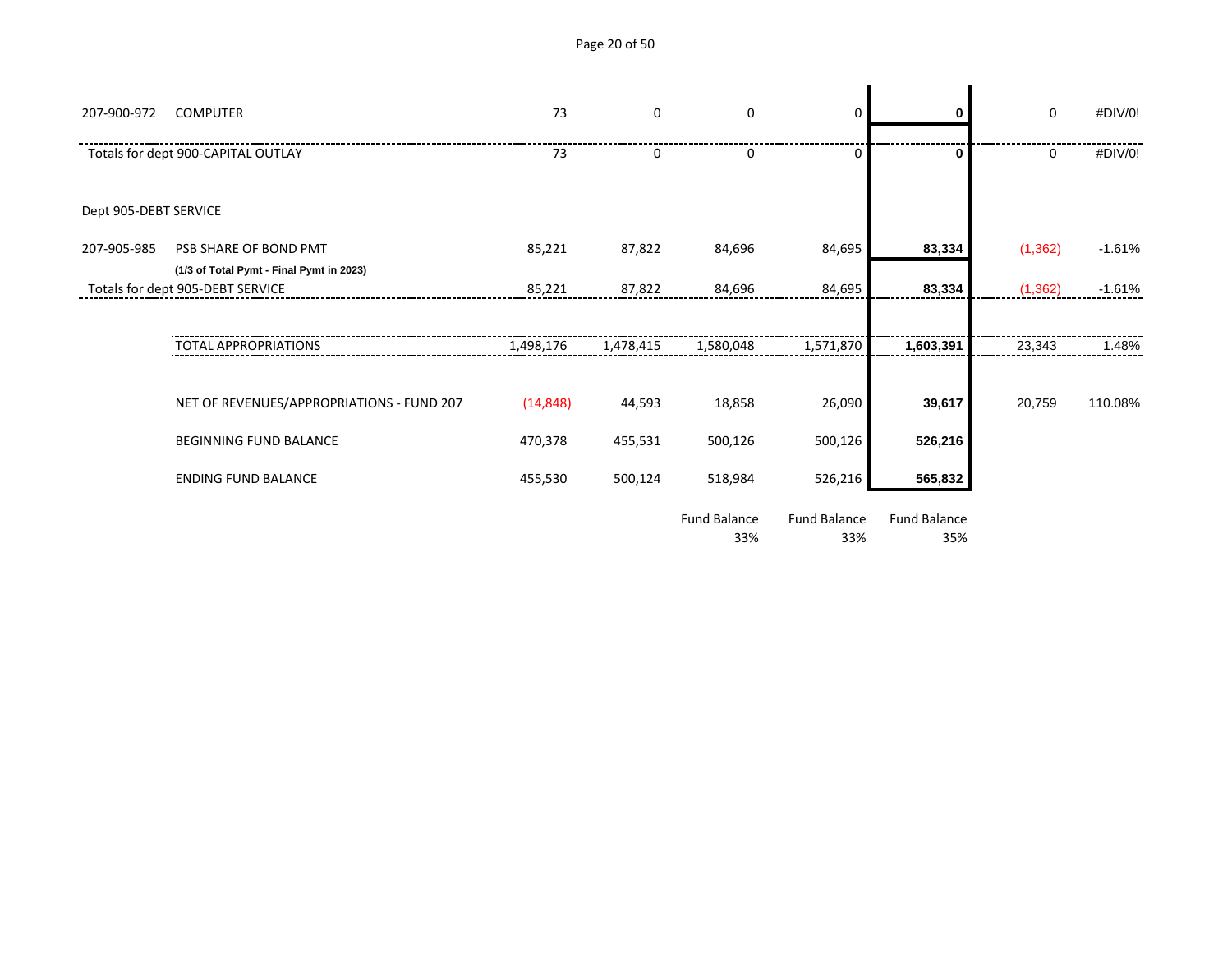| | | | | | | | | |
|---|---|---|---|---|---|---|---|---|
| 207-900-972 | COMPUTER | 73 | 0 | 0 | 0 | **0** | 0 | #DIV/0! |
| Totals for dept 900-CAPITAL OUTLAY | | 73 | 0 | 0 | 0 | **0** | 0 | #DIV/0! |
| Dept 905-DEBT SERVICE | | | | | | | | |
| 207-905-985 | PSB SHARE OF BOND PMT<br>**(1/3 of Total Pymt - Final Pymt in 2023)** | 85,221 | 87,822 | 84,696 | 84,695 | **83,334** | (1,362) | -1.61% |
| Totals for dept 905-DEBT SERVICE | | 85,221 | 87,822 | 84,696 | 84,695 | **83,334** | (1,362) | -1.61% |
| | TOTAL APPROPRIATIONS | 1,498,176 | 1,478,415 | 1,580,048 | 1,571,870 | **1,603,391** | 23,343 | 1.48% |
| | NET OF REVENUES/APPROPRIATIONS - FUND 207 | (14,848) | 44,593 | 18,858 | 26,090 | **39,617** | 20,759 | 110.08% |
| | BEGINNING FUND BALANCE | 470,378 | 455,531 | 500,126 | 500,126 | **526,216** | | |
| | ENDING FUND BALANCE | 455,530 | 500,124 | 518,984 | 526,216 | **565,832** | | |
| | | | | Fund Balance<br>33% | Fund Balance<br>33% | Fund Balance<br>35% | | |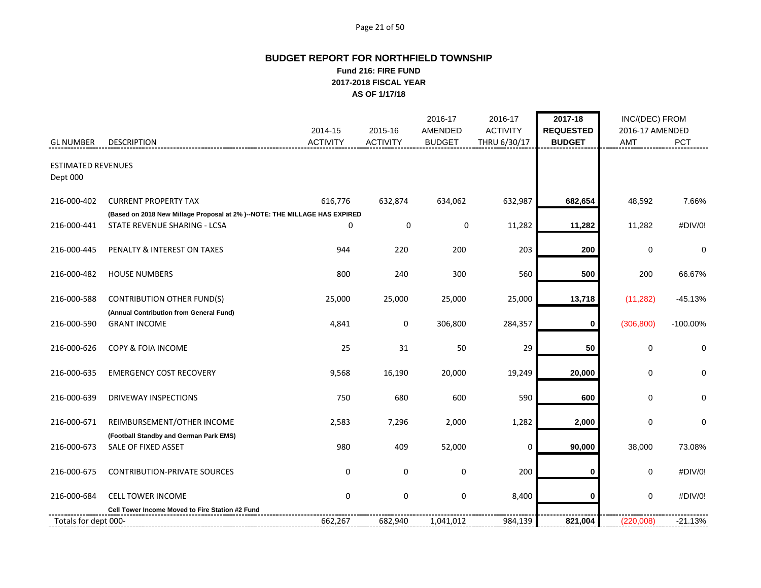# BUDGET REPORT FOR NORTHFIELD TOWNSHIP

## Fund 216: FIRE FUND

### 2017-2018 FISCAL YEAR

### AS OF 1/17/18

| GL NUMBER | DESCRIPTION | 2014-15 ACTIVITY | 2015-16 ACTIVITY | 2016-17 AMENDED BUDGET | 2016-17 ACTIVITY THRU 6/30/17 | 2017-18 REQUESTED BUDGET | INC/(DEC) FROM 2016-17 AMENDED AMT | PCT |
|---|---|---|---|---|---|---|---|---|
| ESTIMATED REVENUES | | | | | | | | |
| Dept 000 | | | | | | | | |
| 216-000-402 | CURRENT PROPERTY TAX | 616,776 | 632,874 | 634,062 | 632,987 | **682,654** | 48,592 | 7.66% |
| | **(Based on 2018 New Millage Proposal at 2% )--NOTE: THE MILLAGE HAS EXPIRED** | | | | | | | |
| 216-000-441 | STATE REVENUE SHARING - LCSA | 0 | 0 | 0 | 11,282 | **11,282** | 11,282 | #DIV/0! |
| 216-000-445 | PENALTY & INTEREST ON TAXES | 944 | 220 | 200 | 203 | **200** | 0 | 0 |
| 216-000-482 | HOUSE NUMBERS | 800 | 240 | 300 | 560 | **500** | 200 | 66.67% |
| 216-000-588 | CONTRIBUTION OTHER FUND(S) | 25,000 | 25,000 | 25,000 | 25,000 | **13,718** | (11,282) | -45.13% |
| | **(Annual Contribution from General Fund)** | | | | | | | |
| 216-000-590 | GRANT INCOME | 4,841 | 0 | 306,800 | 284,357 | **0** | (306,800) | -100.00% |
| 216-000-626 | COPY & FOIA INCOME | 25 | 31 | 50 | 29 | **50** | 0 | 0 |
| 216-000-635 | EMERGENCY COST RECOVERY | 9,568 | 16,190 | 20,000 | 19,249 | **20,000** | 0 | 0 |
| 216-000-639 | DRIVEWAY INSPECTIONS | 750 | 680 | 600 | 590 | **600** | 0 | 0 |
| 216-000-671 | REIMBURSEMENT/OTHER INCOME | 2,583 | 7,296 | 2,000 | 1,282 | **2,000** | 0 | 0 |
| | **(Football Standby and German Park EMS)** | | | | | | | |
| 216-000-673 | SALE OF FIXED ASSET | 980 | 409 | 52,000 | 0 | **90,000** | 38,000 | 73.08% |
| 216-000-675 | CONTRIBUTION-PRIVATE SOURCES | 0 | 0 | 0 | 200 | **0** | 0 | #DIV/0! |
| 216-000-684 | CELL TOWER INCOME | 0 | 0 | 0 | 8,400 | **0** | 0 | #DIV/0! |
| | **Cell Tower Income Moved to Fire Station #2 Fund** | | | | | | | |
| Totals for dept 000- | | 662,267 | 682,940 | 1,041,012 | 984,139 | **821,004** | (220,008) | -21.13% |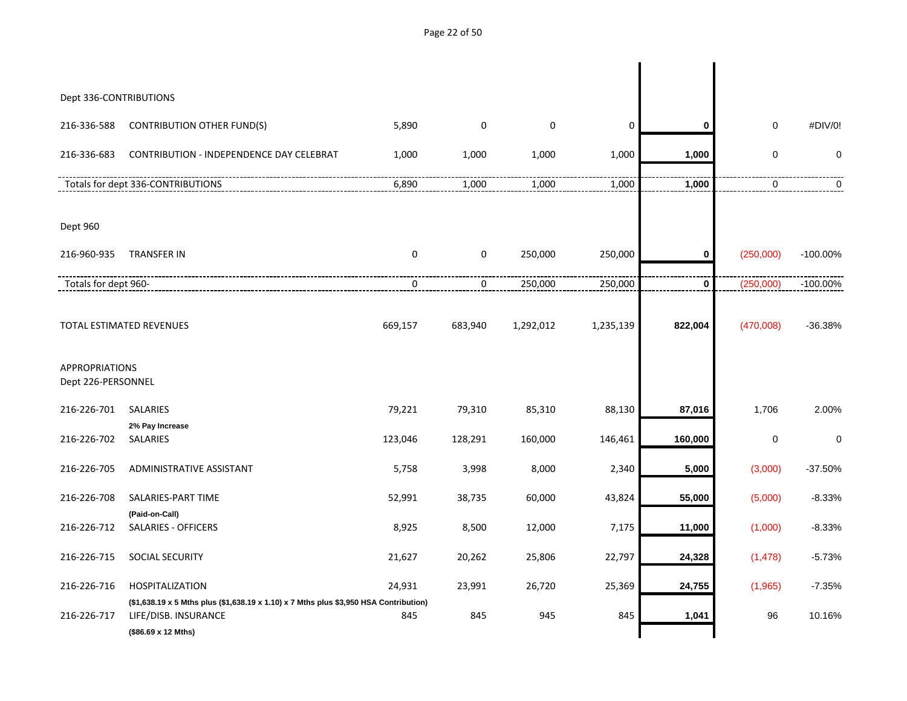| Account | Description | | | | | | | |
|---|---|---|---|---|---|---|---|---|
| Dept 336-CONTRIBUTIONS | | | | | | | | |
| 216-336-588 | CONTRIBUTION OTHER FUND(S) | 5,890 | 0 | 0 | 0 | **0** | 0 | #DIV/0! |
| 216-336-683 | CONTRIBUTION - INDEPENDENCE DAY CELEBRAT | 1,000 | 1,000 | 1,000 | 1,000 | **1,000** | 0 | 0 |
| Totals for dept 336-CONTRIBUTIONS | | 6,890 | 1,000 | 1,000 | 1,000 | **1,000** | 0 | 0 |
| Dept 960 | | | | | | | | |
| 216-960-935 | TRANSFER IN | 0 | 0 | 250,000 | 250,000 | **0** | (250,000) | -100.00% |
| Totals for dept 960- | | 0 | 0 | 250,000 | 250,000 | **0** | (250,000) | -100.00% |
| TOTAL ESTIMATED REVENUES | | 669,157 | 683,940 | 1,292,012 | 1,235,139 | **822,004** | (470,008) | -36.38% |
| APPROPRIATIONS | | | | | | | | |
| Dept 226-PERSONNEL | | | | | | | | |
| 216-226-701 | SALARIES<br>**2% Pay Increase** | 79,221 | 79,310 | 85,310 | 88,130 | **87,016** | 1,706 | 2.00% |
| 216-226-702 | SALARIES | 123,046 | 128,291 | 160,000 | 146,461 | **160,000** | 0 | 0 |
| 216-226-705 | ADMINISTRATIVE ASSISTANT | 5,758 | 3,998 | 8,000 | 2,340 | **5,000** | (3,000) | -37.50% |
| 216-226-708 | SALARIES-PART TIME<br>**(Paid-on-Call)** | 52,991 | 38,735 | 60,000 | 43,824 | **55,000** | (5,000) | -8.33% |
| 216-226-712 | SALARIES - OFFICERS | 8,925 | 8,500 | 12,000 | 7,175 | **11,000** | (1,000) | -8.33% |
| 216-226-715 | SOCIAL SECURITY | 21,627 | 20,262 | 25,806 | 22,797 | **24,328** | (1,478) | -5.73% |
| 216-226-716 | HOSPITALIZATION<br>**($1,638.19 x 5 Mths plus ($1,638.19 x 1.10) x 7 Mths plus $3,950 HSA Contribution)** | 24,931 | 23,991 | 26,720 | 25,369 | **24,755** | (1,965) | -7.35% |
| 216-226-717 | LIFE/DISB. INSURANCE<br>**($86.69 x 12 Mths)** | 845 | 845 | 945 | 845 | **1,041** | 96 | 10.16% |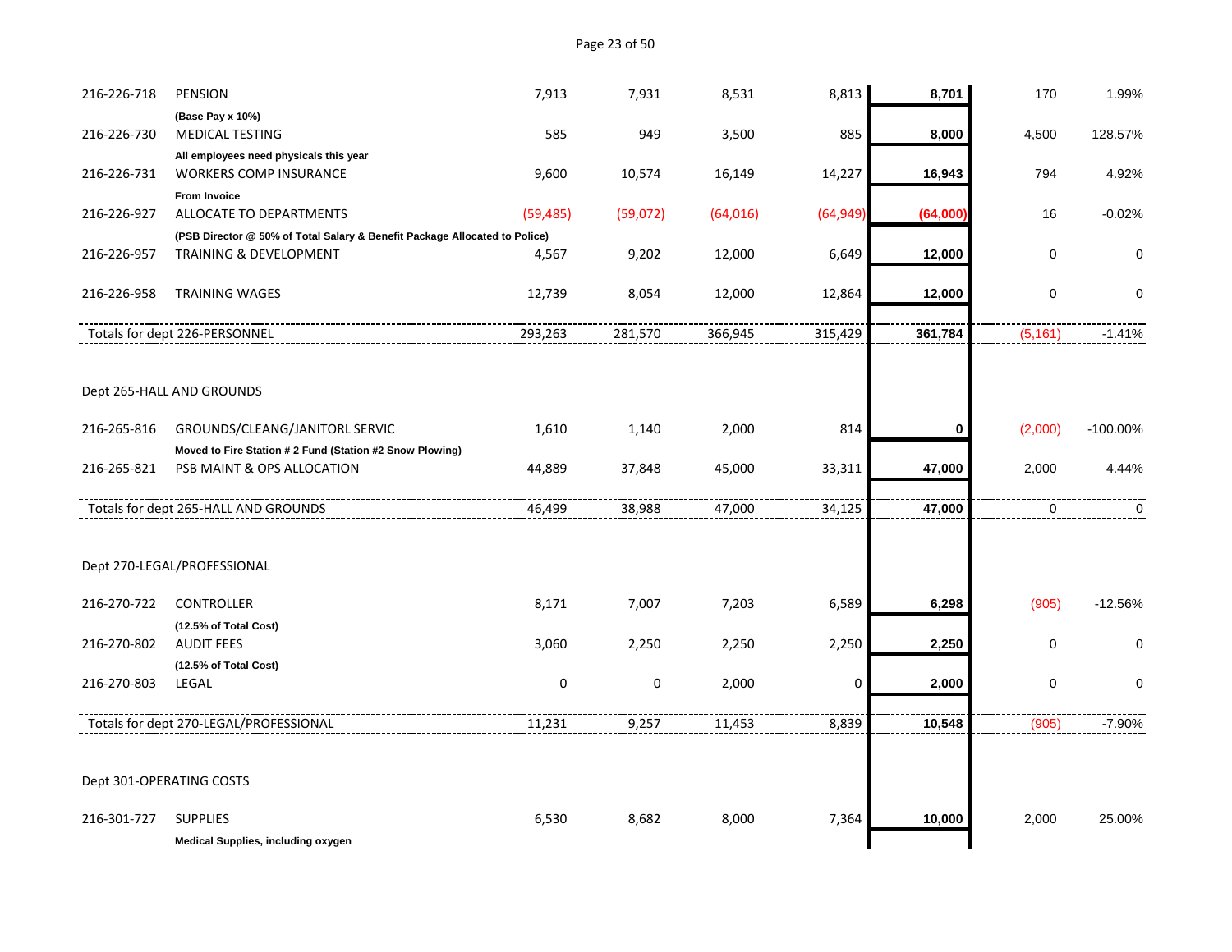| Account | Description | | | | | | Change | % |
|---|---|---|---|---|---|---|---|---|
| 216-226-718 | PENSION | 7,913 | 7,931 | 8,531 | 8,813 | **8,701** | 170 | 1.99% |
| | **(Base Pay x 10%)** | | | | | | | |
| 216-226-730 | MEDICAL TESTING | 585 | 949 | 3,500 | 885 | **8,000** | 4,500 | 128.57% |
| | **All employees need physicals this year** | | | | | | | |
| 216-226-731 | WORKERS COMP INSURANCE | 9,600 | 10,574 | 16,149 | 14,227 | **16,943** | 794 | 4.92% |
| | **From Invoice** | | | | | | | |
| 216-226-927 | ALLOCATE TO DEPARTMENTS | (59,485) | (59,072) | (64,016) | (64,949) | **(64,000)** | 16 | -0.02% |
| | **(PSB Director @ 50% of Total Salary & Benefit Package Allocated to Police)** | | | | | | | |
| 216-226-957 | TRAINING & DEVELOPMENT | 4,567 | 9,202 | 12,000 | 6,649 | **12,000** | 0 | 0 |
| 216-226-958 | TRAINING WAGES | 12,739 | 8,054 | 12,000 | 12,864 | **12,000** | 0 | 0 |
| | Totals for dept 226-PERSONNEL | 293,263 | 281,570 | 366,945 | 315,429 | **361,784** | (5,161) | -1.41% |
| | | | | | | | | |
| | Dept 265-HALL AND GROUNDS | | | | | | | |
| 216-265-816 | GROUNDS/CLEANG/JANITORL SERVIC | 1,610 | 1,140 | 2,000 | 814 | **0** | (2,000) | -100.00% |
| | **Moved to Fire Station # 2 Fund (Station #2 Snow Plowing)** | | | | | | | |
| 216-265-821 | PSB MAINT & OPS ALLOCATION | 44,889 | 37,848 | 45,000 | 33,311 | **47,000** | 2,000 | 4.44% |
| | Totals for dept 265-HALL AND GROUNDS | 46,499 | 38,988 | 47,000 | 34,125 | **47,000** | 0 | 0 |
| | | | | | | | | |
| | Dept 270-LEGAL/PROFESSIONAL | | | | | | | |
| 216-270-722 | CONTROLLER | 8,171 | 7,007 | 7,203 | 6,589 | **6,298** | (905) | -12.56% |
| | **(12.5% of Total Cost)** | | | | | | | |
| 216-270-802 | AUDIT FEES | 3,060 | 2,250 | 2,250 | 2,250 | **2,250** | 0 | 0 |
| | **(12.5% of Total Cost)** | | | | | | | |
| 216-270-803 | LEGAL | 0 | 0 | 2,000 | 0 | **2,000** | 0 | 0 |
| | Totals for dept 270-LEGAL/PROFESSIONAL | 11,231 | 9,257 | 11,453 | 8,839 | **10,548** | (905) | -7.90% |
| | | | | | | | | |
| | Dept 301-OPERATING COSTS | | | | | | | |
| 216-301-727 | SUPPLIES | 6,530 | 8,682 | 8,000 | 7,364 | **10,000** | 2,000 | 25.00% |
| | **Medical Supplies, including oxygen** | | | | | | | |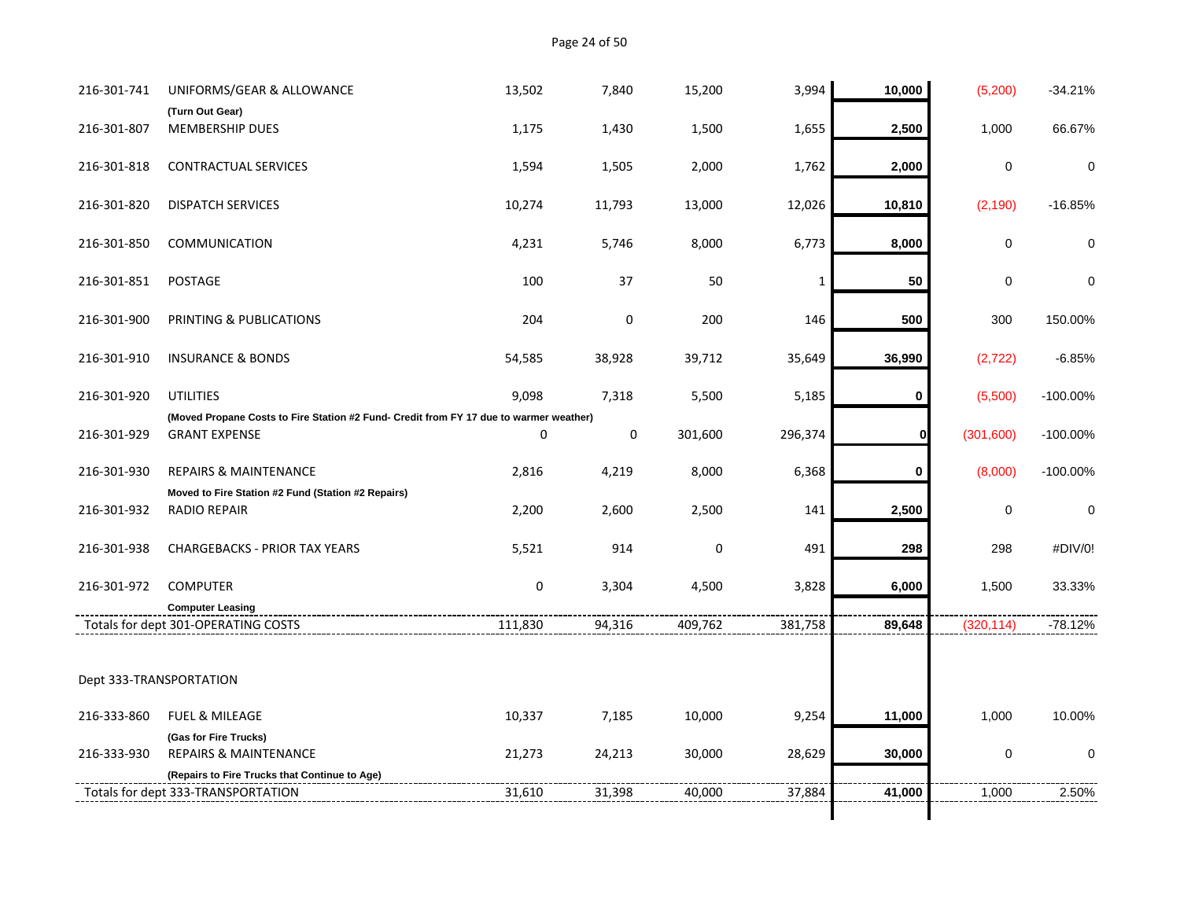| | | | | | | | | |
|---|---|---|---|---|---|---|---|---|
| 216-301-741 | UNIFORMS/GEAR & ALLOWANCE | 13,502 | 7,840 | 15,200 | 3,994 | **10,000** | (5,200) | -34.21% |
| | **(Turn Out Gear)** | | | | | | | |
| 216-301-807 | MEMBERSHIP DUES | 1,175 | 1,430 | 1,500 | 1,655 | **2,500** | 1,000 | 66.67% |
| 216-301-818 | CONTRACTUAL SERVICES | 1,594 | 1,505 | 2,000 | 1,762 | **2,000** | 0 | 0 |
| 216-301-820 | DISPATCH SERVICES | 10,274 | 11,793 | 13,000 | 12,026 | **10,810** | (2,190) | -16.85% |
| 216-301-850 | COMMUNICATION | 4,231 | 5,746 | 8,000 | 6,773 | **8,000** | 0 | 0 |
| 216-301-851 | POSTAGE | 100 | 37 | 50 | 1 | **50** | 0 | 0 |
| 216-301-900 | PRINTING & PUBLICATIONS | 204 | 0 | 200 | 146 | **500** | 300 | 150.00% |
| 216-301-910 | INSURANCE & BONDS | 54,585 | 38,928 | 39,712 | 35,649 | **36,990** | (2,722) | -6.85% |
| 216-301-920 | UTILITIES | 9,098 | 7,318 | 5,500 | 5,185 | **0** | (5,500) | -100.00% |
| | **(Moved Propane Costs to Fire Station #2 Fund- Credit from FY 17 due to warmer weather)** | | | | | | | |
| 216-301-929 | GRANT EXPENSE | 0 | 0 | 301,600 | 296,374 | **0** | (301,600) | -100.00% |
| 216-301-930 | REPAIRS & MAINTENANCE | 2,816 | 4,219 | 8,000 | 6,368 | **0** | (8,000) | -100.00% |
| | **Moved to Fire Station #2 Fund (Station #2 Repairs)** | | | | | | | |
| 216-301-932 | RADIO REPAIR | 2,200 | 2,600 | 2,500 | 141 | **2,500** | 0 | 0 |
| 216-301-938 | CHARGEBACKS - PRIOR TAX YEARS | 5,521 | 914 | 0 | 491 | **298** | 298 | #DIV/0! |
| 216-301-972 | COMPUTER | 0 | 3,304 | 4,500 | 3,828 | **6,000** | 1,500 | 33.33% |
| | **Computer Leasing** | | | | | | | |
| Totals for dept 301-OPERATING COSTS | | 111,830 | 94,316 | 409,762 | 381,758 | **89,648** | (320,114) | -78.12% |
| | | | | | | | | |
| Dept 333-TRANSPORTATION | | | | | | | | |
| 216-333-860 | FUEL & MILEAGE | 10,337 | 7,185 | 10,000 | 9,254 | **11,000** | 1,000 | 10.00% |
| | **(Gas for Fire Trucks)** | | | | | | | |
| 216-333-930 | REPAIRS & MAINTENANCE | 21,273 | 24,213 | 30,000 | 28,629 | **30,000** | 0 | 0 |
| | **(Repairs to Fire Trucks that Continue to Age)** | | | | | | | |
| Totals for dept 333-TRANSPORTATION | | 31,610 | 31,398 | 40,000 | 37,884 | **41,000** | 1,000 | 2.50% |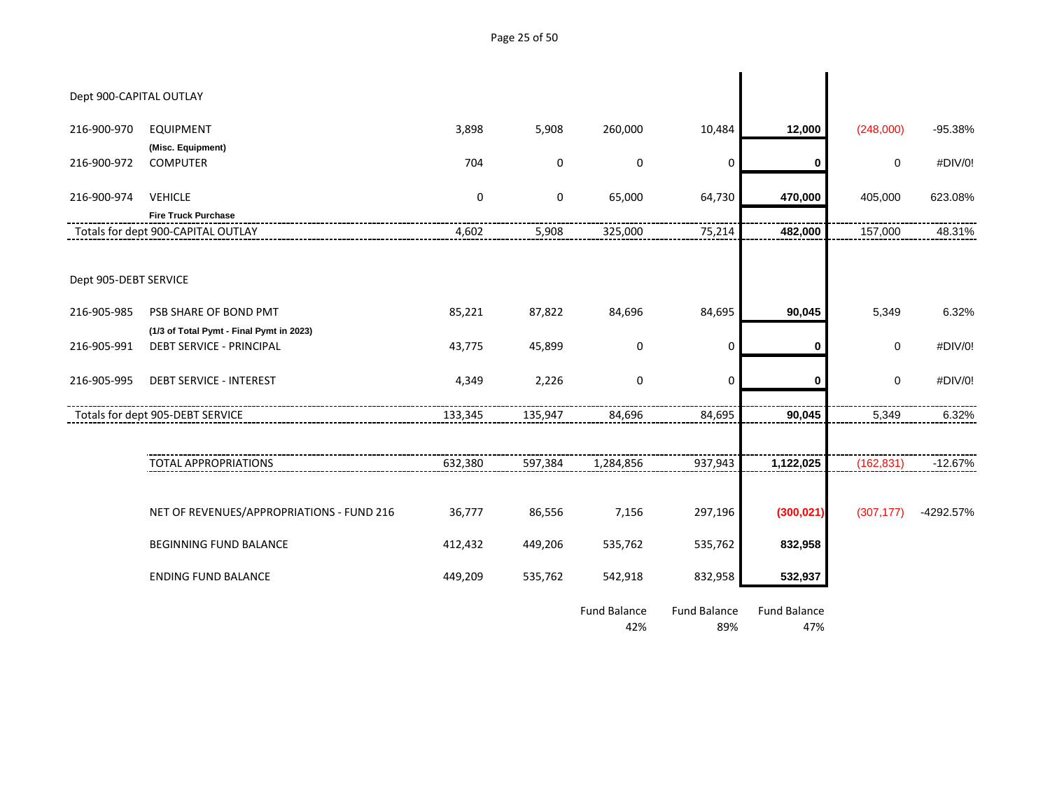| | | | | | | | | |
|---|---|---|---|---|---|---|---|---|
| **Dept 900-CAPITAL OUTLAY** | | | | | | | | |
| 216-900-970 | EQUIPMENT<br>**(Misc. Equipment)** | 3,898 | 5,908 | 260,000 | 10,484 | **12,000** | (248,000) | -95.38% |
| 216-900-972 | COMPUTER | 704 | 0 | 0 | 0 | **0** | 0 | #DIV/0! |
| 216-900-974 | VEHICLE<br>**Fire Truck Purchase** | 0 | 0 | 65,000 | 64,730 | **470,000** | 405,000 | 623.08% |
| Totals for dept 900-CAPITAL OUTLAY | | 4,602 | 5,908 | 325,000 | 75,214 | **482,000** | 157,000 | 48.31% |
| **Dept 905-DEBT SERVICE** | | | | | | | | |
| 216-905-985 | PSB SHARE OF BOND PMT<br>**(1/3 of Total Pymt - Final Pymt in 2023)** | 85,221 | 87,822 | 84,696 | 84,695 | **90,045** | 5,349 | 6.32% |
| 216-905-991 | DEBT SERVICE - PRINCIPAL | 43,775 | 45,899 | 0 | 0 | **0** | 0 | #DIV/0! |
| 216-905-995 | DEBT SERVICE - INTEREST | 4,349 | 2,226 | 0 | 0 | **0** | 0 | #DIV/0! |
| Totals for dept 905-DEBT SERVICE | | 133,345 | 135,947 | 84,696 | 84,695 | **90,045** | 5,349 | 6.32% |
| | TOTAL APPROPRIATIONS | 632,380 | 597,384 | 1,284,856 | 937,943 | **1,122,025** | (162,831) | -12.67% |
| | NET OF REVENUES/APPROPRIATIONS - FUND 216 | 36,777 | 86,556 | 7,156 | 297,196 | **(300,021)** | (307,177) | -4292.57% |
| | BEGINNING FUND BALANCE | 412,432 | 449,206 | 535,762 | 535,762 | **832,958** | | |
| | ENDING FUND BALANCE | 449,209 | 535,762 | 542,918 | 832,958 | **532,937** | | |
| | | | | Fund Balance<br>42% | Fund Balance<br>89% | Fund Balance<br>47% | | |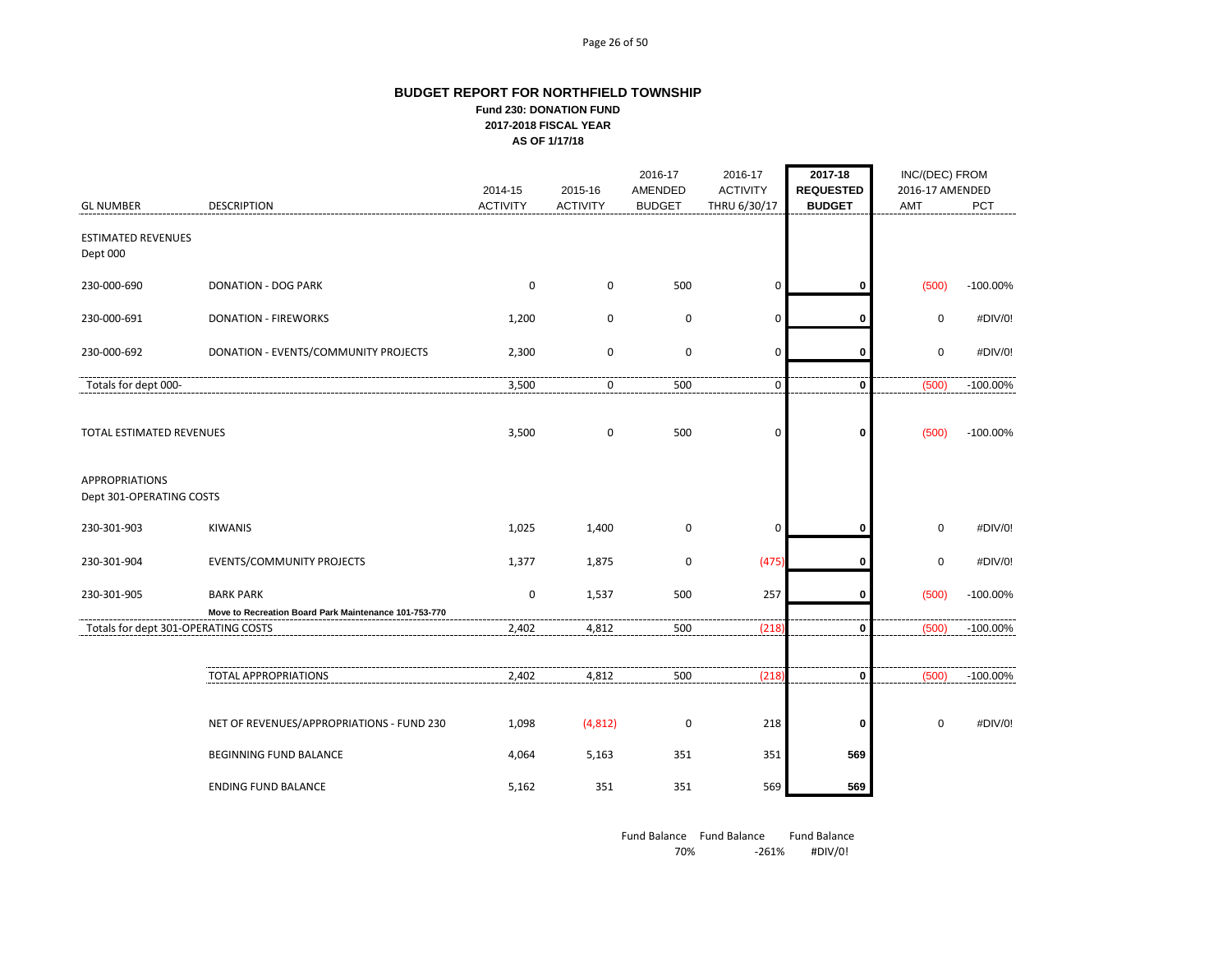**BUDGET REPORT FOR NORTHFIELD TOWNSHIP**
**Fund 230: DONATION FUND**
**2017-2018 FISCAL YEAR**
**AS OF 1/17/18**

| GL NUMBER | DESCRIPTION | 2014-15 ACTIVITY | 2015-16 ACTIVITY | 2016-17 AMENDED BUDGET | 2016-17 ACTIVITY THRU 6/30/17 | 2017-18 REQUESTED BUDGET | INC/(DEC) FROM 2016-17 AMENDED AMT | PCT |
|---|---|---|---|---|---|---|---|---|
| ESTIMATED REVENUES | | | | | | | | |
| Dept 000 | | | | | | | | |
| 230-000-690 | DONATION - DOG PARK | 0 | 0 | 500 | 0 | **0** | (500) | -100.00% |
| 230-000-691 | DONATION - FIREWORKS | 1,200 | 0 | 0 | 0 | **0** | 0 | #DIV/0! |
| 230-000-692 | DONATION - EVENTS/COMMUNITY PROJECTS | 2,300 | 0 | 0 | 0 | **0** | 0 | #DIV/0! |
| Totals for dept 000- | | 3,500 | 0 | 500 | 0 | **0** | (500) | -100.00% |
| TOTAL ESTIMATED REVENUES | | 3,500 | 0 | 500 | 0 | **0** | (500) | -100.00% |
| APPROPRIATIONS | | | | | | | | |
| Dept 301-OPERATING COSTS | | | | | | | | |
| 230-301-903 | KIWANIS | 1,025 | 1,400 | 0 | 0 | **0** | 0 | #DIV/0! |
| 230-301-904 | EVENTS/COMMUNITY PROJECTS | 1,377 | 1,875 | 0 | (475) | **0** | 0 | #DIV/0! |
| 230-301-905 | BARK PARK<br>**Move to Recreation Board Park Maintenance 101-753-770** | 0 | 1,537 | 500 | 257 | **0** | (500) | -100.00% |
| Totals for dept 301-OPERATING COSTS | | 2,402 | 4,812 | 500 | (218) | **0** | (500) | -100.00% |
| | TOTAL APPROPRIATIONS | 2,402 | 4,812 | 500 | (218) | **0** | (500) | -100.00% |
| | NET OF REVENUES/APPROPRIATIONS - FUND 230 | 1,098 | (4,812) | 0 | 218 | **0** | 0 | #DIV/0! |
| | BEGINNING FUND BALANCE | 4,064 | 5,163 | 351 | 351 | **569** | | |
| | ENDING FUND BALANCE | 5,162 | 351 | 351 | 569 | **569** | | |
| | | | | Fund Balance 70% | Fund Balance -261% | Fund Balance #DIV/0! | | |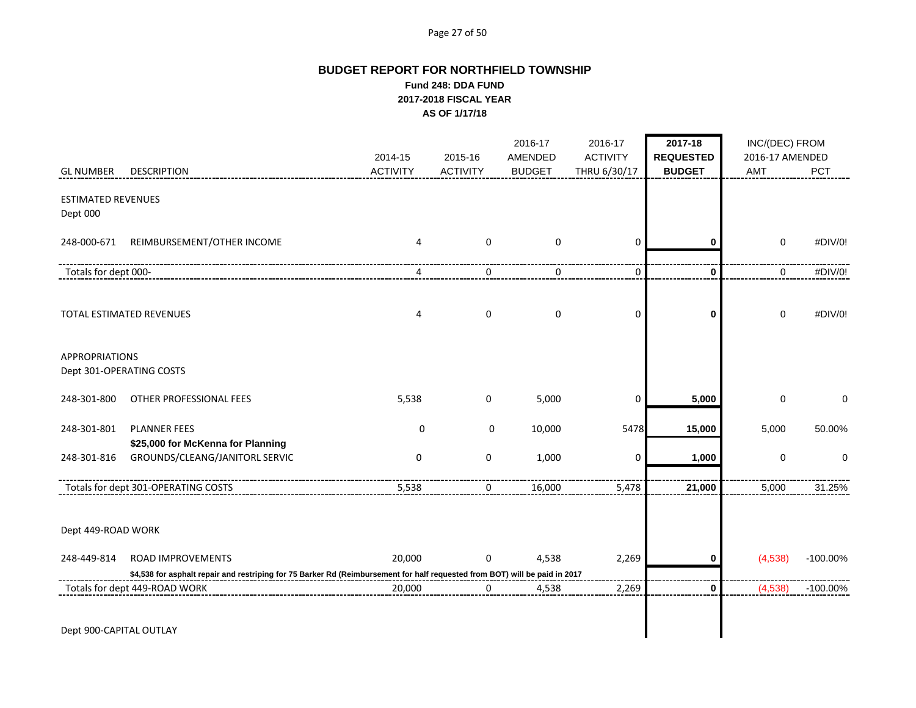# BUDGET REPORT FOR NORTHFIELD TOWNSHIP

**Fund 248: DDA FUND**
**2017-2018 FISCAL YEAR**
**AS OF 1/17/18**

| GL NUMBER | DESCRIPTION | 2014-15 ACTIVITY | 2015-16 ACTIVITY | 2016-17 AMENDED BUDGET | 2016-17 ACTIVITY THRU 6/30/17 | **2017-18 REQUESTED BUDGET** | INC/(DEC) FROM 2016-17 AMENDED AMT | PCT |
|---|---|---|---|---|---|---|---|---|
| ESTIMATED REVENUES | | | | | | | | |
| Dept 000 | | | | | | | | |
| 248-000-671 | REIMBURSEMENT/OTHER INCOME | 4 | 0 | 0 | 0 | **0** | 0 | #DIV/0! |
| Totals for dept 000- | | 4 | 0 | 0 | 0 | **0** | 0 | #DIV/0! |
| TOTAL ESTIMATED REVENUES | | 4 | 0 | 0 | 0 | **0** | 0 | #DIV/0! |
| APPROPRIATIONS | | | | | | | | |
| Dept 301-OPERATING COSTS | | | | | | | | |
| 248-301-800 | OTHER PROFESSIONAL FEES | 5,538 | 0 | 5,000 | 0 | **5,000** | 0 | 0 |
| 248-301-801 | PLANNER FEES | 0 | 0 | 10,000 | 5478 | **15,000** | 5,000 | 50.00% |
| | **$25,000 for McKenna for Planning** | | | | | | | |
| 248-301-816 | GROUNDS/CLEANG/JANITORL SERVIC | 0 | 0 | 1,000 | 0 | **1,000** | 0 | 0 |
| Totals for dept 301-OPERATING COSTS | | 5,538 | 0 | 16,000 | 5,478 | **21,000** | 5,000 | 31.25% |
| Dept 449-ROAD WORK | | | | | | | | |
| 248-449-814 | ROAD IMPROVEMENTS | 20,000 | 0 | 4,538 | 2,269 | **0** | (4,538) | -100.00% |
| | **$4,538 for asphalt repair and restriping for 75 Barker Rd (Reimbursement for half requested from BOT) will be paid in 2017** | | | | | | | |
| Totals for dept 449-ROAD WORK | | 20,000 | 0 | 4,538 | 2,269 | **0** | (4,538) | -100.00% |
| Dept 900-CAPITAL OUTLAY | | | | | | | | |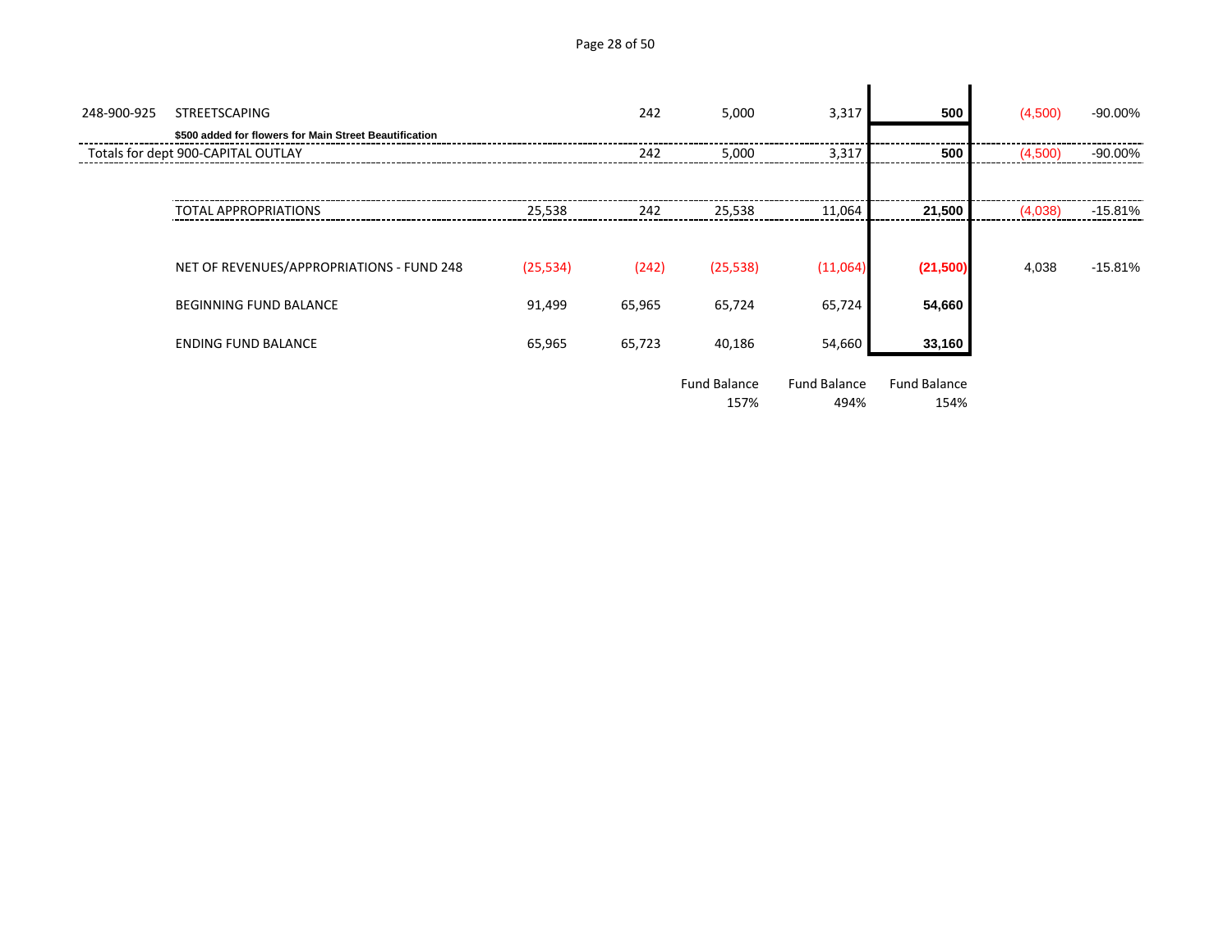| | | | | | | | | |
|---|---|---|---|---|---|---|---|---|
| 248-900-925 | STREETSCAPING | | 242 | 5,000 | 3,317 | **500** | (4,500) | -90.00% |
| | **$500 added for flowers for Main Street Beautification** | | | | | | | |
| | Totals for dept 900-CAPITAL OUTLAY | | 242 | 5,000 | 3,317 | **500** | (4,500) | -90.00% |
| | | | | | | | | |
| | TOTAL APPROPRIATIONS | 25,538 | 242 | 25,538 | 11,064 | **21,500** | (4,038) | -15.81% |
| | | | | | | | | |
| | NET OF REVENUES/APPROPRIATIONS - FUND 248 | (25,534) | (242) | (25,538) | (11,064) | **(21,500)** | 4,038 | -15.81% |
| | BEGINNING FUND BALANCE | 91,499 | 65,965 | 65,724 | 65,724 | **54,660** | | |
| | ENDING FUND BALANCE | 65,965 | 65,723 | 40,186 | 54,660 | **33,160** | | |
| | | | | Fund Balance | Fund Balance | Fund Balance | | |
| | | | | 157% | 494% | 154% | | |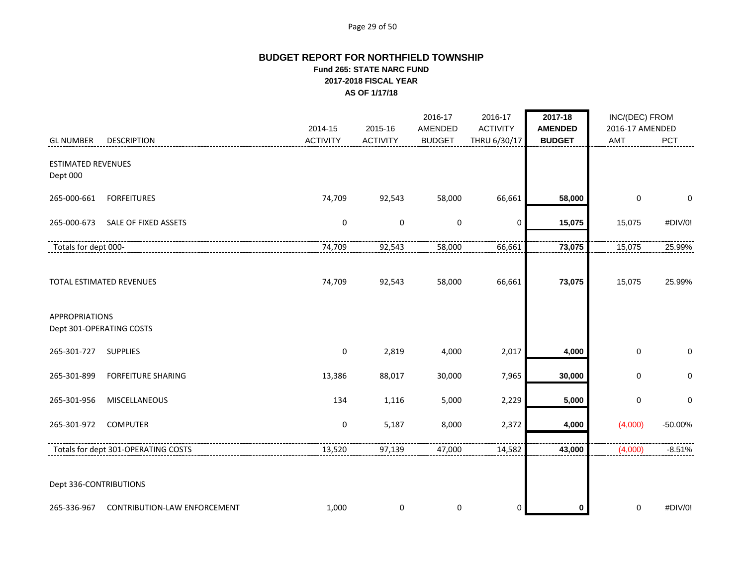# BUDGET REPORT FOR NORTHFIELD TOWNSHIP

## Fund 265: STATE NARC FUND

### 2017-2018 FISCAL YEAR

### AS OF 1/17/18

| GL NUMBER | DESCRIPTION | 2014-15 ACTIVITY | 2015-16 ACTIVITY | 2016-17 AMENDED BUDGET | 2016-17 ACTIVITY THRU 6/30/17 | 2017-18 AMENDED BUDGET | INC/(DEC) FROM 2016-17 AMENDED AMT | PCT |
|---|---|---|---|---|---|---|---|---|
| ESTIMATED REVENUES | | | | | | | | |
| Dept 000 | | | | | | | | |
| 265-000-661 | FORFEITURES | 74,709 | 92,543 | 58,000 | 66,661 | **58,000** | 0 | 0 |
| 265-000-673 | SALE OF FIXED ASSETS | 0 | 0 | 0 | 0 | **15,075** | 15,075 | #DIV/0! |
| Totals for dept 000- | | 74,709 | 92,543 | 58,000 | 66,661 | **73,075** | 15,075 | 25.99% |
| TOTAL ESTIMATED REVENUES | | 74,709 | 92,543 | 58,000 | 66,661 | **73,075** | 15,075 | 25.99% |
| APPROPRIATIONS | | | | | | | | |
| Dept 301-OPERATING COSTS | | | | | | | | |
| 265-301-727 | SUPPLIES | 0 | 2,819 | 4,000 | 2,017 | **4,000** | 0 | 0 |
| 265-301-899 | FORFEITURE SHARING | 13,386 | 88,017 | 30,000 | 7,965 | **30,000** | 0 | 0 |
| 265-301-956 | MISCELLANEOUS | 134 | 1,116 | 5,000 | 2,229 | **5,000** | 0 | 0 |
| 265-301-972 | COMPUTER | 0 | 5,187 | 8,000 | 2,372 | **4,000** | (4,000) | -50.00% |
| Totals for dept 301-OPERATING COSTS | | 13,520 | 97,139 | 47,000 | 14,582 | **43,000** | (4,000) | -8.51% |
| Dept 336-CONTRIBUTIONS | | | | | | | | |
| 265-336-967 | CONTRIBUTION-LAW ENFORCEMENT | 1,000 | 0 | 0 | 0 | **0** | 0 | #DIV/0! |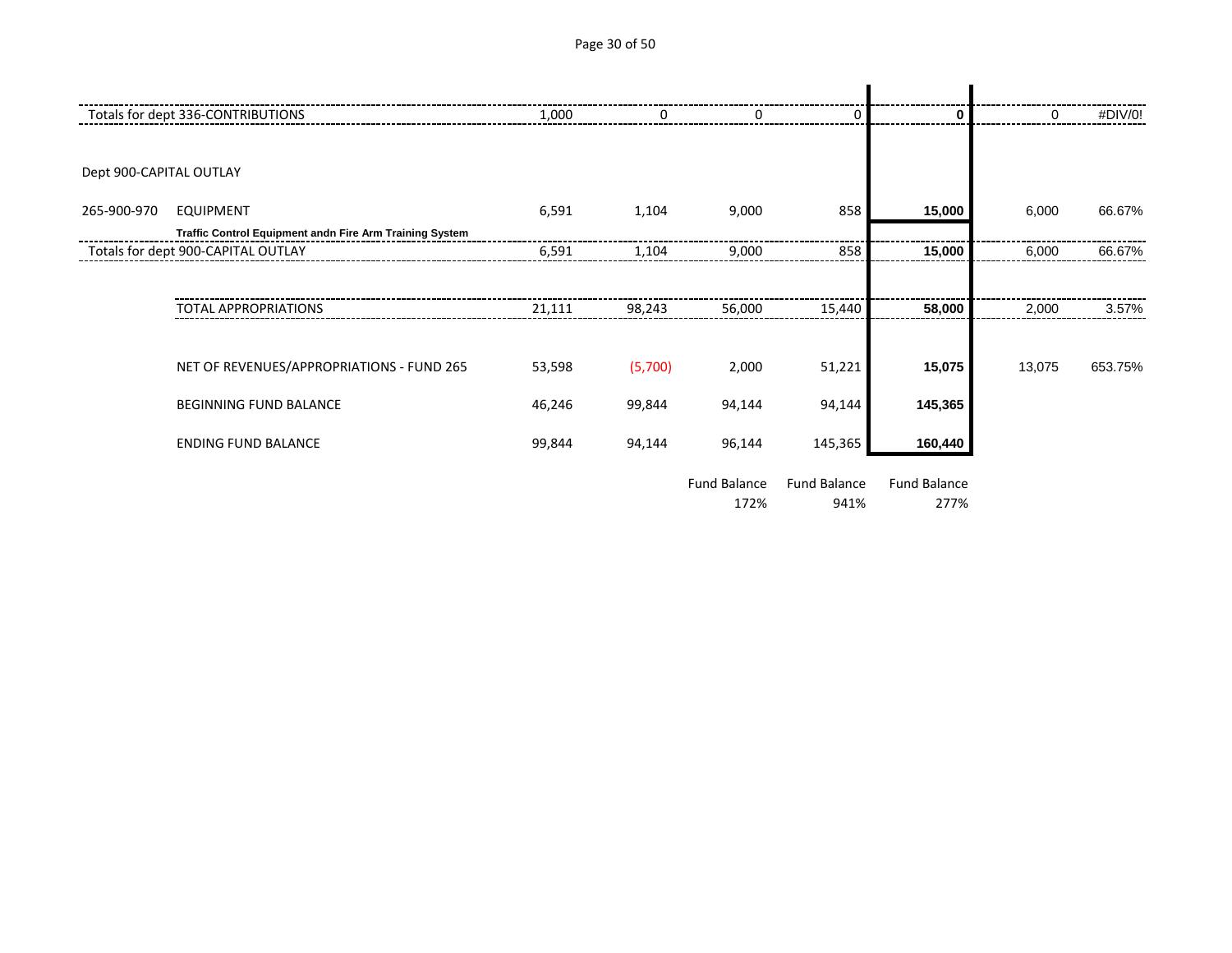| | | | | | | | | |
|---|---|---|---|---|---|---|---|---|
| Totals for dept 336-CONTRIBUTIONS | | 1,000 | 0 | 0 | 0 | **0** | 0 | #DIV/0! |
| | | | | | | | | |
| Dept 900-CAPITAL OUTLAY | | | | | | | | |
| 265-900-970 | EQUIPMENT | 6,591 | 1,104 | 9,000 | 858 | **15,000** | 6,000 | 66.67% |
| | **Traffic Control Equipment andn Fire Arm Training System** | | | | | | | |
| Totals for dept 900-CAPITAL OUTLAY | | 6,591 | 1,104 | 9,000 | 858 | **15,000** | 6,000 | 66.67% |
| | | | | | | | | |
| | TOTAL APPROPRIATIONS | 21,111 | 98,243 | 56,000 | 15,440 | **58,000** | 2,000 | 3.57% |
| | | | | | | | | |
| | NET OF REVENUES/APPROPRIATIONS - FUND 265 | 53,598 | (5,700) | 2,000 | 51,221 | **15,075** | 13,075 | 653.75% |
| | BEGINNING FUND BALANCE | 46,246 | 99,844 | 94,144 | 94,144 | **145,365** | | |
| | ENDING FUND BALANCE | 99,844 | 94,144 | 96,144 | 145,365 | **160,440** | | |
| | | | | Fund Balance | Fund Balance | Fund Balance | | |
| | | | | 172% | 941% | 277% | | |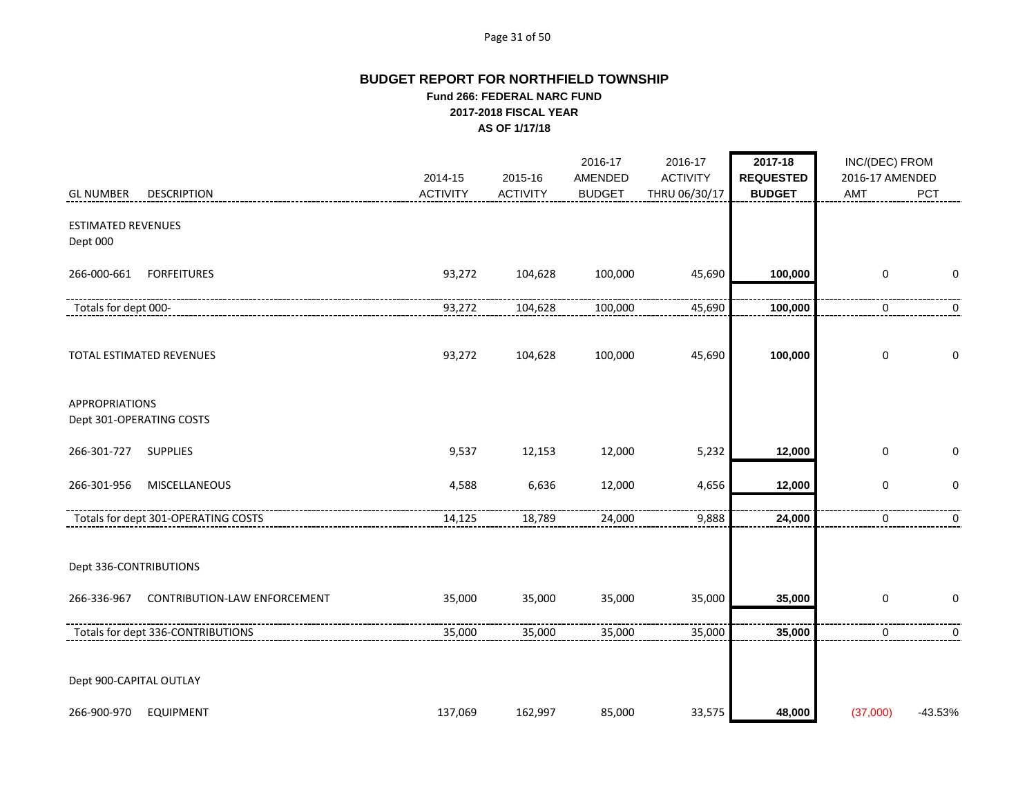# BUDGET REPORT FOR NORTHFIELD TOWNSHIP

### Fund 266: FEDERAL NARC FUND

### 2017-2018 FISCAL YEAR

### AS OF 1/17/18

| GL NUMBER | DESCRIPTION | 2014-15 ACTIVITY | 2015-16 ACTIVITY | 2016-17 AMENDED BUDGET | 2016-17 ACTIVITY THRU 06/30/17 | 2017-18 REQUESTED BUDGET | INC/(DEC) FROM 2016-17 AMENDED AMT | PCT |
|---|---|---|---|---|---|---|---|---|
| ESTIMATED REVENUES | | | | | | | | |
| Dept 000 | | | | | | | | |
| 266-000-661 | FORFEITURES | 93,272 | 104,628 | 100,000 | 45,690 | **100,000** | 0 | 0 |
| Totals for dept 000- | | 93,272 | 104,628 | 100,000 | 45,690 | **100,000** | 0 | 0 |
| TOTAL ESTIMATED REVENUES | | 93,272 | 104,628 | 100,000 | 45,690 | **100,000** | 0 | 0 |
| APPROPRIATIONS | | | | | | | | |
| Dept 301-OPERATING COSTS | | | | | | | | |
| 266-301-727 | SUPPLIES | 9,537 | 12,153 | 12,000 | 5,232 | **12,000** | 0 | 0 |
| 266-301-956 | MISCELLANEOUS | 4,588 | 6,636 | 12,000 | 4,656 | **12,000** | 0 | 0 |
| Totals for dept 301-OPERATING COSTS | | 14,125 | 18,789 | 24,000 | 9,888 | **24,000** | 0 | 0 |
| Dept 336-CONTRIBUTIONS | | | | | | | | |
| 266-336-967 | CONTRIBUTION-LAW ENFORCEMENT | 35,000 | 35,000 | 35,000 | 35,000 | **35,000** | 0 | 0 |
| Totals for dept 336-CONTRIBUTIONS | | 35,000 | 35,000 | 35,000 | 35,000 | **35,000** | 0 | 0 |
| Dept 900-CAPITAL OUTLAY | | | | | | | | |
| 266-900-970 | EQUIPMENT | 137,069 | 162,997 | 85,000 | 33,575 | **48,000** | (37,000) | -43.53% |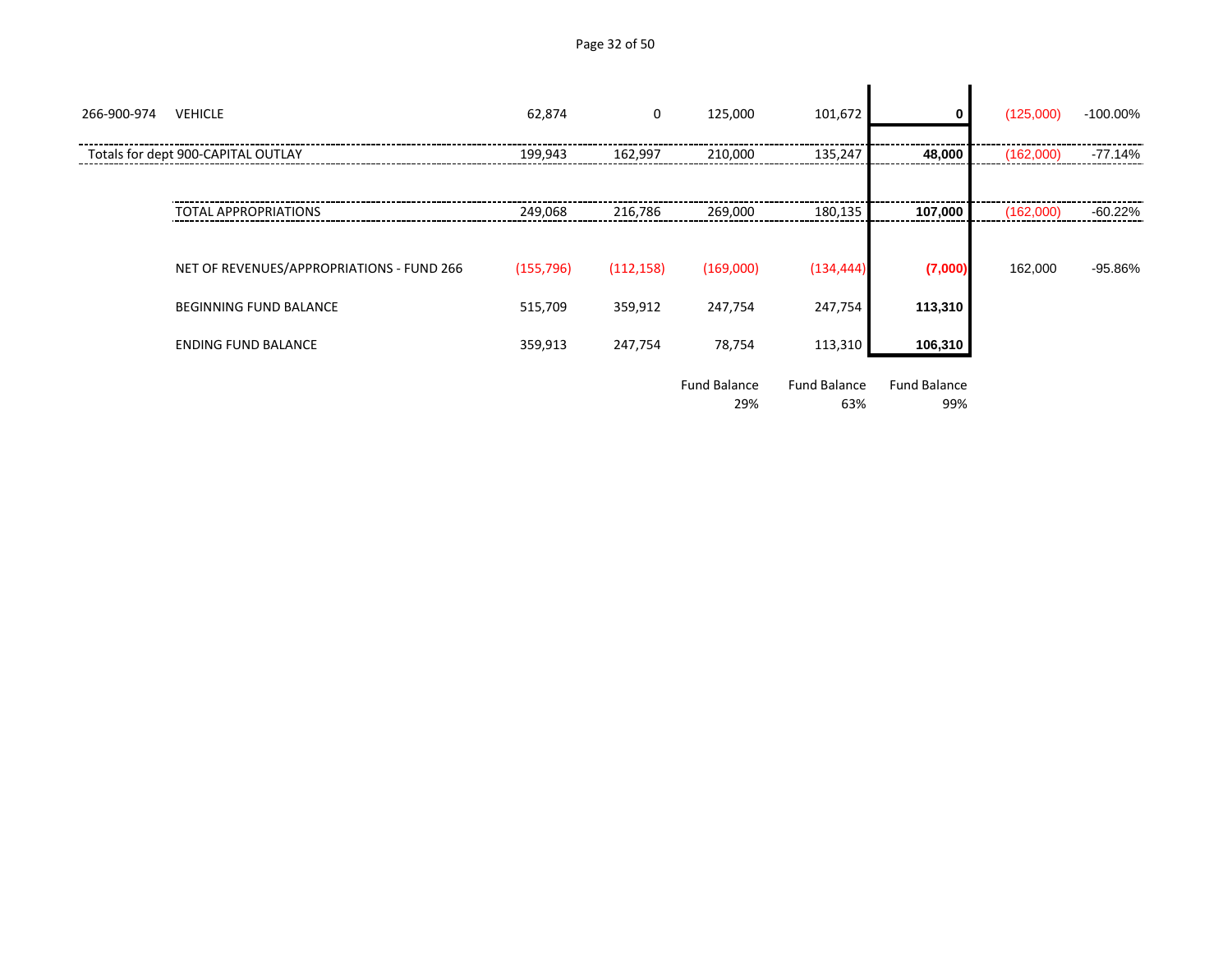| | | | | | | | | |
|---|---|---|---|---|---|---|---|---|
| 266-900-974 | VEHICLE | 62,874 | 0 | 125,000 | 101,672 | **0** | (125,000) | -100.00% |
| Totals for dept 900-CAPITAL OUTLAY | | 199,943 | 162,997 | 210,000 | 135,247 | **48,000** | (162,000) | -77.14% |
| | TOTAL APPROPRIATIONS | 249,068 | 216,786 | 269,000 | 180,135 | **107,000** | (162,000) | -60.22% |
| | NET OF REVENUES/APPROPRIATIONS - FUND 266 | (155,796) | (112,158) | (169,000) | (134,444) | **(7,000)** | 162,000 | -95.86% |
| | BEGINNING FUND BALANCE | 515,709 | 359,912 | 247,754 | 247,754 | **113,310** | | |
| | ENDING FUND BALANCE | 359,913 | 247,754 | 78,754 | 113,310 | **106,310** | | |
| | | | | Fund Balance 29% | Fund Balance 63% | Fund Balance 99% | | |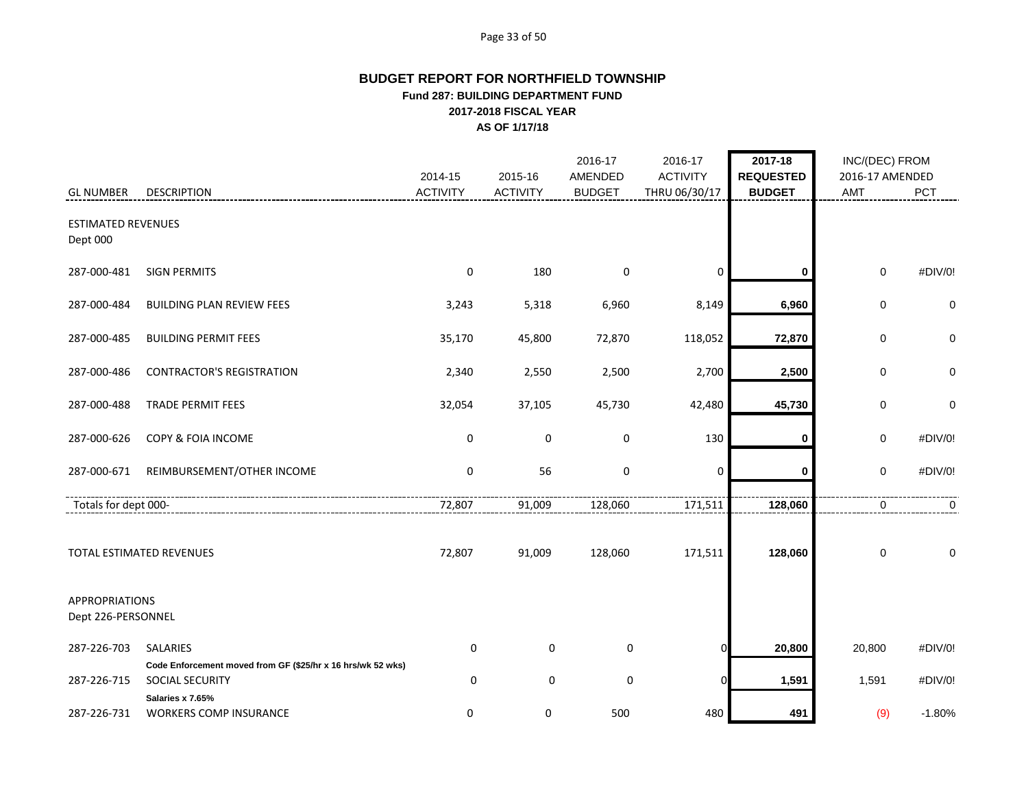## BUDGET REPORT FOR NORTHFIELD TOWNSHIP

**Fund 287: BUILDING DEPARTMENT FUND**

**2017-2018 FISCAL YEAR**

**AS OF 1/17/18**

| GL NUMBER | DESCRIPTION | 2014-15 ACTIVITY | 2015-16 ACTIVITY | 2016-17 AMENDED BUDGET | 2016-17 ACTIVITY THRU 06/30/17 | **2017-18 REQUESTED BUDGET** | INC/(DEC) FROM 2016-17 AMENDED AMT | PCT |
|---|---|---|---|---|---|---|---|---|
| ESTIMATED REVENUES | | | | | | | | |
| Dept 000 | | | | | | | | |
| 287-000-481 | SIGN PERMITS | 0 | 180 | 0 | 0 | **0** | 0 | #DIV/0! |
| 287-000-484 | BUILDING PLAN REVIEW FEES | 3,243 | 5,318 | 6,960 | 8,149 | **6,960** | 0 | 0 |
| 287-000-485 | BUILDING PERMIT FEES | 35,170 | 45,800 | 72,870 | 118,052 | **72,870** | 0 | 0 |
| 287-000-486 | CONTRACTOR'S REGISTRATION | 2,340 | 2,550 | 2,500 | 2,700 | **2,500** | 0 | 0 |
| 287-000-488 | TRADE PERMIT FEES | 32,054 | 37,105 | 45,730 | 42,480 | **45,730** | 0 | 0 |
| 287-000-626 | COPY & FOIA INCOME | 0 | 0 | 0 | 130 | **0** | 0 | #DIV/0! |
| 287-000-671 | REIMBURSEMENT/OTHER INCOME | 0 | 56 | 0 | 0 | **0** | 0 | #DIV/0! |
| Totals for dept 000- | | 72,807 | 91,009 | 128,060 | 171,511 | **128,060** | 0 | 0 |
| TOTAL ESTIMATED REVENUES | | 72,807 | 91,009 | 128,060 | 171,511 | **128,060** | 0 | 0 |
| APPROPRIATIONS | | | | | | | | |
| Dept 226-PERSONNEL | | | | | | | | |
| 287-226-703 | SALARIES | 0 | 0 | 0 | 0 | **20,800** | 20,800 | #DIV/0! |
| | **Code Enforcement moved from GF ($25/hr x 16 hrs/wk 52 wks)** | | | | | | | |
| 287-226-715 | SOCIAL SECURITY | 0 | 0 | 0 | 0 | **1,591** | 1,591 | #DIV/0! |
| | **Salaries x 7.65%** | | | | | | | |
| 287-226-731 | WORKERS COMP INSURANCE | 0 | 0 | 500 | 480 | **491** | (9) | -1.80% |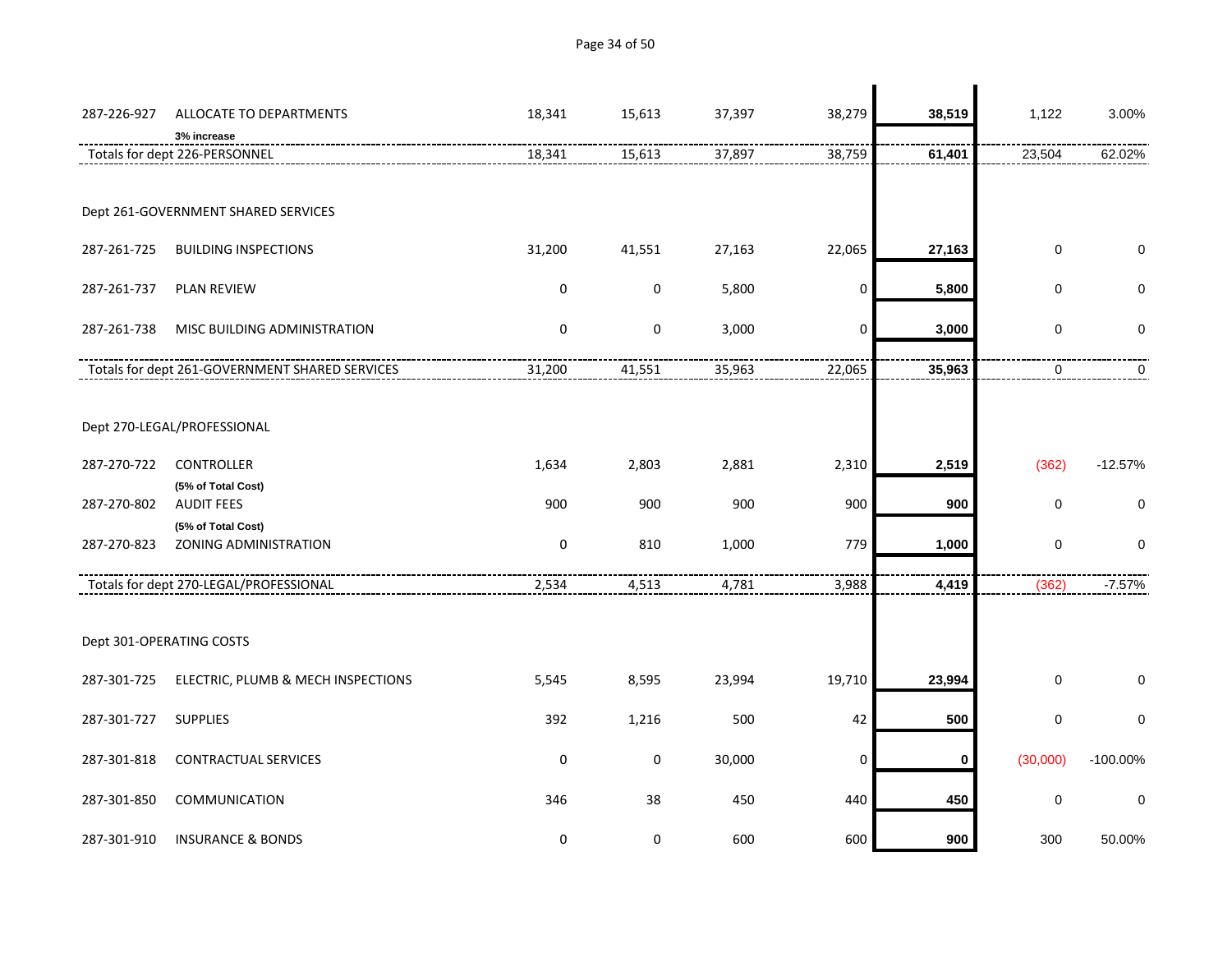| Account | Description | | | | | | | |
|---|---|---|---|---|---|---|---|---|
| 287-226-927 | ALLOCATE TO DEPARTMENTS | 18,341 | 15,613 | 37,397 | 38,279 | **38,519** | 1,122 | 3.00% |
| | **3% increase** | | | | | | | |
| | Totals for dept 226-PERSONNEL | 18,341 | 15,613 | 37,897 | 38,759 | **61,401** | 23,504 | 62.02% |
| | | | | | | | | |
| Dept 261-GOVERNMENT SHARED SERVICES | | | | | | | | |
| 287-261-725 | BUILDING INSPECTIONS | 31,200 | 41,551 | 27,163 | 22,065 | **27,163** | 0 | 0 |
| 287-261-737 | PLAN REVIEW | 0 | 0 | 5,800 | 0 | **5,800** | 0 | 0 |
| 287-261-738 | MISC BUILDING ADMINISTRATION | 0 | 0 | 3,000 | 0 | **3,000** | 0 | 0 |
| | Totals for dept 261-GOVERNMENT SHARED SERVICES | 31,200 | 41,551 | 35,963 | 22,065 | **35,963** | 0 | 0 |
| | | | | | | | | |
| Dept 270-LEGAL/PROFESSIONAL | | | | | | | | |
| 287-270-722 | CONTROLLER | 1,634 | 2,803 | 2,881 | 2,310 | **2,519** | (362) | -12.57% |
| | **(5% of Total Cost)** | | | | | | | |
| 287-270-802 | AUDIT FEES | 900 | 900 | 900 | 900 | **900** | 0 | 0 |
| | **(5% of Total Cost)** | | | | | | | |
| 287-270-823 | ZONING ADMINISTRATION | 0 | 810 | 1,000 | 779 | **1,000** | 0 | 0 |
| | Totals for dept 270-LEGAL/PROFESSIONAL | 2,534 | 4,513 | 4,781 | 3,988 | **4,419** | (362) | -7.57% |
| | | | | | | | | |
| Dept 301-OPERATING COSTS | | | | | | | | |
| 287-301-725 | ELECTRIC, PLUMB & MECH INSPECTIONS | 5,545 | 8,595 | 23,994 | 19,710 | **23,994** | 0 | 0 |
| 287-301-727 | SUPPLIES | 392 | 1,216 | 500 | 42 | **500** | 0 | 0 |
| 287-301-818 | CONTRACTUAL SERVICES | 0 | 0 | 30,000 | 0 | **0** | (30,000) | -100.00% |
| 287-301-850 | COMMUNICATION | 346 | 38 | 450 | 440 | **450** | 0 | 0 |
| 287-301-910 | INSURANCE & BONDS | 0 | 0 | 600 | 600 | **900** | 300 | 50.00% |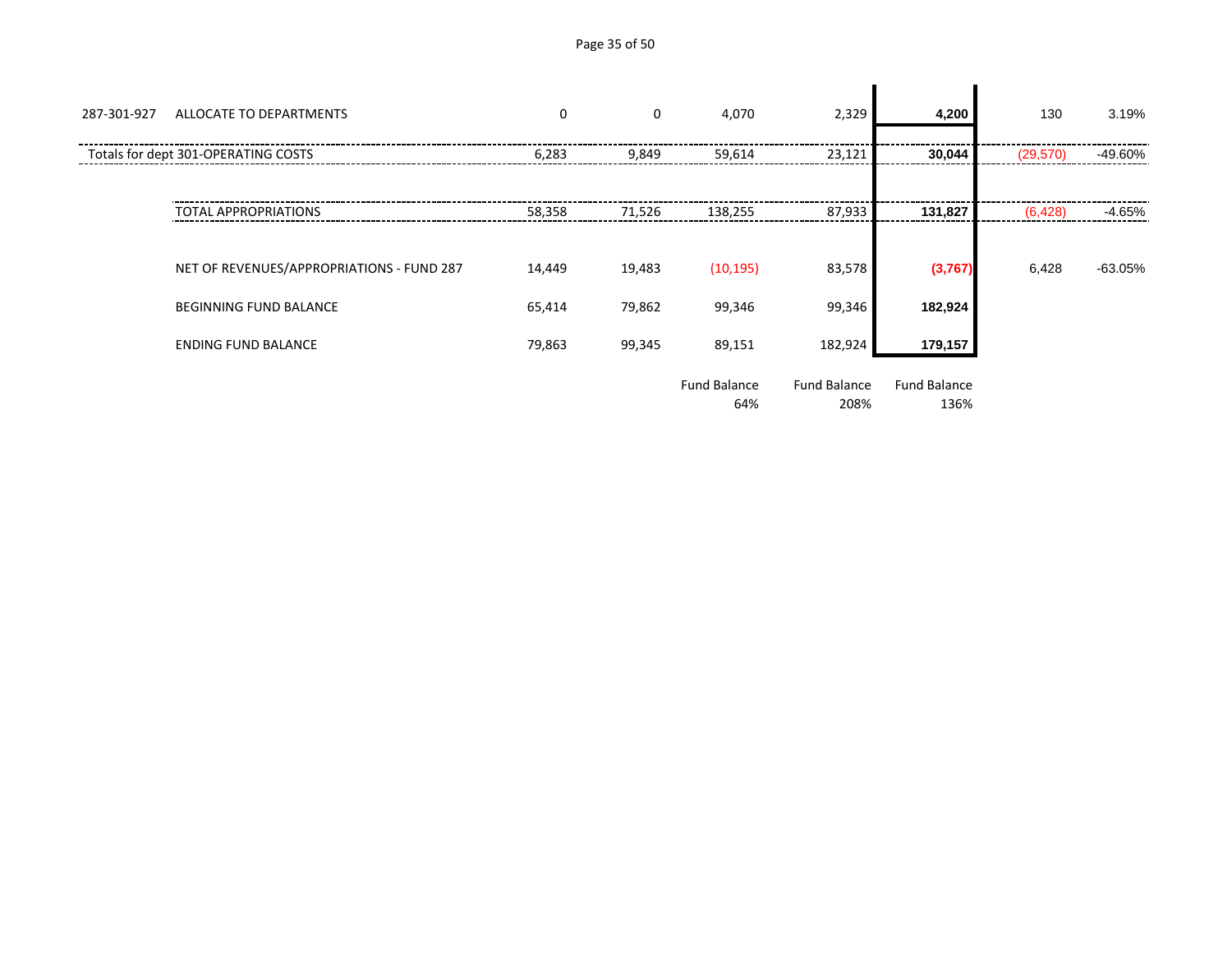| | | | | | | | | |
|---|---|---|---|---|---|---|---|---|
| 287-301-927 | ALLOCATE TO DEPARTMENTS | 0 | 0 | 4,070 | 2,329 | **4,200** | 130 | 3.19% |
| Totals for dept 301-OPERATING COSTS | | 6,283 | 9,849 | 59,614 | 23,121 | **30,044** | (29,570) | -49.60% |
| | TOTAL APPROPRIATIONS | 58,358 | 71,526 | 138,255 | 87,933 | **131,827** | (6,428) | -4.65% |
| | NET OF REVENUES/APPROPRIATIONS - FUND 287 | 14,449 | 19,483 | (10,195) | 83,578 | **(3,767)** | 6,428 | -63.05% |
| | BEGINNING FUND BALANCE | 65,414 | 79,862 | 99,346 | 99,346 | **182,924** | | |
| | ENDING FUND BALANCE | 79,863 | 99,345 | 89,151 | 182,924 | **179,157** | | |
| | | | | Fund Balance 64% | Fund Balance 208% | Fund Balance 136% | | |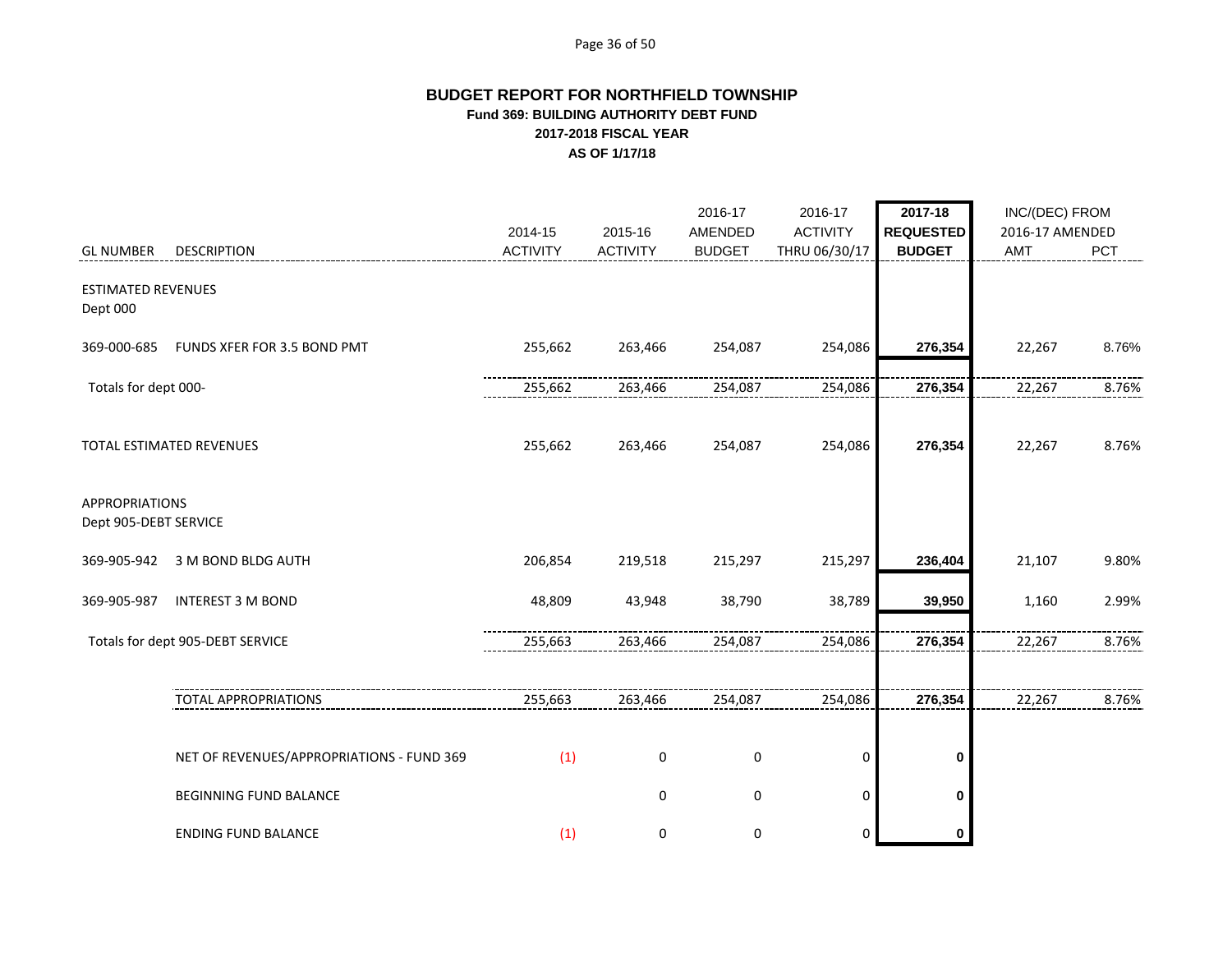# BUDGET REPORT FOR NORTHFIELD TOWNSHIP

## Fund 369: BUILDING AUTHORITY DEBT FUND

### 2017-2018 FISCAL YEAR

### AS OF 1/17/18

| GL NUMBER | DESCRIPTION | 2014-15 ACTIVITY | 2015-16 ACTIVITY | 2016-17 AMENDED BUDGET | 2016-17 ACTIVITY THRU 06/30/17 | 2017-18 REQUESTED BUDGET | INC/(DEC) FROM 2016-17 AMENDED AMT | PCT |
|---|---|---|---|---|---|---|---|---|
| ESTIMATED REVENUES | | | | | | | | |
| Dept 000 | | | | | | | | |
| 369-000-685 | FUNDS XFER FOR 3.5 BOND PMT | 255,662 | 263,466 | 254,087 | 254,086 | **276,354** | 22,267 | 8.76% |
| Totals for dept 000- | | 255,662 | 263,466 | 254,087 | 254,086 | **276,354** | 22,267 | 8.76% |
| TOTAL ESTIMATED REVENUES | | 255,662 | 263,466 | 254,087 | 254,086 | **276,354** | 22,267 | 8.76% |
| APPROPRIATIONS | | | | | | | | |
| Dept 905-DEBT SERVICE | | | | | | | | |
| 369-905-942 | 3 M BOND BLDG AUTH | 206,854 | 219,518 | 215,297 | 215,297 | **236,404** | 21,107 | 9.80% |
| 369-905-987 | INTEREST 3 M BOND | 48,809 | 43,948 | 38,790 | 38,789 | **39,950** | 1,160 | 2.99% |
| Totals for dept 905-DEBT SERVICE | | 255,663 | 263,466 | 254,087 | 254,086 | **276,354** | 22,267 | 8.76% |
| | TOTAL APPROPRIATIONS | 255,663 | 263,466 | 254,087 | 254,086 | **276,354** | 22,267 | 8.76% |
| | NET OF REVENUES/APPROPRIATIONS - FUND 369 | (1) | 0 | 0 | 0 | **0** | | |
| | BEGINNING FUND BALANCE | | 0 | 0 | 0 | **0** | | |
| | ENDING FUND BALANCE | (1) | 0 | 0 | 0 | **0** | | |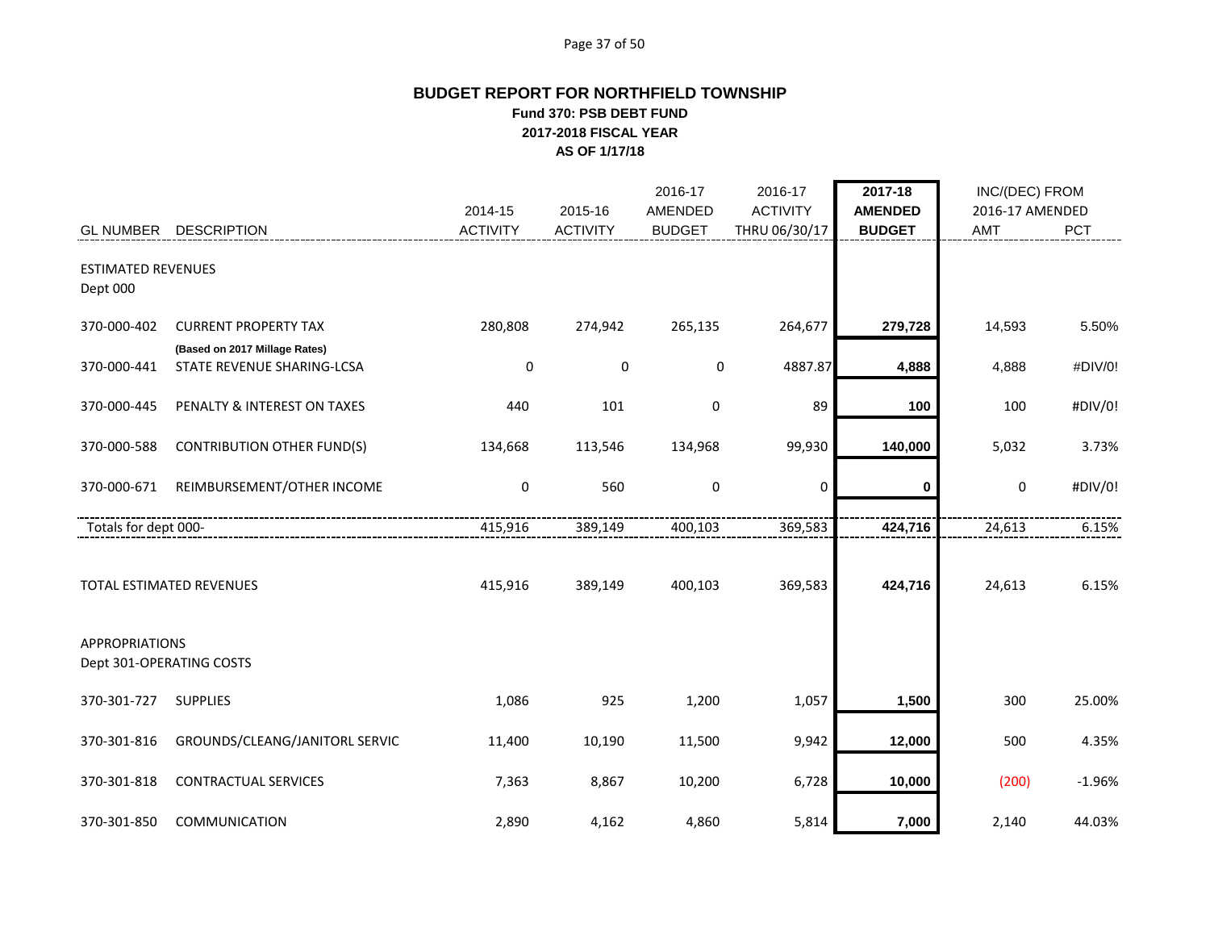# BUDGET REPORT FOR NORTHFIELD TOWNSHIP

**Fund 370: PSB DEBT FUND**
**2017-2018 FISCAL YEAR**
**AS OF 1/17/18**

| GL NUMBER | DESCRIPTION | 2014-15 ACTIVITY | 2015-16 ACTIVITY | 2016-17 AMENDED BUDGET | 2016-17 ACTIVITY THRU 06/30/17 | 2017-18 AMENDED BUDGET | INC/(DEC) FROM 2016-17 AMENDED AMT | PCT |
|---|---|---|---|---|---|---|---|---|
| ESTIMATED REVENUES | | | | | | | | |
| Dept 000 | | | | | | | | |
| 370-000-402 | CURRENT PROPERTY TAX | 280,808 | 274,942 | 265,135 | 264,677 | **279,728** | 14,593 | 5.50% |
| | (Based on 2017 Millage Rates) | | | | | | | |
| 370-000-441 | STATE REVENUE SHARING-LCSA | 0 | 0 | 0 | 4887.87 | **4,888** | 4,888 | #DIV/0! |
| 370-000-445 | PENALTY & INTEREST ON TAXES | 440 | 101 | 0 | 89 | **100** | 100 | #DIV/0! |
| 370-000-588 | CONTRIBUTION OTHER FUND(S) | 134,668 | 113,546 | 134,968 | 99,930 | **140,000** | 5,032 | 3.73% |
| 370-000-671 | REIMBURSEMENT/OTHER INCOME | 0 | 560 | 0 | 0 | **0** | 0 | #DIV/0! |
| Totals for dept 000- | | 415,916 | 389,149 | 400,103 | 369,583 | **424,716** | 24,613 | 6.15% |
| TOTAL ESTIMATED REVENUES | | 415,916 | 389,149 | 400,103 | 369,583 | **424,716** | 24,613 | 6.15% |
| APPROPRIATIONS | | | | | | | | |
| Dept 301-OPERATING COSTS | | | | | | | | |
| 370-301-727 | SUPPLIES | 1,086 | 925 | 1,200 | 1,057 | **1,500** | 300 | 25.00% |
| 370-301-816 | GROUNDS/CLEANG/JANITORL SERVIC | 11,400 | 10,190 | 11,500 | 9,942 | **12,000** | 500 | 4.35% |
| 370-301-818 | CONTRACTUAL SERVICES | 7,363 | 8,867 | 10,200 | 6,728 | **10,000** | (200) | -1.96% |
| 370-301-850 | COMMUNICATION | 2,890 | 4,162 | 4,860 | 5,814 | **7,000** | 2,140 | 44.03% |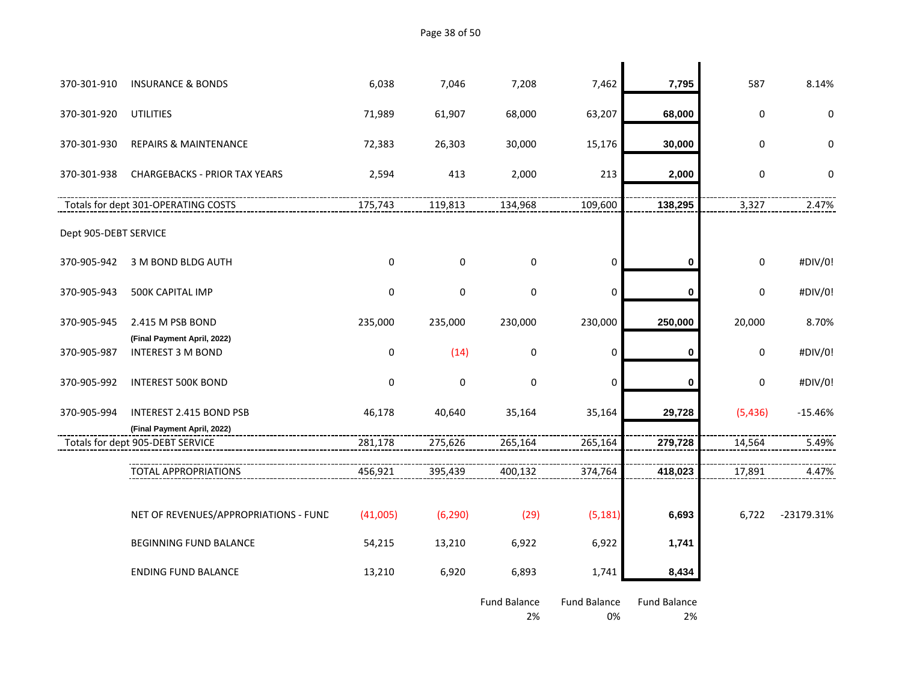| Account | Description | | | | | | | |
|---|---|---|---|---|---|---|---|---|
| 370-301-910 | INSURANCE & BONDS | 6,038 | 7,046 | 7,208 | 7,462 | **7,795** | 587 | 8.14% |
| 370-301-920 | UTILITIES | 71,989 | 61,907 | 68,000 | 63,207 | **68,000** | 0 | 0 |
| 370-301-930 | REPAIRS & MAINTENANCE | 72,383 | 26,303 | 30,000 | 15,176 | **30,000** | 0 | 0 |
| 370-301-938 | CHARGEBACKS - PRIOR TAX YEARS | 2,594 | 413 | 2,000 | 213 | **2,000** | 0 | 0 |
| Totals for dept 301-OPERATING COSTS | | 175,743 | 119,813 | 134,968 | 109,600 | **138,295** | 3,327 | 2.47% |
| Dept 905-DEBT SERVICE | | | | | | | | |
| 370-905-942 | 3 M BOND BLDG AUTH | 0 | 0 | 0 | 0 | **0** | 0 | #DIV/0! |
| 370-905-943 | 500K CAPITAL IMP | 0 | 0 | 0 | 0 | **0** | 0 | #DIV/0! |
| 370-905-945 | 2.415 M PSB BOND (Final Payment April, 2022) | 235,000 | 235,000 | 230,000 | 230,000 | **250,000** | 20,000 | 8.70% |
| 370-905-987 | INTEREST 3 M BOND | 0 | (14) | 0 | 0 | **0** | 0 | #DIV/0! |
| 370-905-992 | INTEREST 500K BOND | 0 | 0 | 0 | 0 | **0** | 0 | #DIV/0! |
| 370-905-994 | INTEREST 2.415 BOND PSB (Final Payment April, 2022) | 46,178 | 40,640 | 35,164 | 35,164 | **29,728** | (5,436) | -15.46% |
| Totals for dept 905-DEBT SERVICE | | 281,178 | 275,626 | 265,164 | 265,164 | **279,728** | 14,564 | 5.49% |
| | TOTAL APPROPRIATIONS | 456,921 | 395,439 | 400,132 | 374,764 | **418,023** | 17,891 | 4.47% |
| | NET OF REVENUES/APPROPRIATIONS - FUND | (41,005) | (6,290) | (29) | (5,181) | **6,693** | 6,722 | -23179.31% |
| | BEGINNING FUND BALANCE | 54,215 | 13,210 | 6,922 | 6,922 | **1,741** | | |
| | ENDING FUND BALANCE | 13,210 | 6,920 | 6,893 | 1,741 | **8,434** | | |
| | | | | Fund Balance 2% | Fund Balance 0% | Fund Balance 2% | | |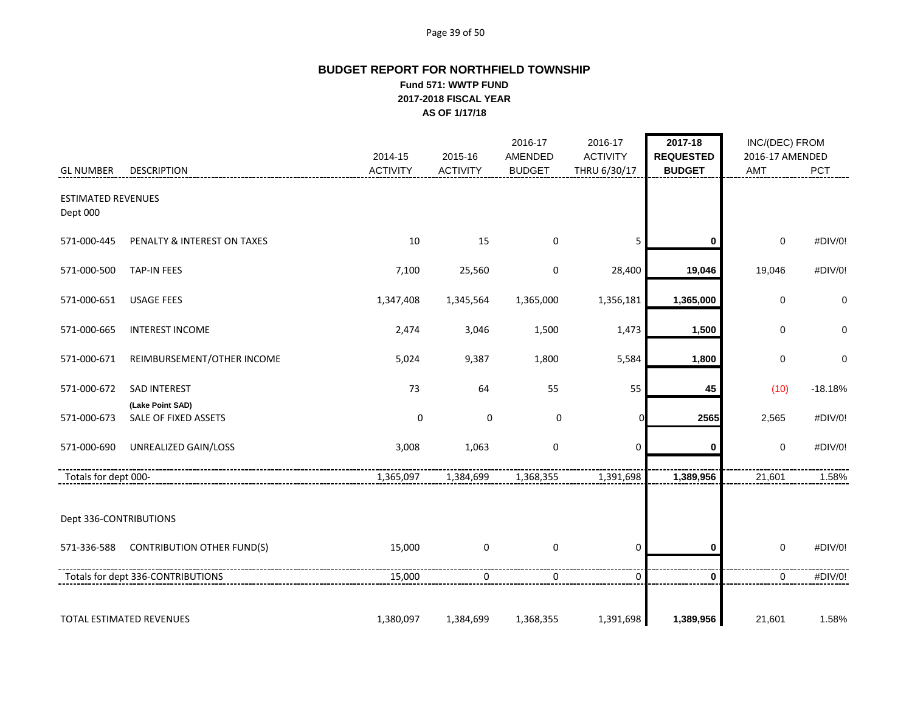# BUDGET REPORT FOR NORTHFIELD TOWNSHIP

### Fund 571: WWTP FUND
### 2017-2018 FISCAL YEAR
### AS OF 1/17/18

| GL NUMBER | DESCRIPTION | 2014-15 ACTIVITY | 2015-16 ACTIVITY | 2016-17 AMENDED BUDGET | 2016-17 ACTIVITY THRU 6/30/17 | **2017-18 REQUESTED BUDGET** | INC/(DEC) FROM 2016-17 AMENDED AMT | PCT |
|---|---|---|---|---|---|---|---|---|
| ESTIMATED REVENUES | | | | | | | | |
| Dept 000 | | | | | | | | |
| 571-000-445 | PENALTY & INTEREST ON TAXES | 10 | 15 | 0 | 5 | **0** | 0 | #DIV/0! |
| 571-000-500 | TAP-IN FEES | 7,100 | 25,560 | 0 | 28,400 | **19,046** | 19,046 | #DIV/0! |
| 571-000-651 | USAGE FEES | 1,347,408 | 1,345,564 | 1,365,000 | 1,356,181 | **1,365,000** | 0 | 0 |
| 571-000-665 | INTEREST INCOME | 2,474 | 3,046 | 1,500 | 1,473 | **1,500** | 0 | 0 |
| 571-000-671 | REIMBURSEMENT/OTHER INCOME | 5,024 | 9,387 | 1,800 | 5,584 | **1,800** | 0 | 0 |
| 571-000-672 | SAD INTEREST | 73 | 64 | 55 | 55 | **45** | (10) | -18.18% |
| 571-000-673 | **(Lake Point SAD)** SALE OF FIXED ASSETS | 0 | 0 | 0 | 0 | **2565** | 2,565 | #DIV/0! |
| 571-000-690 | UNREALIZED GAIN/LOSS | 3,008 | 1,063 | 0 | 0 | **0** | 0 | #DIV/0! |
| Totals for dept 000- | | 1,365,097 | 1,384,699 | 1,368,355 | 1,391,698 | **1,389,956** | 21,601 | 1.58% |
| Dept 336-CONTRIBUTIONS | | | | | | | | |
| 571-336-588 | CONTRIBUTION OTHER FUND(S) | 15,000 | 0 | 0 | 0 | **0** | 0 | #DIV/0! |
| Totals for dept 336-CONTRIBUTIONS | | 15,000 | 0 | 0 | 0 | **0** | 0 | #DIV/0! |
| TOTAL ESTIMATED REVENUES | | 1,380,097 | 1,384,699 | 1,368,355 | 1,391,698 | **1,389,956** | 21,601 | 1.58% |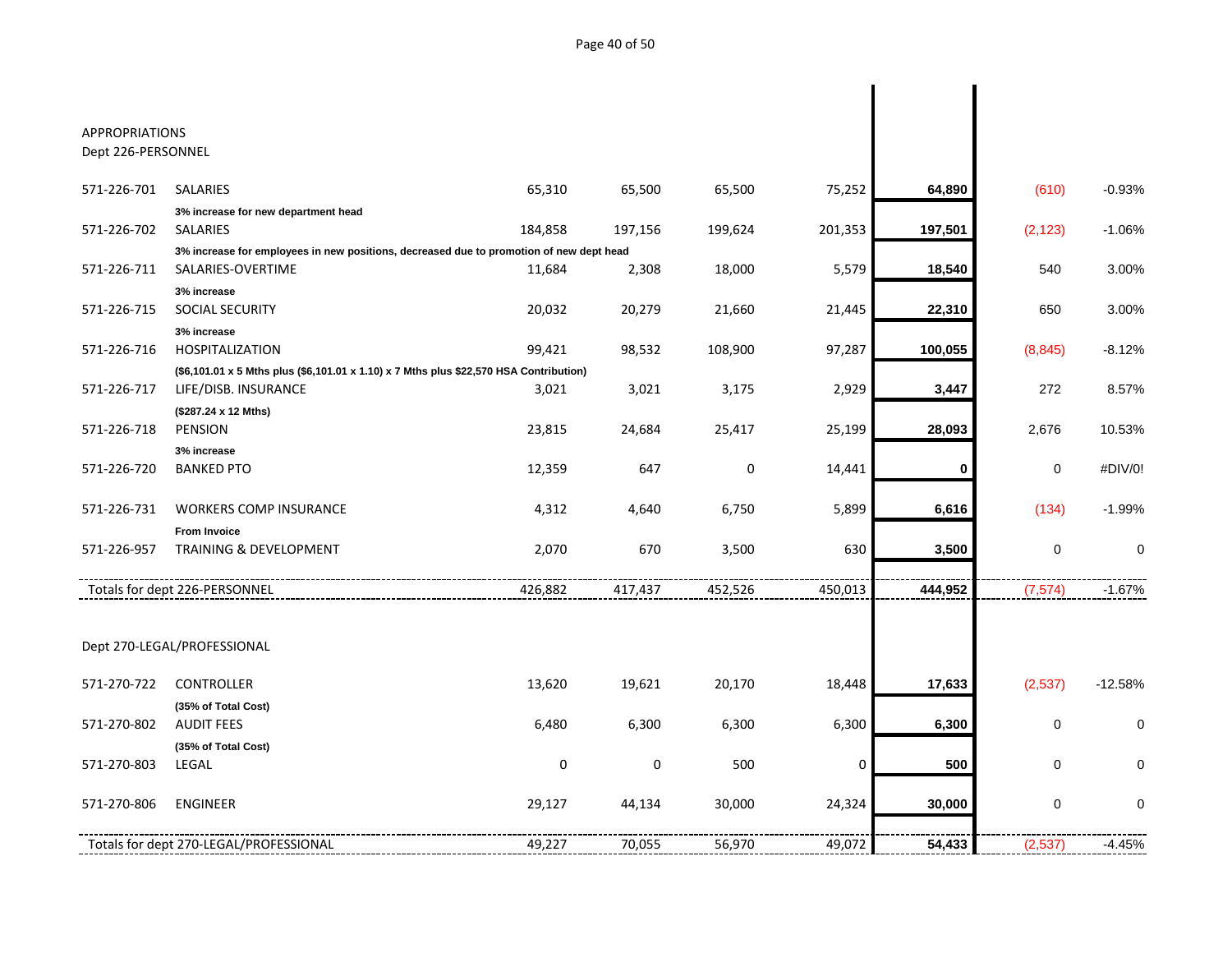APPROPRIATIONS

Dept 226-PERSONNEL

| | | | | | | | | |
|---|---|---|---|---|---|---|---|---|
| 571-226-701 | SALARIES | 65,310 | 65,500 | 65,500 | 75,252 | **64,890** | (610) | -0.93% |
| | **3% increase for new department head** | | | | | | | |
| 571-226-702 | SALARIES | 184,858 | 197,156 | 199,624 | 201,353 | **197,501** | (2,123) | -1.06% |
| | **3% increase for employees in new positions, decreased due to promotion of new dept head** | | | | | | | |
| 571-226-711 | SALARIES-OVERTIME | 11,684 | 2,308 | 18,000 | 5,579 | **18,540** | 540 | 3.00% |
| | **3% increase** | | | | | | | |
| 571-226-715 | SOCIAL SECURITY | 20,032 | 20,279 | 21,660 | 21,445 | **22,310** | 650 | 3.00% |
| | **3% increase** | | | | | | | |
| 571-226-716 | HOSPITALIZATION | 99,421 | 98,532 | 108,900 | 97,287 | **100,055** | (8,845) | -8.12% |
| | **($6,101.01 x 5 Mths plus ($6,101.01 x 1.10) x 7 Mths plus $22,570 HSA Contribution)** | | | | | | | |
| 571-226-717 | LIFE/DISB. INSURANCE | 3,021 | 3,021 | 3,175 | 2,929 | **3,447** | 272 | 8.57% |
| | **($287.24 x 12 Mths)** | | | | | | | |
| 571-226-718 | PENSION | 23,815 | 24,684 | 25,417 | 25,199 | **28,093** | 2,676 | 10.53% |
| | **3% increase** | | | | | | | |
| 571-226-720 | BANKED PTO | 12,359 | 647 | 0 | 14,441 | **0** | 0 | #DIV/0! |
| 571-226-731 | WORKERS COMP INSURANCE | 4,312 | 4,640 | 6,750 | 5,899 | **6,616** | (134) | -1.99% |
| | **From Invoice** | | | | | | | |
| 571-226-957 | TRAINING & DEVELOPMENT | 2,070 | 670 | 3,500 | 630 | **3,500** | 0 | 0 |
| Totals for dept 226-PERSONNEL | | 426,882 | 417,437 | 452,526 | 450,013 | **444,952** | (7,574) | -1.67% |

Dept 270-LEGAL/PROFESSIONAL

| | | | | | | | | |
|---|---|---|---|---|---|---|---|---|
| 571-270-722 | CONTROLLER | 13,620 | 19,621 | 20,170 | 18,448 | **17,633** | (2,537) | -12.58% |
| | **(35% of Total Cost)** | | | | | | | |
| 571-270-802 | AUDIT FEES | 6,480 | 6,300 | 6,300 | 6,300 | **6,300** | 0 | 0 |
| | **(35% of Total Cost)** | | | | | | | |
| 571-270-803 | LEGAL | 0 | 0 | 500 | 0 | **500** | 0 | 0 |
| 571-270-806 | ENGINEER | 29,127 | 44,134 | 30,000 | 24,324 | **30,000** | 0 | 0 |
| Totals for dept 270-LEGAL/PROFESSIONAL | | 49,227 | 70,055 | 56,970 | 49,072 | **54,433** | (2,537) | -4.45% |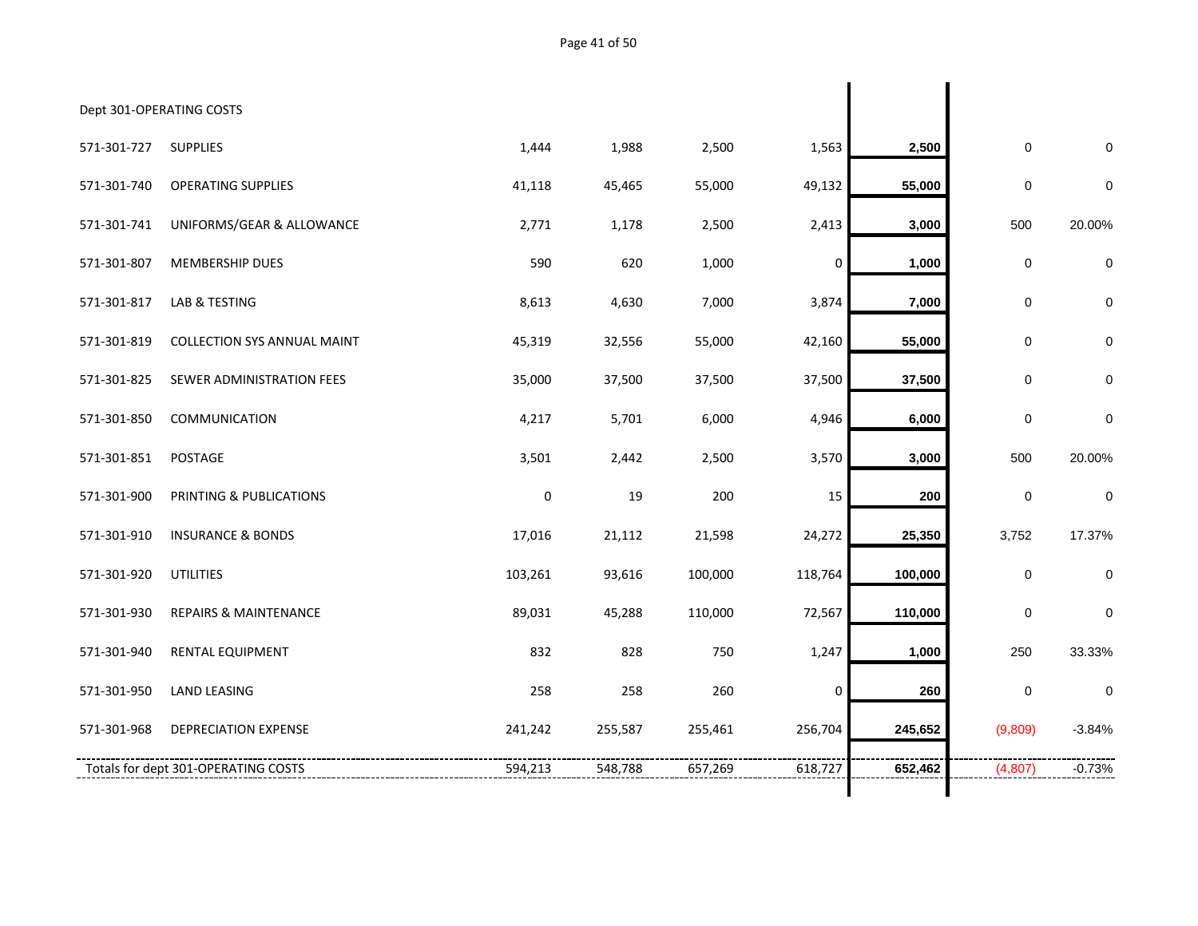Dept 301-OPERATING COSTS

| | | | | | | | | |
|---|---|---|---|---|---|---|---|---|
| 571-301-727 | SUPPLIES | 1,444 | 1,988 | 2,500 | 1,563 | **2,500** | 0 | 0 |
| 571-301-740 | OPERATING SUPPLIES | 41,118 | 45,465 | 55,000 | 49,132 | **55,000** | 0 | 0 |
| 571-301-741 | UNIFORMS/GEAR & ALLOWANCE | 2,771 | 1,178 | 2,500 | 2,413 | **3,000** | 500 | 20.00% |
| 571-301-807 | MEMBERSHIP DUES | 590 | 620 | 1,000 | 0 | **1,000** | 0 | 0 |
| 571-301-817 | LAB & TESTING | 8,613 | 4,630 | 7,000 | 3,874 | **7,000** | 0 | 0 |
| 571-301-819 | COLLECTION SYS ANNUAL MAINT | 45,319 | 32,556 | 55,000 | 42,160 | **55,000** | 0 | 0 |
| 571-301-825 | SEWER ADMINISTRATION FEES | 35,000 | 37,500 | 37,500 | 37,500 | **37,500** | 0 | 0 |
| 571-301-850 | COMMUNICATION | 4,217 | 5,701 | 6,000 | 4,946 | **6,000** | 0 | 0 |
| 571-301-851 | POSTAGE | 3,501 | 2,442 | 2,500 | 3,570 | **3,000** | 500 | 20.00% |
| 571-301-900 | PRINTING & PUBLICATIONS | 0 | 19 | 200 | 15 | **200** | 0 | 0 |
| 571-301-910 | INSURANCE & BONDS | 17,016 | 21,112 | 21,598 | 24,272 | **25,350** | 3,752 | 17.37% |
| 571-301-920 | UTILITIES | 103,261 | 93,616 | 100,000 | 118,764 | **100,000** | 0 | 0 |
| 571-301-930 | REPAIRS & MAINTENANCE | 89,031 | 45,288 | 110,000 | 72,567 | **110,000** | 0 | 0 |
| 571-301-940 | RENTAL EQUIPMENT | 832 | 828 | 750 | 1,247 | **1,000** | 250 | 33.33% |
| 571-301-950 | LAND LEASING | 258 | 258 | 260 | 0 | **260** | 0 | 0 |
| 571-301-968 | DEPRECIATION EXPENSE | 241,242 | 255,587 | 255,461 | 256,704 | **245,652** | (9,809) | -3.84% |
| Totals for dept 301-OPERATING COSTS | | 594,213 | 548,788 | 657,269 | 618,727 | **652,462** | (4,807) | -0.73% |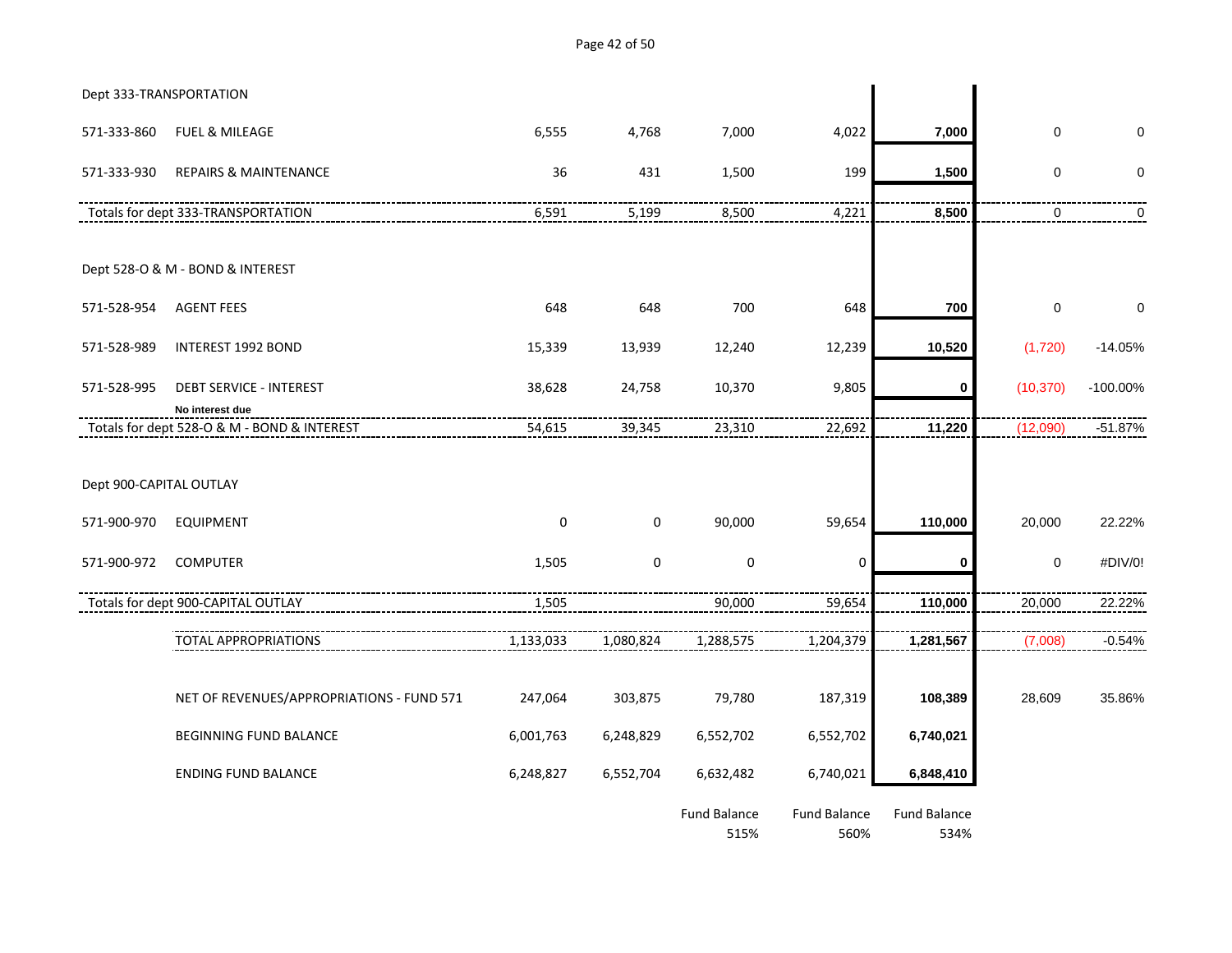| Account | Description | | | | | | | |
|---|---|---|---|---|---|---|---|---|
| **Dept 333-TRANSPORTATION** | | | | | | | | |
| 571-333-860 | FUEL & MILEAGE | 6,555 | 4,768 | 7,000 | 4,022 | **7,000** | 0 | 0 |
| 571-333-930 | REPAIRS & MAINTENANCE | 36 | 431 | 1,500 | 199 | **1,500** | 0 | 0 |
| Totals for dept 333-TRANSPORTATION | | 6,591 | 5,199 | 8,500 | 4,221 | **8,500** | 0 | 0 |
| **Dept 528-O & M - BOND & INTEREST** | | | | | | | | |
| 571-528-954 | AGENT FEES | 648 | 648 | 700 | 648 | **700** | 0 | 0 |
| 571-528-989 | INTEREST 1992 BOND | 15,339 | 13,939 | 12,240 | 12,239 | **10,520** | (1,720) | -14.05% |
| 571-528-995 | DEBT SERVICE - INTEREST<br>**No interest due** | 38,628 | 24,758 | 10,370 | 9,805 | **0** | (10,370) | -100.00% |
| Totals for dept 528-O & M - BOND & INTEREST | | 54,615 | 39,345 | 23,310 | 22,692 | **11,220** | (12,090) | -51.87% |
| **Dept 900-CAPITAL OUTLAY** | | | | | | | | |
| 571-900-970 | EQUIPMENT | 0 | 0 | 90,000 | 59,654 | **110,000** | 20,000 | 22.22% |
| 571-900-972 | COMPUTER | 1,505 | 0 | 0 | 0 | **0** | 0 | #DIV/0! |
| Totals for dept 900-CAPITAL OUTLAY | | 1,505 | | 90,000 | 59,654 | **110,000** | 20,000 | 22.22% |
| | TOTAL APPROPRIATIONS | 1,133,033 | 1,080,824 | 1,288,575 | 1,204,379 | **1,281,567** | (7,008) | -0.54% |
| | NET OF REVENUES/APPROPRIATIONS - FUND 571 | 247,064 | 303,875 | 79,780 | 187,319 | **108,389** | 28,609 | 35.86% |
| | BEGINNING FUND BALANCE | 6,001,763 | 6,248,829 | 6,552,702 | 6,552,702 | **6,740,021** | | |
| | ENDING FUND BALANCE | 6,248,827 | 6,552,704 | 6,632,482 | 6,740,021 | **6,848,410** | | |
| | | | | Fund Balance<br>515% | Fund Balance<br>560% | Fund Balance<br>534% | | |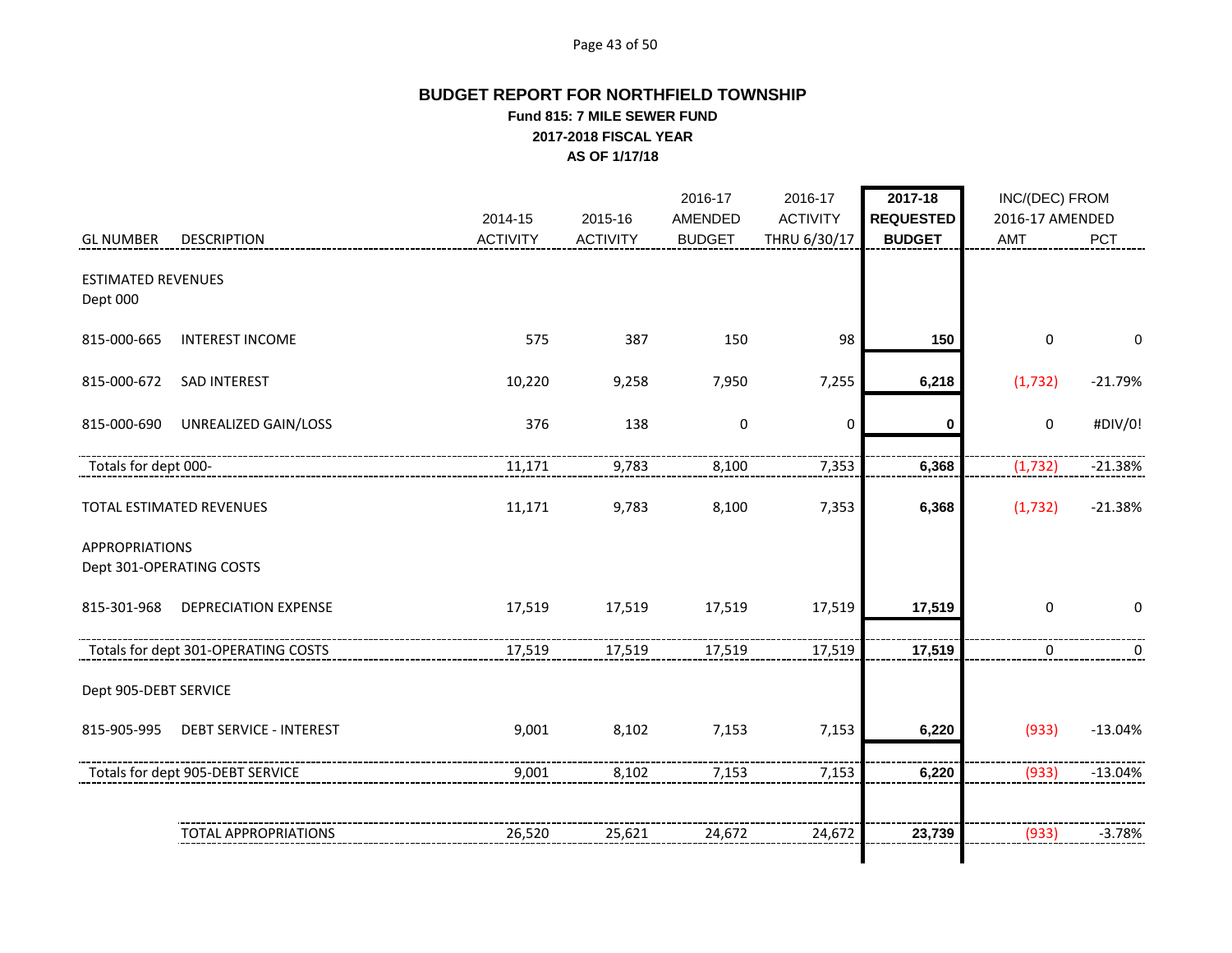# BUDGET REPORT FOR NORTHFIELD TOWNSHIP

### Fund 815: 7 MILE SEWER FUND
### 2017-2018 FISCAL YEAR
### AS OF 1/17/18

| GL NUMBER | DESCRIPTION | 2014-15 ACTIVITY | 2015-16 ACTIVITY | 2016-17 AMENDED BUDGET | 2016-17 ACTIVITY THRU 6/30/17 | **2017-18 REQUESTED BUDGET** | INC/(DEC) FROM 2016-17 AMENDED AMT | PCT |
|---|---|---|---|---|---|---|---|---|
| ESTIMATED REVENUES | | | | | | | | |
| Dept 000 | | | | | | | | |
| 815-000-665 | INTEREST INCOME | 575 | 387 | 150 | 98 | **150** | 0 | 0 |
| 815-000-672 | SAD INTEREST | 10,220 | 9,258 | 7,950 | 7,255 | **6,218** | (1,732) | -21.79% |
| 815-000-690 | UNREALIZED GAIN/LOSS | 376 | 138 | 0 | 0 | **0** | 0 | #DIV/0! |
| Totals for dept 000- | | 11,171 | 9,783 | 8,100 | 7,353 | **6,368** | (1,732) | -21.38% |
| TOTAL ESTIMATED REVENUES | | 11,171 | 9,783 | 8,100 | 7,353 | **6,368** | (1,732) | -21.38% |
| APPROPRIATIONS | | | | | | | | |
| Dept 301-OPERATING COSTS | | | | | | | | |
| 815-301-968 | DEPRECIATION EXPENSE | 17,519 | 17,519 | 17,519 | 17,519 | **17,519** | 0 | 0 |
| Totals for dept 301-OPERATING COSTS | | 17,519 | 17,519 | 17,519 | 17,519 | **17,519** | 0 | 0 |
| Dept 905-DEBT SERVICE | | | | | | | | |
| 815-905-995 | DEBT SERVICE - INTEREST | 9,001 | 8,102 | 7,153 | 7,153 | **6,220** | (933) | -13.04% |
| Totals for dept 905-DEBT SERVICE | | 9,001 | 8,102 | 7,153 | 7,153 | **6,220** | (933) | -13.04% |
| | TOTAL APPROPRIATIONS | 26,520 | 25,621 | 24,672 | 24,672 | **23,739** | (933) | -3.78% |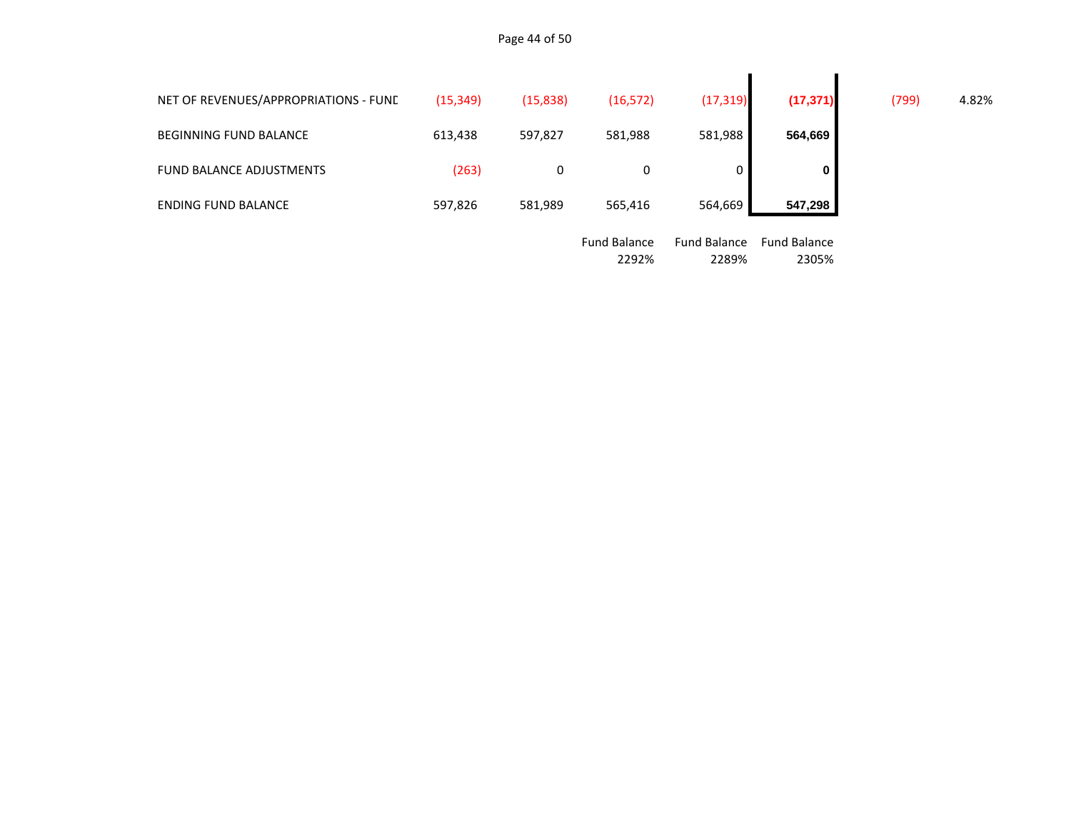| | | | | | | | |
|---|---|---|---|---|---|---|---|
| NET OF REVENUES/APPROPRIATIONS - FUNE | (15,349) | (15,838) | (16,572) | (17,319) | **(17,371)** | (799) | 4.82% |
| BEGINNING FUND BALANCE | 613,438 | 597,827 | 581,988 | 581,988 | **564,669** | | |
| FUND BALANCE ADJUSTMENTS | (263) | 0 | 0 | 0 | **0** | | |
| ENDING FUND BALANCE | 597,826 | 581,989 | 565,416 | 564,669 | **547,298** | | |
| | | | Fund Balance<br>2292% | Fund Balance<br>2289% | Fund Balance<br>2305% | | |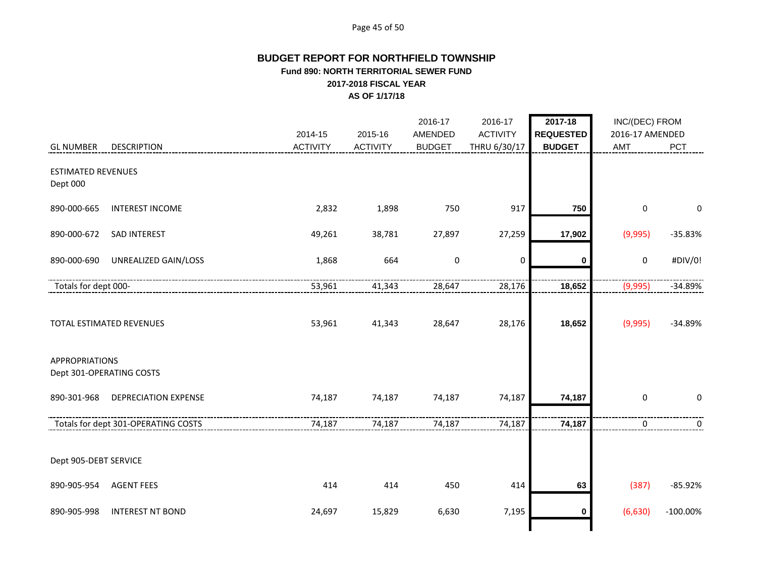# BUDGET REPORT FOR NORTHFIELD TOWNSHIP

### Fund 890: NORTH TERRITORIAL SEWER FUND
### 2017-2018 FISCAL YEAR
### AS OF 1/17/18

| GL NUMBER | DESCRIPTION | 2014-15 ACTIVITY | 2015-16 ACTIVITY | 2016-17 AMENDED BUDGET | 2016-17 ACTIVITY THRU 6/30/17 | 2017-18 REQUESTED BUDGET | INC/(DEC) FROM 2016-17 AMENDED AMT | PCT |
|---|---|---|---|---|---|---|---|---|
| ESTIMATED REVENUES | | | | | | | | |
| Dept 000 | | | | | | | | |
| 890-000-665 | INTEREST INCOME | 2,832 | 1,898 | 750 | 917 | **750** | 0 | 0 |
| 890-000-672 | SAD INTEREST | 49,261 | 38,781 | 27,897 | 27,259 | **17,902** | (9,995) | -35.83% |
| 890-000-690 | UNREALIZED GAIN/LOSS | 1,868 | 664 | 0 | 0 | **0** | 0 | #DIV/0! |
| Totals for dept 000- | | 53,961 | 41,343 | 28,647 | 28,176 | **18,652** | (9,995) | -34.89% |
| TOTAL ESTIMATED REVENUES | | 53,961 | 41,343 | 28,647 | 28,176 | **18,652** | (9,995) | -34.89% |
| APPROPRIATIONS | | | | | | | | |
| Dept 301-OPERATING COSTS | | | | | | | | |
| 890-301-968 | DEPRECIATION EXPENSE | 74,187 | 74,187 | 74,187 | 74,187 | **74,187** | 0 | 0 |
| Totals for dept 301-OPERATING COSTS | | 74,187 | 74,187 | 74,187 | 74,187 | **74,187** | 0 | 0 |
| Dept 905-DEBT SERVICE | | | | | | | | |
| 890-905-954 | AGENT FEES | 414 | 414 | 450 | 414 | **63** | (387) | -85.92% |
| 890-905-998 | INTEREST NT BOND | 24,697 | 15,829 | 6,630 | 7,195 | **0** | (6,630) | -100.00% |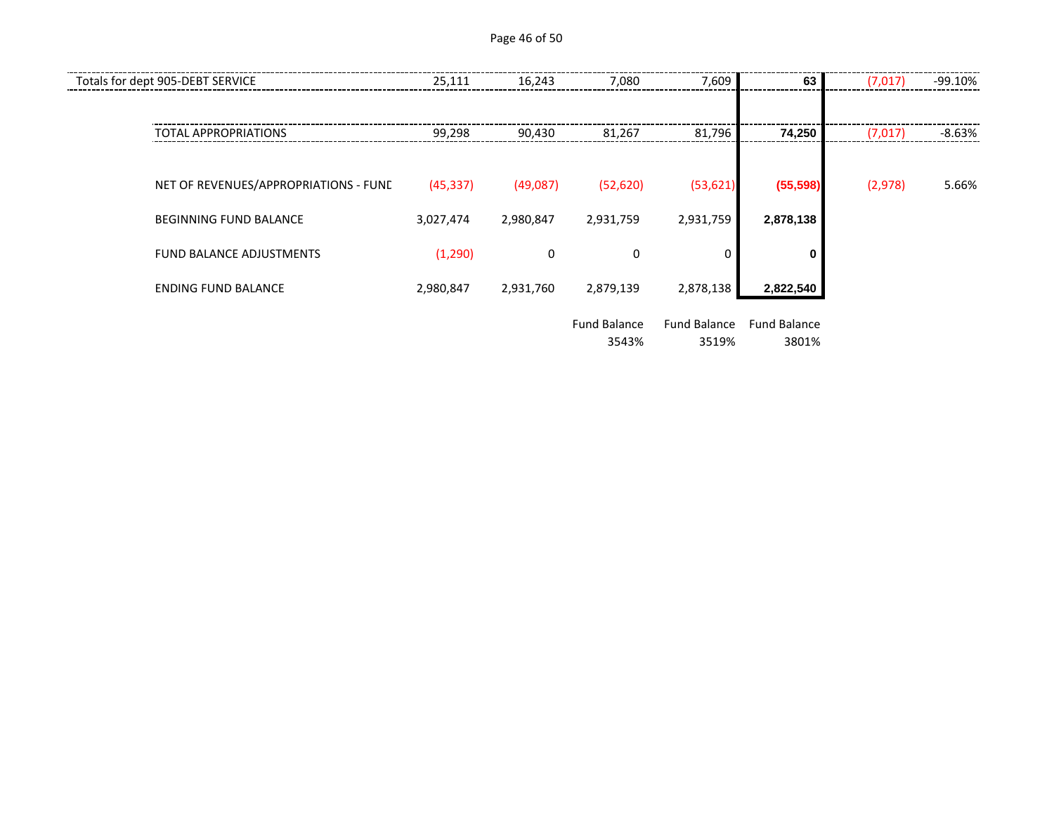| | | | | | | | |
|---|---|---|---|---|---|---|---|
| Totals for dept 905-DEBT SERVICE | 25,111 | 16,243 | 7,080 | 7,609 | **63** | (7,017) | -99.10% |
| TOTAL APPROPRIATIONS | 99,298 | 90,430 | 81,267 | 81,796 | **74,250** | (7,017) | -8.63% |
| NET OF REVENUES/APPROPRIATIONS - FUND | (45,337) | (49,087) | (52,620) | (53,621) | **(55,598)** | (2,978) | 5.66% |
| BEGINNING FUND BALANCE | 3,027,474 | 2,980,847 | 2,931,759 | 2,931,759 | **2,878,138** | | |
| FUND BALANCE ADJUSTMENTS | (1,290) | 0 | 0 | 0 | **0** | | |
| ENDING FUND BALANCE | 2,980,847 | 2,931,760 | 2,879,139 | 2,878,138 | **2,822,540** | | |
| | | | Fund Balance | Fund Balance | Fund Balance | | |
| | | | 3543% | 3519% | 3801% | | |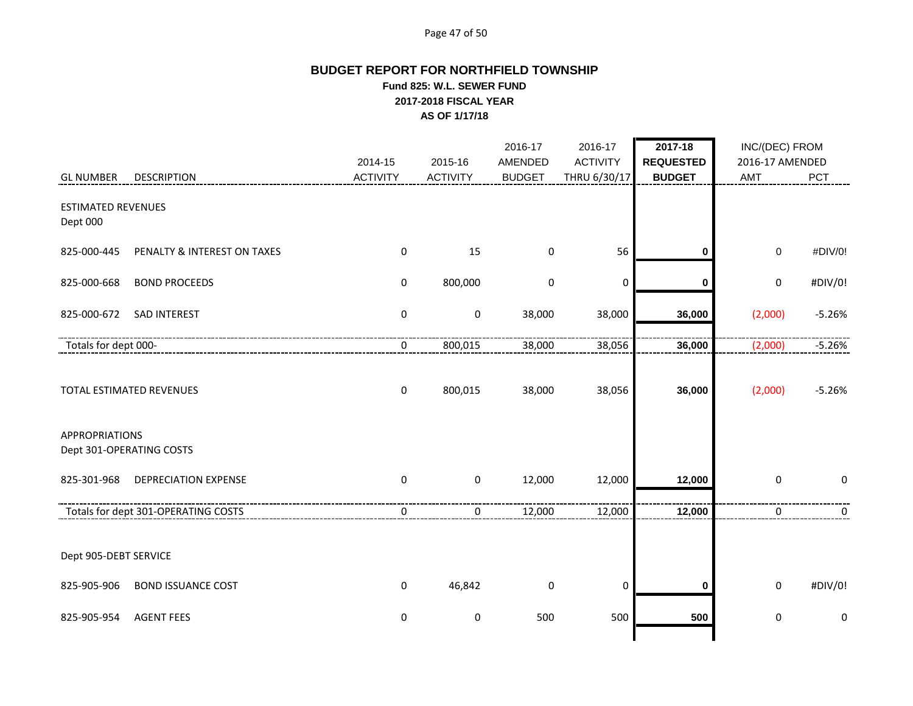# BUDGET REPORT FOR NORTHFIELD TOWNSHIP

**Fund 825: W.L. SEWER FUND**

**2017-2018 FISCAL YEAR**

**AS OF 1/17/18**

| GL NUMBER | DESCRIPTION | 2014-15 ACTIVITY | 2015-16 ACTIVITY | 2016-17 AMENDED BUDGET | 2016-17 ACTIVITY THRU 6/30/17 | 2017-18 REQUESTED BUDGET | INC/(DEC) FROM 2016-17 AMENDED AMT | PCT |
|---|---|---|---|---|---|---|---|---|
| ESTIMATED REVENUES | | | | | | | | |
| Dept 000 | | | | | | | | |
| 825-000-445 | PENALTY & INTEREST ON TAXES | 0 | 15 | 0 | 56 | **0** | 0 | #DIV/0! |
| 825-000-668 | BOND PROCEEDS | 0 | 800,000 | 0 | 0 | **0** | 0 | #DIV/0! |
| 825-000-672 | SAD INTEREST | 0 | 0 | 38,000 | 38,000 | **36,000** | (2,000) | -5.26% |
| Totals for dept 000- | | 0 | 800,015 | 38,000 | 38,056 | **36,000** | (2,000) | -5.26% |
| TOTAL ESTIMATED REVENUES | | 0 | 800,015 | 38,000 | 38,056 | **36,000** | (2,000) | -5.26% |
| APPROPRIATIONS | | | | | | | | |
| Dept 301-OPERATING COSTS | | | | | | | | |
| 825-301-968 | DEPRECIATION EXPENSE | 0 | 0 | 12,000 | 12,000 | **12,000** | 0 | 0 |
| Totals for dept 301-OPERATING COSTS | | 0 | 0 | 12,000 | 12,000 | **12,000** | 0 | 0 |
| Dept 905-DEBT SERVICE | | | | | | | | |
| 825-905-906 | BOND ISSUANCE COST | 0 | 46,842 | 0 | 0 | **0** | 0 | #DIV/0! |
| 825-905-954 | AGENT FEES | 0 | 0 | 500 | 500 | **500** | 0 | 0 |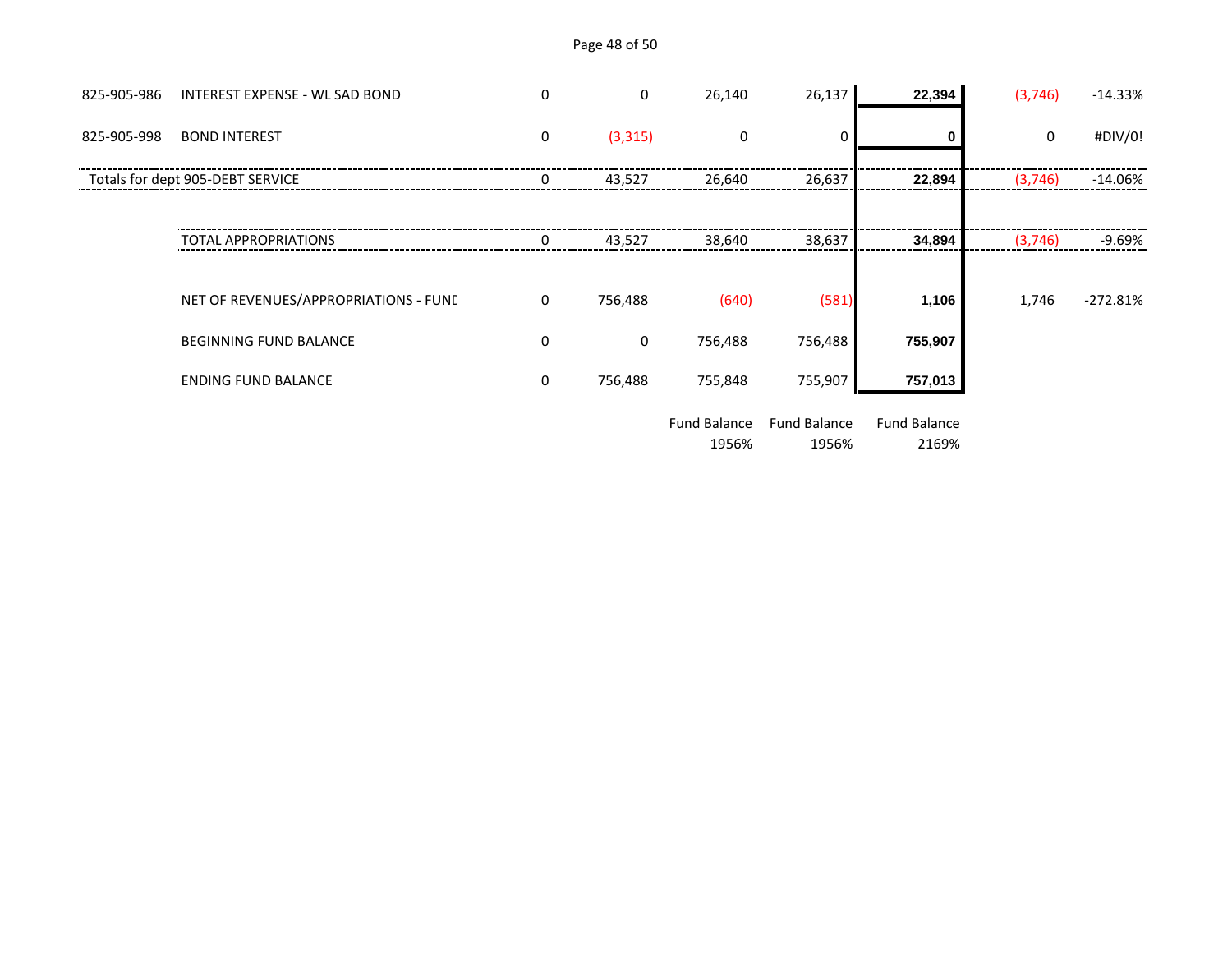| | | | | | | | | |
|---|---|---|---|---|---|---|---|---|
| 825-905-986 | INTEREST EXPENSE - WL SAD BOND | 0 | 0 | 26,140 | 26,137 | **22,394** | (3,746) | -14.33% |
| 825-905-998 | BOND INTEREST | 0 | (3,315) | 0 | 0 | **0** | 0 | #DIV/0! |
| Totals for dept 905-DEBT SERVICE | | 0 | 43,527 | 26,640 | 26,637 | **22,894** | (3,746) | -14.06% |
| | TOTAL APPROPRIATIONS | 0 | 43,527 | 38,640 | 38,637 | **34,894** | (3,746) | -9.69% |
| | NET OF REVENUES/APPROPRIATIONS - FUND | 0 | 756,488 | (640) | (581) | **1,106** | 1,746 | -272.81% |
| | BEGINNING FUND BALANCE | 0 | 0 | 756,488 | 756,488 | **755,907** | | |
| | ENDING FUND BALANCE | 0 | 756,488 | 755,848 | 755,907 | **757,013** | | |
| | | | | Fund Balance 1956% | Fund Balance 1956% | Fund Balance 2169% | | |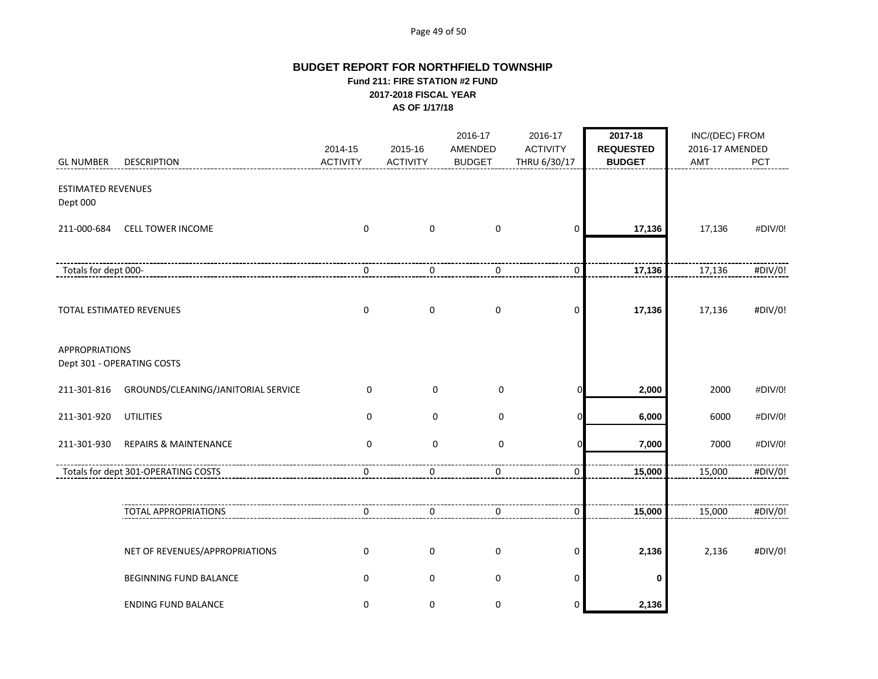# BUDGET REPORT FOR NORTHFIELD TOWNSHIP

**Fund 211: FIRE STATION #2 FUND**
**2017-2018 FISCAL YEAR**
**AS OF 1/17/18**

| GL NUMBER | DESCRIPTION | 2014-15 ACTIVITY | 2015-16 ACTIVITY | 2016-17 AMENDED BUDGET | 2016-17 ACTIVITY THRU 6/30/17 | **2017-18 REQUESTED BUDGET** | INC/(DEC) FROM 2016-17 AMENDED AMT | PCT |
|---|---|---|---|---|---|---|---|---|
| ESTIMATED REVENUES | | | | | | | | |
| Dept 000 | | | | | | | | |
| 211-000-684 | CELL TOWER INCOME | 0 | 0 | 0 | 0 | **17,136** | 17,136 | #DIV/0! |
| Totals for dept 000- | | 0 | 0 | 0 | 0 | **17,136** | 17,136 | #DIV/0! |
| TOTAL ESTIMATED REVENUES | | 0 | 0 | 0 | 0 | **17,136** | 17,136 | #DIV/0! |
| APPROPRIATIONS | | | | | | | | |
| Dept 301 - OPERATING COSTS | | | | | | | | |
| 211-301-816 | GROUNDS/CLEANING/JANITORIAL SERVICE | 0 | 0 | 0 | 0 | **2,000** | 2000 | #DIV/0! |
| 211-301-920 | UTILITIES | 0 | 0 | 0 | 0 | **6,000** | 6000 | #DIV/0! |
| 211-301-930 | REPAIRS & MAINTENANCE | 0 | 0 | 0 | 0 | **7,000** | 7000 | #DIV/0! |
| Totals for dept 301-OPERATING COSTS | | 0 | 0 | 0 | 0 | **15,000** | 15,000 | #DIV/0! |
| | TOTAL APPROPRIATIONS | 0 | 0 | 0 | 0 | **15,000** | 15,000 | #DIV/0! |
| | NET OF REVENUES/APPROPRIATIONS | 0 | 0 | 0 | 0 | **2,136** | 2,136 | #DIV/0! |
| | BEGINNING FUND BALANCE | 0 | 0 | 0 | 0 | **0** | | |
| | ENDING FUND BALANCE | 0 | 0 | 0 | 0 | **2,136** | | |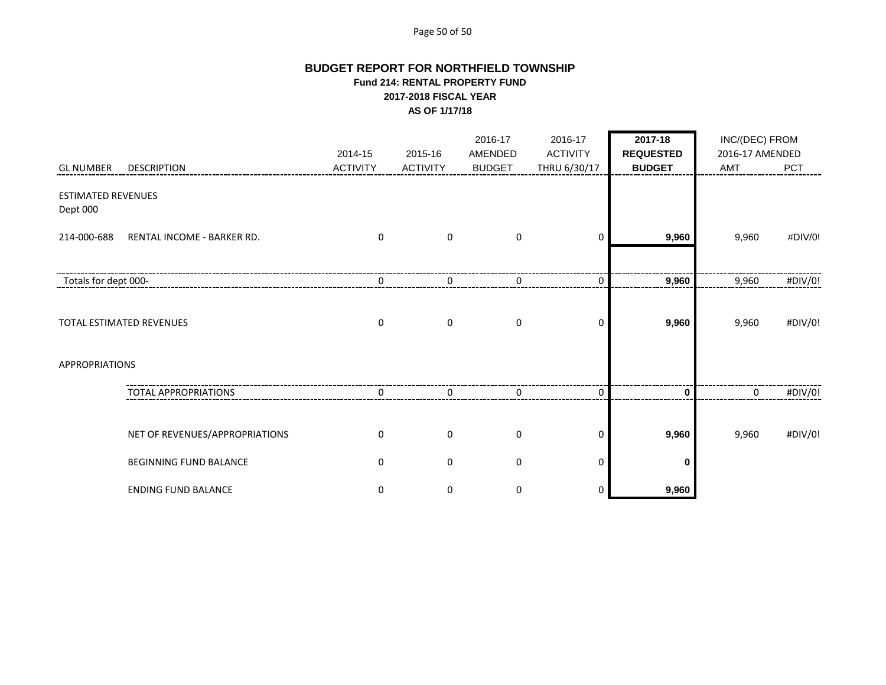# BUDGET REPORT FOR NORTHFIELD TOWNSHIP

**Fund 214: RENTAL PROPERTY FUND**

**2017-2018 FISCAL YEAR**

**AS OF 1/17/18**

| GL NUMBER | DESCRIPTION | 2014-15 ACTIVITY | 2015-16 ACTIVITY | 2016-17 AMENDED BUDGET | 2016-17 ACTIVITY THRU 6/30/17 | 2017-18 REQUESTED BUDGET | INC/(DEC) FROM 2016-17 AMENDED AMT | PCT |
|---|---|---|---|---|---|---|---|---|
| ESTIMATED REVENUES | | | | | | | | |
| Dept 000 | | | | | | | | |
| 214-000-688 | RENTAL INCOME - BARKER RD. | 0 | 0 | 0 | 0 | **9,960** | 9,960 | #DIV/0! |
| Totals for dept 000- | | 0 | 0 | 0 | 0 | **9,960** | 9,960 | #DIV/0! |
| TOTAL ESTIMATED REVENUES | | 0 | 0 | 0 | 0 | **9,960** | 9,960 | #DIV/0! |
| APPROPRIATIONS | | | | | | | | |
| | TOTAL APPROPRIATIONS | 0 | 0 | 0 | 0 | **0** | 0 | #DIV/0! |
| | NET OF REVENUES/APPROPRIATIONS | 0 | 0 | 0 | 0 | **9,960** | 9,960 | #DIV/0! |
| | BEGINNING FUND BALANCE | 0 | 0 | 0 | 0 | **0** | | |
| | ENDING FUND BALANCE | 0 | 0 | 0 | 0 | **9,960** | | |